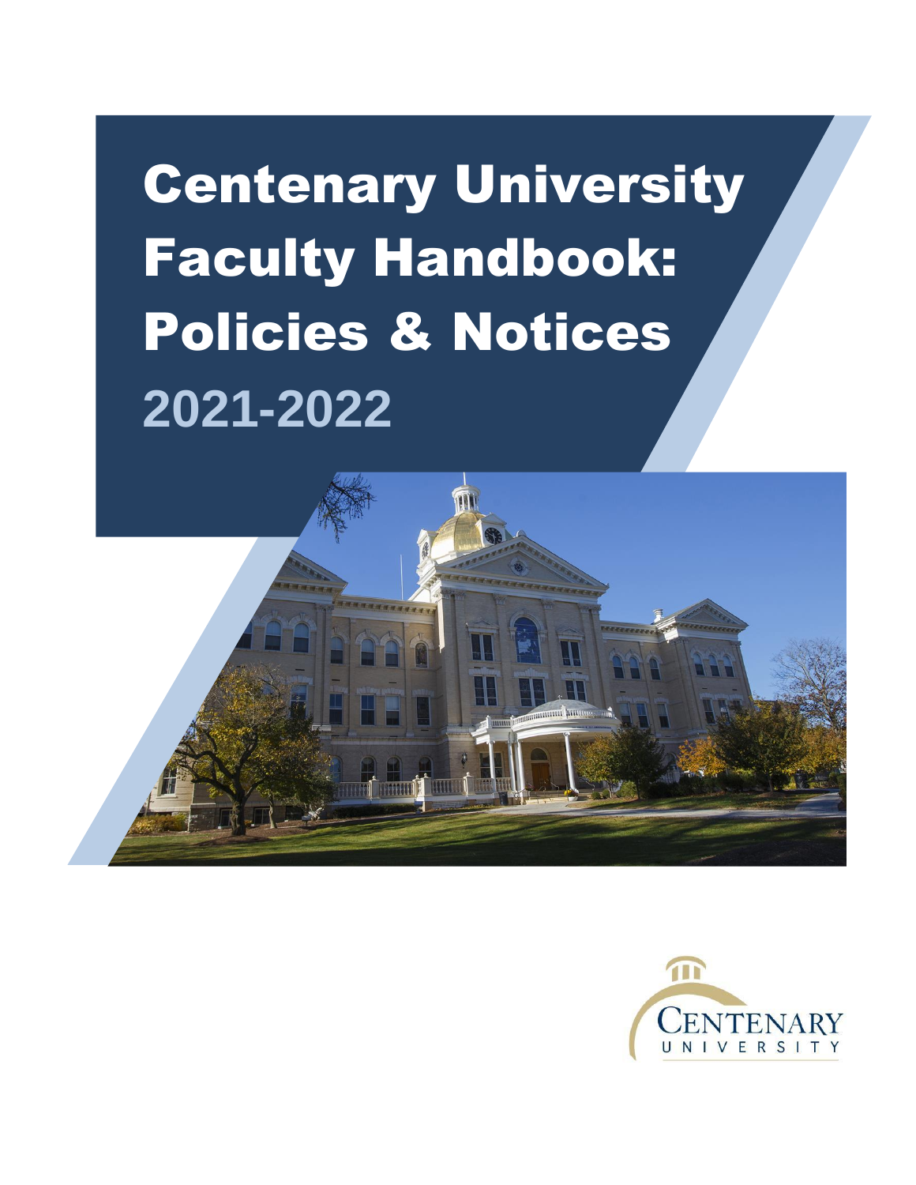# Centenary University Faculty Handbook: Policies & Notices

## 2021-2022

CENTENARY UNIVERSITY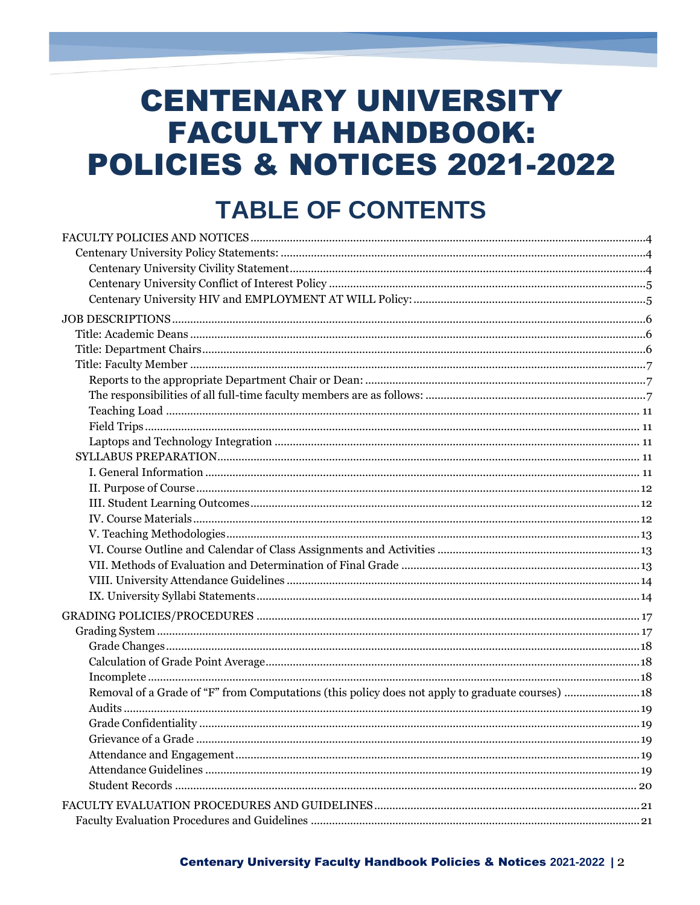# CENTENARY UNIVERSITY FACULTY HANDBOOK: POLICIES & NOTICES 2021-2022

## TABLE OF CONTENTS

FACULTY POLICIES AND NOTICES ....................................................................4
- Centenary University Policy Statements: ....................................................................4
  - Centenary University Civility Statement ....................................................................4
  - Centenary University Conflict of Interest Policy ....................................................................5
  - Centenary University HIV and EMPLOYMENT AT WILL Policy: ....................................................................5

JOB DESCRIPTIONS ....................................................................6
- Title: Academic Deans ....................................................................6
- Title: Department Chairs ....................................................................6
- Title: Faculty Member ....................................................................7
  - Reports to the appropriate Department Chair or Dean: ....................................................................7
  - The responsibilities of all full-time faculty members are as follows: ....................................................................7
  - Teaching Load ....................................................................11
  - Field Trips ....................................................................11
  - Laptops and Technology Integration ....................................................................11
- SYLLABUS PREPARATION ....................................................................11
  - I. General Information ....................................................................11
  - II. Purpose of Course ....................................................................12
  - III. Student Learning Outcomes ....................................................................12
  - IV. Course Materials ....................................................................12
  - V. Teaching Methodologies ....................................................................13
  - VI. Course Outline and Calendar of Class Assignments and Activities ....................................................................13
  - VII. Methods of Evaluation and Determination of Final Grade ....................................................................13
  - VIII. University Attendance Guidelines ....................................................................14
  - IX. University Syllabi Statements ....................................................................14

GRADING POLICIES/PROCEDURES ....................................................................17
- Grading System ....................................................................17
  - Grade Changes ....................................................................18
  - Calculation of Grade Point Average ....................................................................18
  - Incomplete ....................................................................18
  - Removal of a Grade of "F" from Computations (this policy does not apply to graduate courses) ....................................................................18
  - Audits ....................................................................19
  - Grade Confidentiality ....................................................................19
  - Grievance of a Grade ....................................................................19
  - Attendance and Engagement ....................................................................19
  - Attendance Guidelines ....................................................................19
  - Student Records ....................................................................20

FACULTY EVALUATION PROCEDURES AND GUIDELINES ....................................................................21
- Faculty Evaluation Procedures and Guidelines ....................................................................21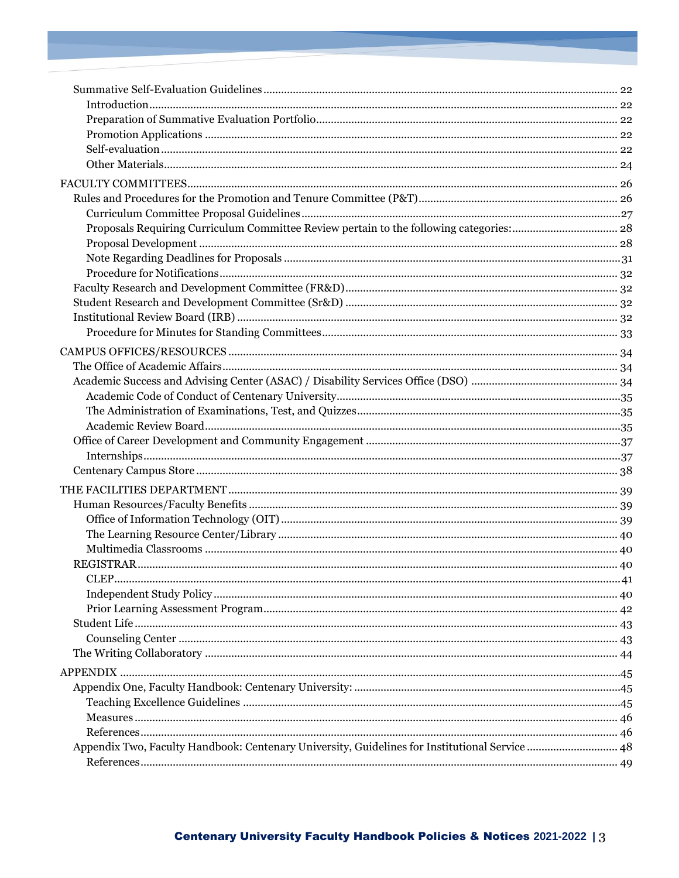- Summative Self-Evaluation Guidelines ........................................ 22
  - Introduction ........................................ 22
  - Preparation of Summative Evaluation Portfolio ........................................ 22
  - Promotion Applications ........................................ 22
  - Self-evaluation ........................................ 22
  - Other Materials ........................................ 24

FACULTY COMMITTEES ........................................ 26

- Rules and Procedures for the Promotion and Tenure Committee (P&T) ........................................ 26
  - Curriculum Committee Proposal Guidelines ........................................ 27
  - Proposals Requiring Curriculum Committee Review pertain to the following categories: ........................................ 28
  - Proposal Development ........................................ 28
  - Note Regarding Deadlines for Proposals ........................................ 31
  - Procedure for Notifications ........................................ 32
- Faculty Research and Development Committee (FR&D) ........................................ 32
- Student Research and Development Committee (Sr&D) ........................................ 32
- Institutional Review Board (IRB) ........................................ 32
  - Procedure for Minutes for Standing Committees ........................................ 33

CAMPUS OFFICES/RESOURCES ........................................ 34

- The Office of Academic Affairs ........................................ 34
- Academic Success and Advising Center (ASAC) / Disability Services Office (DSO) ........................................ 34
  - Academic Code of Conduct of Centenary University ........................................ 35
  - The Administration of Examinations, Test, and Quizzes ........................................ 35
  - Academic Review Board ........................................ 35
- Office of Career Development and Community Engagement ........................................ 37
  - Internships ........................................ 37
- Centenary Campus Store ........................................ 38

THE FACILITIES DEPARTMENT ........................................ 39

- Human Resources/Faculty Benefits ........................................ 39
  - Office of Information Technology (OIT) ........................................ 39
  - The Learning Resource Center/Library ........................................ 40
  - Multimedia Classrooms ........................................ 40
- REGISTRAR ........................................ 40
  - CLEP ........................................ 41
  - Independent Study Policy ........................................ 40
  - Prior Learning Assessment Program ........................................ 42
- Student Life ........................................ 43
  - Counseling Center ........................................ 43
- The Writing Collaboratory ........................................ 44

APPENDIX ........................................ 45

- Appendix One, Faculty Handbook: Centenary University: ........................................ 45
  - Teaching Excellence Guidelines ........................................ 45
  - Measures ........................................ 46
  - References ........................................ 46
- Appendix Two, Faculty Handbook: Centenary University, Guidelines for Institutional Service ........................................ 48
  - References ........................................ 49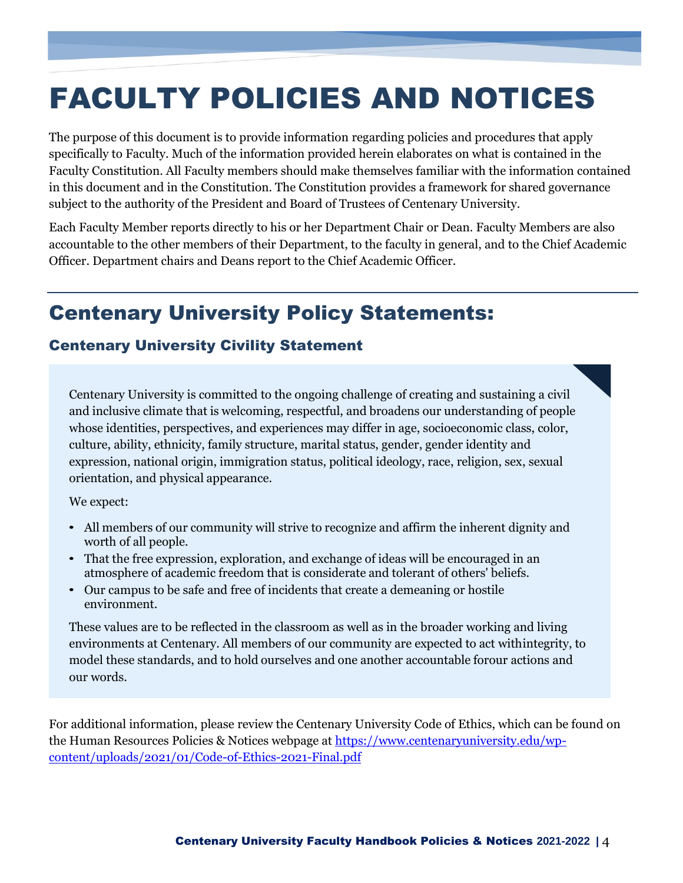# FACULTY POLICIES AND NOTICES

The purpose of this document is to provide information regarding policies and procedures that apply specifically to Faculty. Much of the information provided herein elaborates on what is contained in the Faculty Constitution. All Faculty members should make themselves familiar with the information contained in this document and in the Constitution. The Constitution provides a framework for shared governance subject to the authority of the President and Board of Trustees of Centenary University.

Each Faculty Member reports directly to his or her Department Chair or Dean. Faculty Members are also accountable to the other members of their Department, to the faculty in general, and to the Chief Academic Officer. Department chairs and Deans report to the Chief Academic Officer.

## Centenary University Policy Statements:

### Centenary University Civility Statement

Centenary University is committed to the ongoing challenge of creating and sustaining a civil and inclusive climate that is welcoming, respectful, and broadens our understanding of people whose identities, perspectives, and experiences may differ in age, socioeconomic class, color, culture, ability, ethnicity, family structure, marital status, gender, gender identity and expression, national origin, immigration status, political ideology, race, religion, sex, sexual orientation, and physical appearance.

We expect:

- All members of our community will strive to recognize and affirm the inherent dignity and worth of all people.
- That the free expression, exploration, and exchange of ideas will be encouraged in an atmosphere of academic freedom that is considerate and tolerant of others' beliefs.
- Our campus to be safe and free of incidents that create a demeaning or hostile environment.

These values are to be reflected in the classroom as well as in the broader working and living environments at Centenary. All members of our community are expected to act withintegrity, to model these standards, and to hold ourselves and one another accountable forour actions and our words.

For additional information, please review the Centenary University Code of Ethics, which can be found on the Human Resources Policies & Notices webpage at https://www.centenaryuniversity.edu/wp-content/uploads/2021/01/Code-of-Ethics-2021-Final.pdf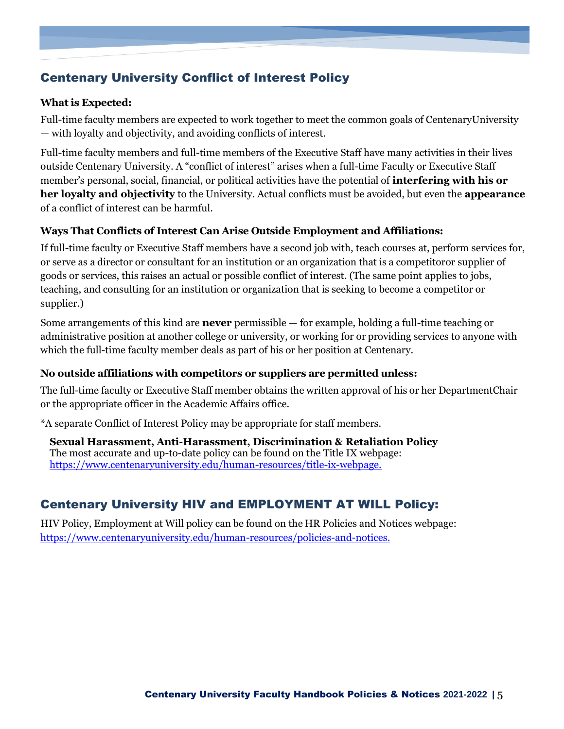## Centenary University Conflict of Interest Policy

**What is Expected:**

Full-time faculty members are expected to work together to meet the common goals of CentenaryUniversity — with loyalty and objectivity, and avoiding conflicts of interest.

Full-time faculty members and full-time members of the Executive Staff have many activities in their lives outside Centenary University. A "conflict of interest" arises when a full-time Faculty or Executive Staff member's personal, social, financial, or political activities have the potential of **interfering with his or her loyalty and objectivity** to the University. Actual conflicts must be avoided, but even the **appearance** of a conflict of interest can be harmful.

**Ways That Conflicts of Interest Can Arise Outside Employment and Affiliations:**

If full-time faculty or Executive Staff members have a second job with, teach courses at, perform services for, or serve as a director or consultant for an institution or an organization that is a competitoror supplier of goods or services, this raises an actual or possible conflict of interest. (The same point applies to jobs, teaching, and consulting for an institution or organization that is seeking to become a competitor or supplier.)

Some arrangements of this kind are **never** permissible — for example, holding a full-time teaching or administrative position at another college or university, or working for or providing services to anyone with which the full-time faculty member deals as part of his or her position at Centenary.

**No outside affiliations with competitors or suppliers are permitted unless:**

The full-time faculty or Executive Staff member obtains the written approval of his or her DepartmentChair or the appropriate officer in the Academic Affairs office.

*A separate Conflict of Interest Policy may be appropriate for staff members.

**Sexual Harassment, Anti-Harassment, Discrimination & Retaliation Policy**
The most accurate and up-to-date policy can be found on the Title IX webpage:
https://www.centenaryuniversity.edu/human-resources/title-ix-webpage.

## Centenary University HIV and EMPLOYMENT AT WILL Policy:

HIV Policy, Employment at Will policy can be found on the HR Policies and Notices webpage:
https://www.centenaryuniversity.edu/human-resources/policies-and-notices.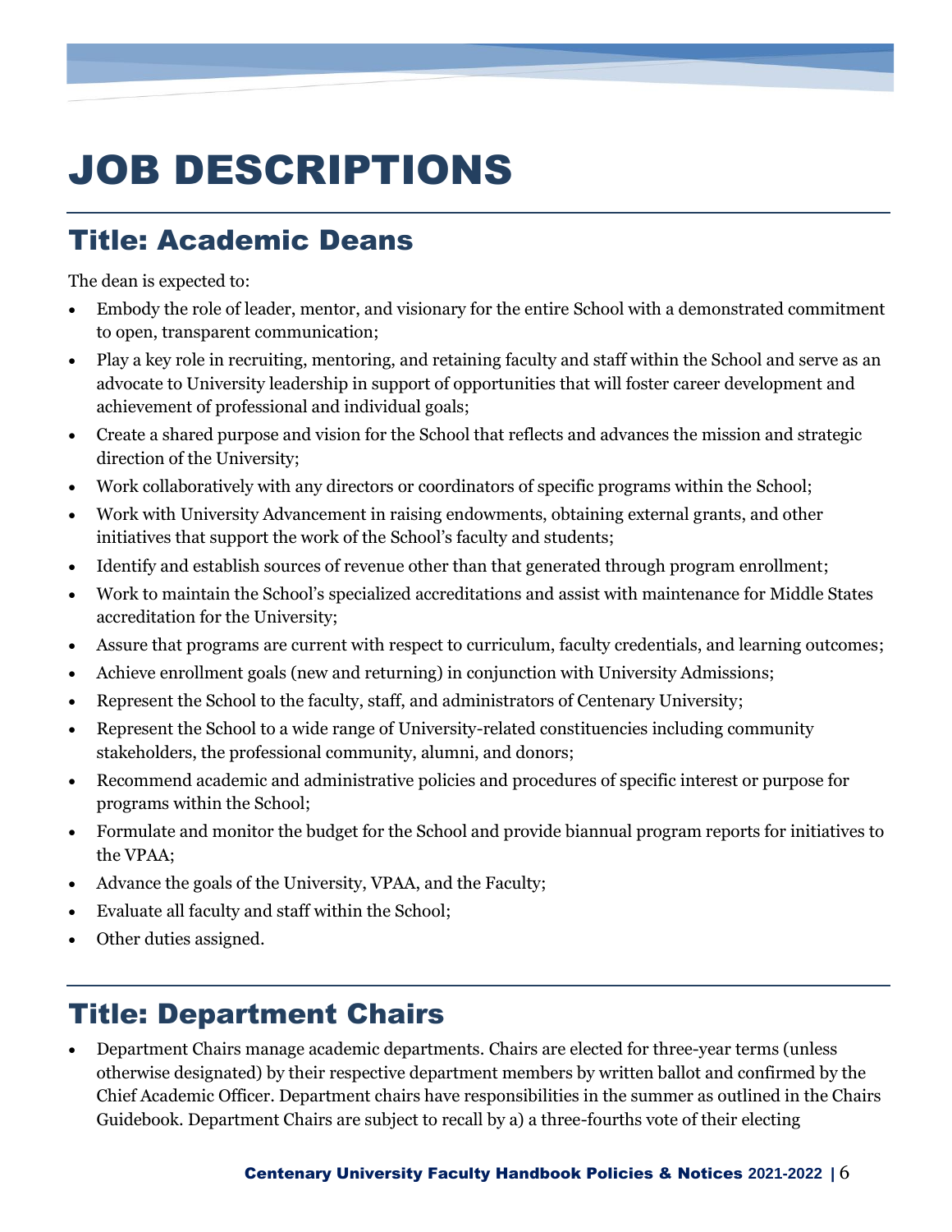# JOB DESCRIPTIONS

## Title: Academic Deans

The dean is expected to:

- Embody the role of leader, mentor, and visionary for the entire School with a demonstrated commitment to open, transparent communication;
- Play a key role in recruiting, mentoring, and retaining faculty and staff within the School and serve as an advocate to University leadership in support of opportunities that will foster career development and achievement of professional and individual goals;
- Create a shared purpose and vision for the School that reflects and advances the mission and strategic direction of the University;
- Work collaboratively with any directors or coordinators of specific programs within the School;
- Work with University Advancement in raising endowments, obtaining external grants, and other initiatives that support the work of the School's faculty and students;
- Identify and establish sources of revenue other than that generated through program enrollment;
- Work to maintain the School's specialized accreditations and assist with maintenance for Middle States accreditation for the University;
- Assure that programs are current with respect to curriculum, faculty credentials, and learning outcomes;
- Achieve enrollment goals (new and returning) in conjunction with University Admissions;
- Represent the School to the faculty, staff, and administrators of Centenary University;
- Represent the School to a wide range of University-related constituencies including community stakeholders, the professional community, alumni, and donors;
- Recommend academic and administrative policies and procedures of specific interest or purpose for programs within the School;
- Formulate and monitor the budget for the School and provide biannual program reports for initiatives to the VPAA;
- Advance the goals of the University, VPAA, and the Faculty;
- Evaluate all faculty and staff within the School;
- Other duties assigned.

## Title: Department Chairs

- Department Chairs manage academic departments. Chairs are elected for three-year terms (unless otherwise designated) by their respective department members by written ballot and confirmed by the Chief Academic Officer. Department chairs have responsibilities in the summer as outlined in the Chairs Guidebook. Department Chairs are subject to recall by a) a three-fourths vote of their electing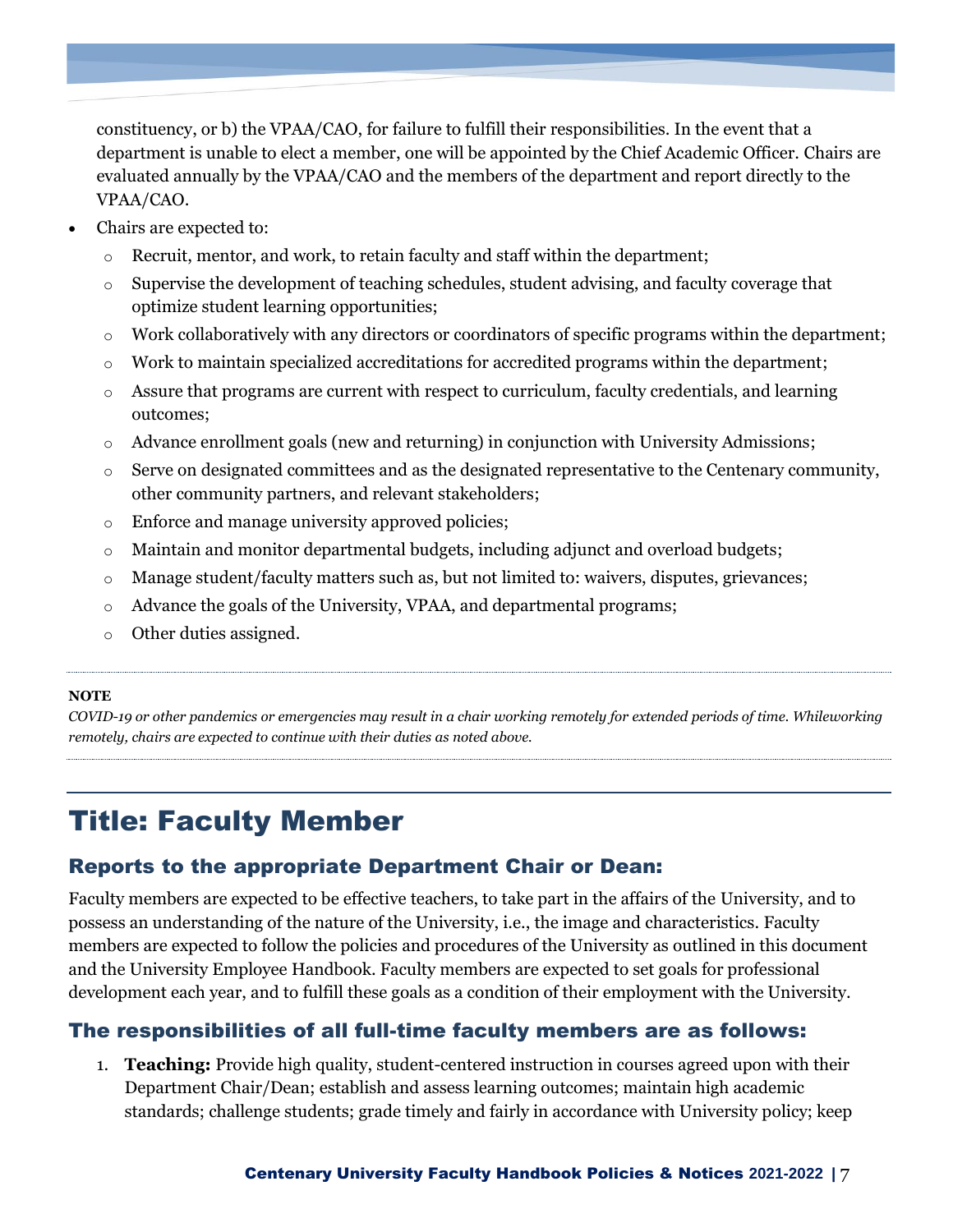constituency, or b) the VPAA/CAO, for failure to fulfill their responsibilities. In the event that a department is unable to elect a member, one will be appointed by the Chief Academic Officer. Chairs are evaluated annually by the VPAA/CAO and the members of the department and report directly to the VPAA/CAO.

- Chairs are expected to:
  - Recruit, mentor, and work, to retain faculty and staff within the department;
  - Supervise the development of teaching schedules, student advising, and faculty coverage that optimize student learning opportunities;
  - Work collaboratively with any directors or coordinators of specific programs within the department;
  - Work to maintain specialized accreditations for accredited programs within the department;
  - Assure that programs are current with respect to curriculum, faculty credentials, and learning outcomes;
  - Advance enrollment goals (new and returning) in conjunction with University Admissions;
  - Serve on designated committees and as the designated representative to the Centenary community, other community partners, and relevant stakeholders;
  - Enforce and manage university approved policies;
  - Maintain and monitor departmental budgets, including adjunct and overload budgets;
  - Manage student/faculty matters such as, but not limited to: waivers, disputes, grievances;
  - Advance the goals of the University, VPAA, and departmental programs;
  - Other duties assigned.

**NOTE**

*COVID-19 or other pandemics or emergencies may result in a chair working remotely for extended periods of time. Whileworking remotely, chairs are expected to continue with their duties as noted above.*

# Title: Faculty Member

## Reports to the appropriate Department Chair or Dean:

Faculty members are expected to be effective teachers, to take part in the affairs of the University, and to possess an understanding of the nature of the University, i.e., the image and characteristics. Faculty members are expected to follow the policies and procedures of the University as outlined in this document and the University Employee Handbook. Faculty members are expected to set goals for professional development each year, and to fulfill these goals as a condition of their employment with the University.

## The responsibilities of all full-time faculty members are as follows:

1. **Teaching:** Provide high quality, student-centered instruction in courses agreed upon with their Department Chair/Dean; establish and assess learning outcomes; maintain high academic standards; challenge students; grade timely and fairly in accordance with University policy; keep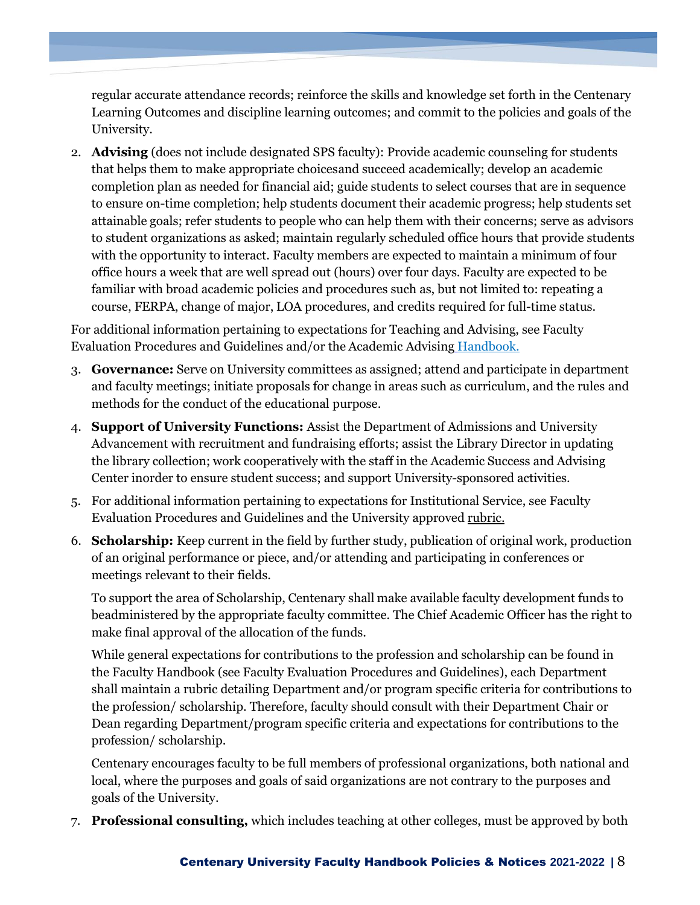regular accurate attendance records; reinforce the skills and knowledge set forth in the Centenary Learning Outcomes and discipline learning outcomes; and commit to the policies and goals of the University.

2. **Advising** (does not include designated SPS faculty): Provide academic counseling for students that helps them to make appropriate choicesand succeed academically; develop an academic completion plan as needed for financial aid; guide students to select courses that are in sequence to ensure on-time completion; help students document their academic progress; help students set attainable goals; refer students to people who can help them with their concerns; serve as advisors to student organizations as asked; maintain regularly scheduled office hours that provide students with the opportunity to interact. Faculty members are expected to maintain a minimum of four office hours a week that are well spread out (hours) over four days. Faculty are expected to be familiar with broad academic policies and procedures such as, but not limited to: repeating a course, FERPA, change of major, LOA procedures, and credits required for full-time status.

For additional information pertaining to expectations for Teaching and Advising, see Faculty Evaluation Procedures and Guidelines and/or the Academic Advising Handbook.

3. **Governance:** Serve on University committees as assigned; attend and participate in department and faculty meetings; initiate proposals for change in areas such as curriculum, and the rules and methods for the conduct of the educational purpose.
4. **Support of University Functions:** Assist the Department of Admissions and University Advancement with recruitment and fundraising efforts; assist the Library Director in updating the library collection; work cooperatively with the staff in the Academic Success and Advising Center inorder to ensure student success; and support University-sponsored activities.
5. For additional information pertaining to expectations for Institutional Service, see Faculty Evaluation Procedures and Guidelines and the University approved rubric.
6. **Scholarship:** Keep current in the field by further study, publication of original work, production of an original performance or piece, and/or attending and participating in conferences or meetings relevant to their fields.

   To support the area of Scholarship, Centenary shall make available faculty development funds to beadministered by the appropriate faculty committee. The Chief Academic Officer has the right to make final approval of the allocation of the funds.

   While general expectations for contributions to the profession and scholarship can be found in the Faculty Handbook (see Faculty Evaluation Procedures and Guidelines), each Department shall maintain a rubric detailing Department and/or program specific criteria for contributions to the profession/ scholarship. Therefore, faculty should consult with their Department Chair or Dean regarding Department/program specific criteria and expectations for contributions to the profession/ scholarship.

   Centenary encourages faculty to be full members of professional organizations, both national and local, where the purposes and goals of said organizations are not contrary to the purposes and goals of the University.

7. **Professional consulting,** which includes teaching at other colleges, must be approved by both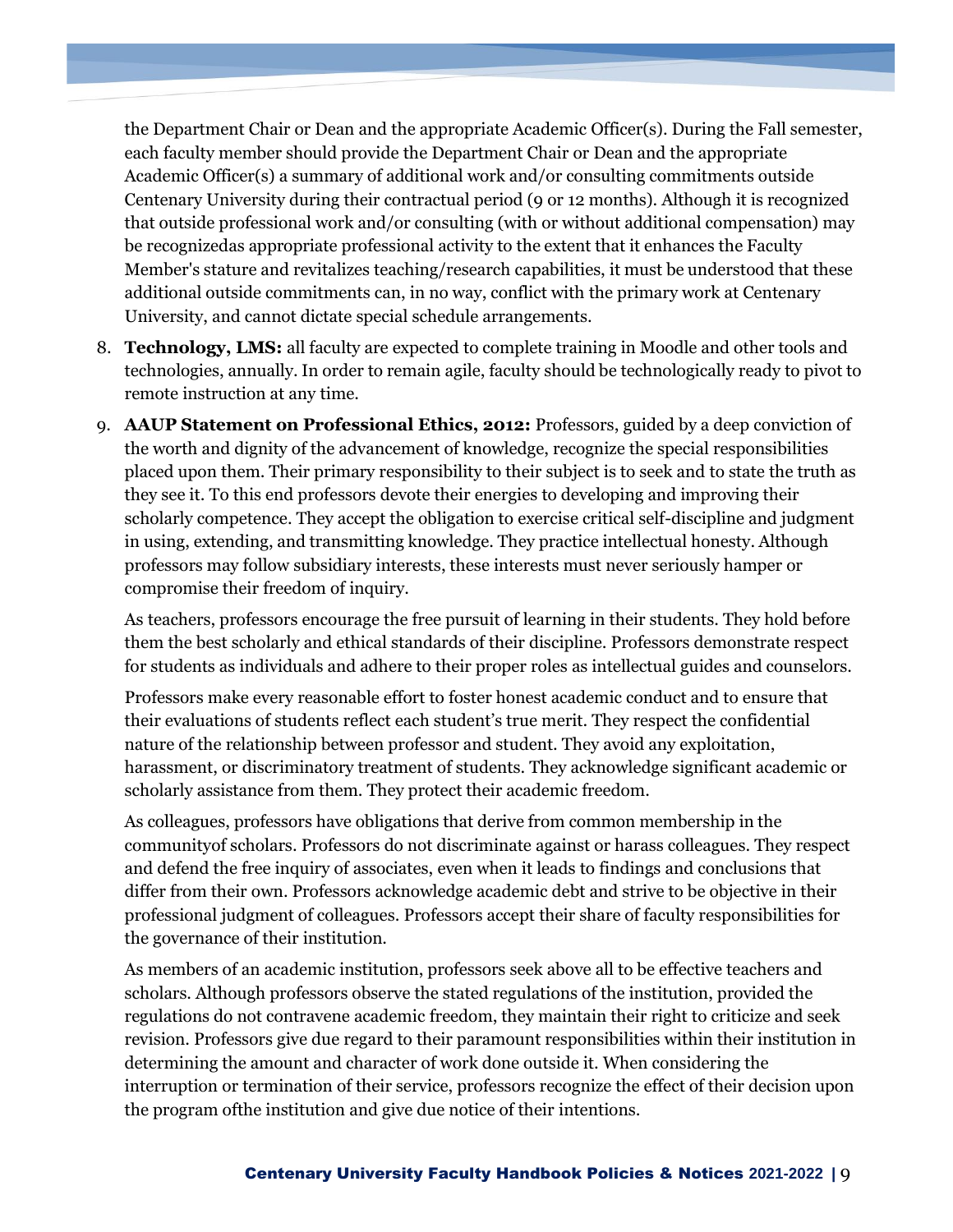the Department Chair or Dean and the appropriate Academic Officer(s). During the Fall semester, each faculty member should provide the Department Chair or Dean and the appropriate Academic Officer(s) a summary of additional work and/or consulting commitments outside Centenary University during their contractual period (9 or 12 months). Although it is recognized that outside professional work and/or consulting (with or without additional compensation) may be recognizedas appropriate professional activity to the extent that it enhances the Faculty Member's stature and revitalizes teaching/research capabilities, it must be understood that these additional outside commitments can, in no way, conflict with the primary work at Centenary University, and cannot dictate special schedule arrangements.

8. **Technology, LMS:** all faculty are expected to complete training in Moodle and other tools and technologies, annually. In order to remain agile, faculty should be technologically ready to pivot to remote instruction at any time.

9. **AAUP Statement on Professional Ethics, 2012:** Professors, guided by a deep conviction of the worth and dignity of the advancement of knowledge, recognize the special responsibilities placed upon them. Their primary responsibility to their subject is to seek and to state the truth as they see it. To this end professors devote their energies to developing and improving their scholarly competence. They accept the obligation to exercise critical self-discipline and judgment in using, extending, and transmitting knowledge. They practice intellectual honesty. Although professors may follow subsidiary interests, these interests must never seriously hamper or compromise their freedom of inquiry.

   As teachers, professors encourage the free pursuit of learning in their students. They hold before them the best scholarly and ethical standards of their discipline. Professors demonstrate respect for students as individuals and adhere to their proper roles as intellectual guides and counselors.

   Professors make every reasonable effort to foster honest academic conduct and to ensure that their evaluations of students reflect each student's true merit. They respect the confidential nature of the relationship between professor and student. They avoid any exploitation, harassment, or discriminatory treatment of students. They acknowledge significant academic or scholarly assistance from them. They protect their academic freedom.

   As colleagues, professors have obligations that derive from common membership in the communityof scholars. Professors do not discriminate against or harass colleagues. They respect and defend the free inquiry of associates, even when it leads to findings and conclusions that differ from their own. Professors acknowledge academic debt and strive to be objective in their professional judgment of colleagues. Professors accept their share of faculty responsibilities for the governance of their institution.

   As members of an academic institution, professors seek above all to be effective teachers and scholars. Although professors observe the stated regulations of the institution, provided the regulations do not contravene academic freedom, they maintain their right to criticize and seek revision. Professors give due regard to their paramount responsibilities within their institution in determining the amount and character of work done outside it. When considering the interruption or termination of their service, professors recognize the effect of their decision upon the program ofthe institution and give due notice of their intentions.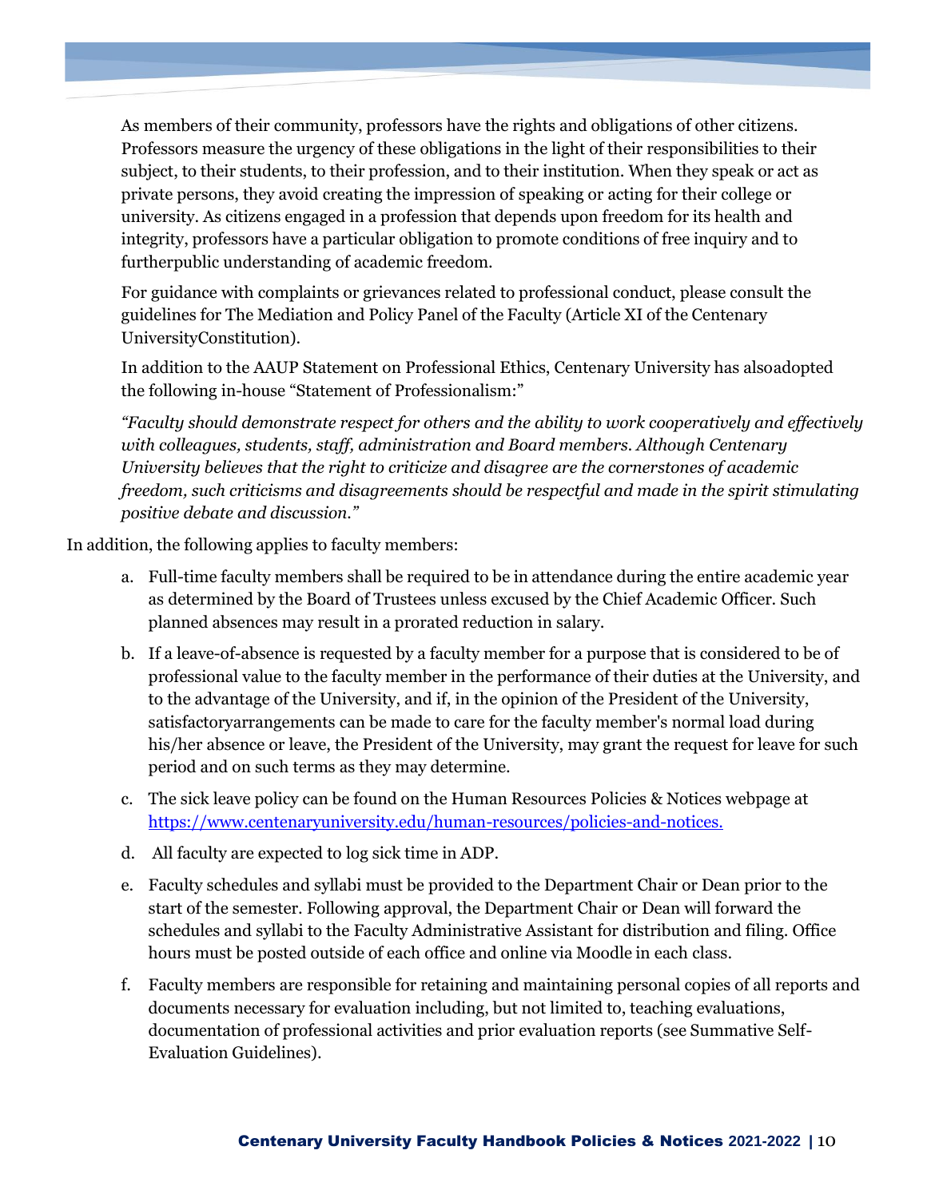As members of their community, professors have the rights and obligations of other citizens. Professors measure the urgency of these obligations in the light of their responsibilities to their subject, to their students, to their profession, and to their institution. When they speak or act as private persons, they avoid creating the impression of speaking or acting for their college or university. As citizens engaged in a profession that depends upon freedom for its health and integrity, professors have a particular obligation to promote conditions of free inquiry and to furtherpublic understanding of academic freedom.

For guidance with complaints or grievances related to professional conduct, please consult the guidelines for The Mediation and Policy Panel of the Faculty (Article XI of the Centenary UniversityConstitution).

In addition to the AAUP Statement on Professional Ethics, Centenary University has alsoadopted the following in-house "Statement of Professionalism:"

*"Faculty should demonstrate respect for others and the ability to work cooperatively and effectively with colleagues, students, staff, administration and Board members. Although Centenary University believes that the right to criticize and disagree are the cornerstones of academic freedom, such criticisms and disagreements should be respectful and made in the spirit stimulating positive debate and discussion."*

In addition, the following applies to faculty members:

a. Full-time faculty members shall be required to be in attendance during the entire academic year as determined by the Board of Trustees unless excused by the Chief Academic Officer. Such planned absences may result in a prorated reduction in salary.

b. If a leave-of-absence is requested by a faculty member for a purpose that is considered to be of professional value to the faculty member in the performance of their duties at the University, and to the advantage of the University, and if, in the opinion of the President of the University, satisfactoryarrangements can be made to care for the faculty member's normal load during his/her absence or leave, the President of the University, may grant the request for leave for such period and on such terms as they may determine.

c. The sick leave policy can be found on the Human Resources Policies & Notices webpage at [https://www.centenaryuniversity.edu/human-resources/policies-and-notices.](https://www.centenaryuniversity.edu/human-resources/policies-and-notices)

d. All faculty are expected to log sick time in ADP.

e. Faculty schedules and syllabi must be provided to the Department Chair or Dean prior to the start of the semester. Following approval, the Department Chair or Dean will forward the schedules and syllabi to the Faculty Administrative Assistant for distribution and filing. Office hours must be posted outside of each office and online via Moodle in each class.

f. Faculty members are responsible for retaining and maintaining personal copies of all reports and documents necessary for evaluation including, but not limited to, teaching evaluations, documentation of professional activities and prior evaluation reports (see Summative Self-Evaluation Guidelines).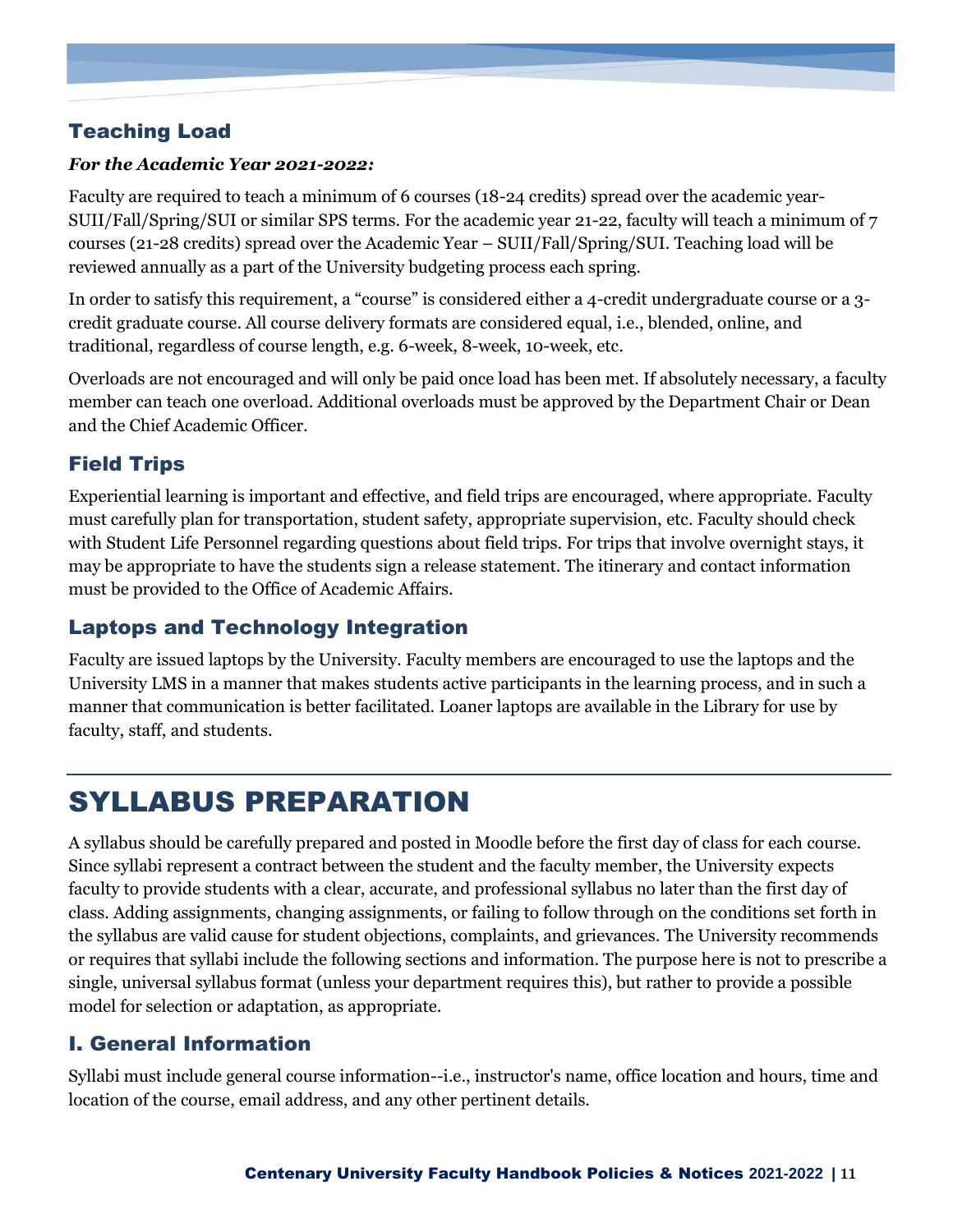## Teaching Load

***For the Academic Year 2021-2022:***

Faculty are required to teach a minimum of 6 courses (18-24 credits) spread over the academic year-SUII/Fall/Spring/SUI or similar SPS terms. For the academic year 21-22, faculty will teach a minimum of 7 courses (21-28 credits) spread over the Academic Year – SUII/Fall/Spring/SUI. Teaching load will be reviewed annually as a part of the University budgeting process each spring.

In order to satisfy this requirement, a "course" is considered either a 4-credit undergraduate course or a 3-credit graduate course. All course delivery formats are considered equal, i.e., blended, online, and traditional, regardless of course length, e.g. 6-week, 8-week, 10-week, etc.

Overloads are not encouraged and will only be paid once load has been met. If absolutely necessary, a faculty member can teach one overload. Additional overloads must be approved by the Department Chair or Dean and the Chief Academic Officer.

## Field Trips

Experiential learning is important and effective, and field trips are encouraged, where appropriate. Faculty must carefully plan for transportation, student safety, appropriate supervision, etc. Faculty should check with Student Life Personnel regarding questions about field trips. For trips that involve overnight stays, it may be appropriate to have the students sign a release statement. The itinerary and contact information must be provided to the Office of Academic Affairs.

## Laptops and Technology Integration

Faculty are issued laptops by the University. Faculty members are encouraged to use the laptops and the University LMS in a manner that makes students active participants in the learning process, and in such a manner that communication is better facilitated. Loaner laptops are available in the Library for use by faculty, staff, and students.

# SYLLABUS PREPARATION

A syllabus should be carefully prepared and posted in Moodle before the first day of class for each course. Since syllabi represent a contract between the student and the faculty member, the University expects faculty to provide students with a clear, accurate, and professional syllabus no later than the first day of class. Adding assignments, changing assignments, or failing to follow through on the conditions set forth in the syllabus are valid cause for student objections, complaints, and grievances. The University recommends or requires that syllabi include the following sections and information. The purpose here is not to prescribe a single, universal syllabus format (unless your department requires this), but rather to provide a possible model for selection or adaptation, as appropriate.

## I. General Information

Syllabi must include general course information--i.e., instructor's name, office location and hours, time and location of the course, email address, and any other pertinent details.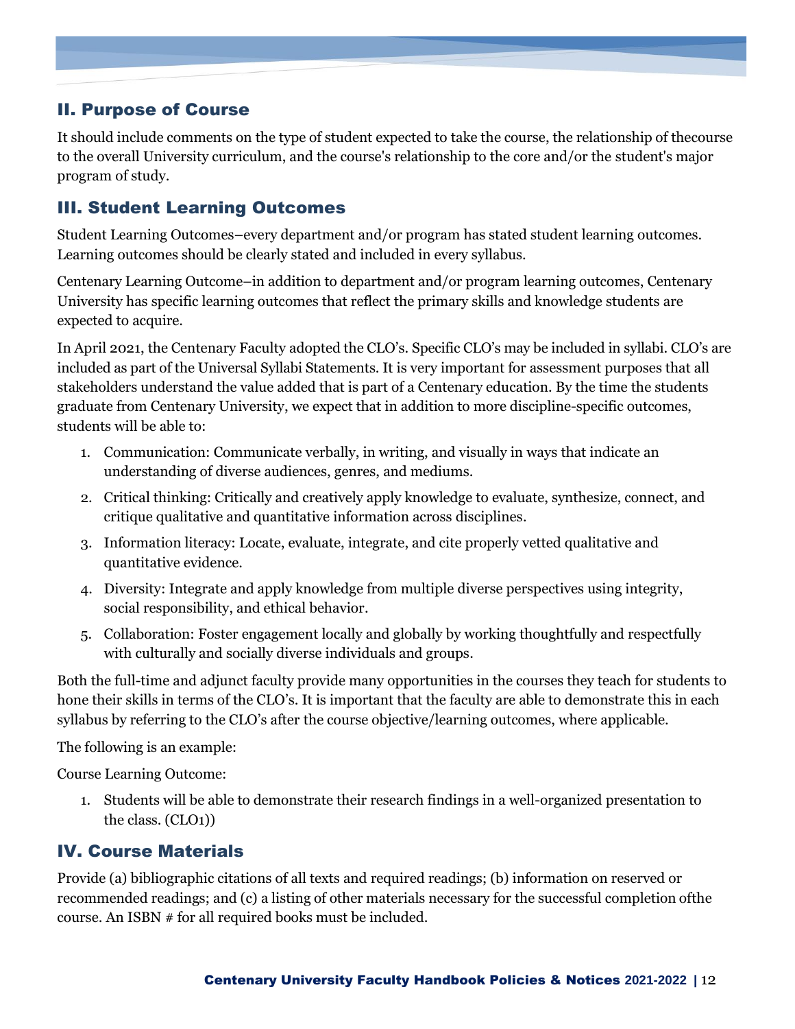## II. Purpose of Course

It should include comments on the type of student expected to take the course, the relationship of thecourse to the overall University curriculum, and the course's relationship to the core and/or the student's major program of study.

## III. Student Learning Outcomes

Student Learning Outcomes–every department and/or program has stated student learning outcomes. Learning outcomes should be clearly stated and included in every syllabus.

Centenary Learning Outcome–in addition to department and/or program learning outcomes, Centenary University has specific learning outcomes that reflect the primary skills and knowledge students are expected to acquire.

In April 2021, the Centenary Faculty adopted the CLO's. Specific CLO's may be included in syllabi. CLO's are included as part of the Universal Syllabi Statements. It is very important for assessment purposes that all stakeholders understand the value added that is part of a Centenary education. By the time the students graduate from Centenary University, we expect that in addition to more discipline-specific outcomes, students will be able to:

1. Communication: Communicate verbally, in writing, and visually in ways that indicate an understanding of diverse audiences, genres, and mediums.
2. Critical thinking: Critically and creatively apply knowledge to evaluate, synthesize, connect, and critique qualitative and quantitative information across disciplines.
3. Information literacy: Locate, evaluate, integrate, and cite properly vetted qualitative and quantitative evidence.
4. Diversity: Integrate and apply knowledge from multiple diverse perspectives using integrity, social responsibility, and ethical behavior.
5. Collaboration: Foster engagement locally and globally by working thoughtfully and respectfully with culturally and socially diverse individuals and groups.

Both the full-time and adjunct faculty provide many opportunities in the courses they teach for students to hone their skills in terms of the CLO's. It is important that the faculty are able to demonstrate this in each syllabus by referring to the CLO's after the course objective/learning outcomes, where applicable.

The following is an example:

Course Learning Outcome:

1. Students will be able to demonstrate their research findings in a well-organized presentation to the class. (CLO1))

## IV. Course Materials

Provide (a) bibliographic citations of all texts and required readings; (b) information on reserved or recommended readings; and (c) a listing of other materials necessary for the successful completion ofthe course. An ISBN # for all required books must be included.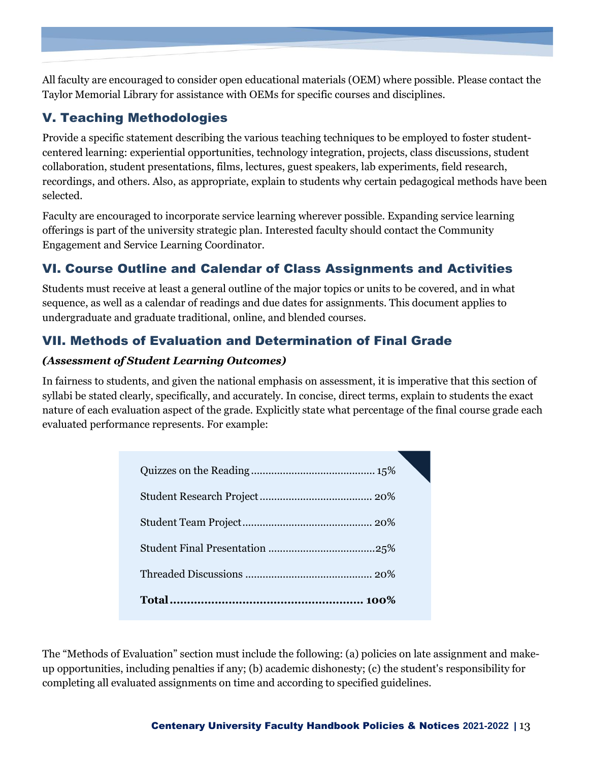All faculty are encouraged to consider open educational materials (OEM) where possible. Please contact the Taylor Memorial Library for assistance with OEMs for specific courses and disciplines.

## V. Teaching Methodologies

Provide a specific statement describing the various teaching techniques to be employed to foster student-centered learning: experiential opportunities, technology integration, projects, class discussions, student collaboration, student presentations, films, lectures, guest speakers, lab experiments, field research, recordings, and others. Also, as appropriate, explain to students why certain pedagogical methods have been selected.

Faculty are encouraged to incorporate service learning wherever possible. Expanding service learning offerings is part of the university strategic plan. Interested faculty should contact the Community Engagement and Service Learning Coordinator.

## VI. Course Outline and Calendar of Class Assignments and Activities

Students must receive at least a general outline of the major topics or units to be covered, and in what sequence, as well as a calendar of readings and due dates for assignments. This document applies to undergraduate and graduate traditional, online, and blended courses.

## VII. Methods of Evaluation and Determination of Final Grade

***(Assessment of Student Learning Outcomes)***

In fairness to students, and given the national emphasis on assessment, it is imperative that this section of syllabi be stated clearly, specifically, and accurately. In concise, direct terms, explain to students the exact nature of each evaluation aspect of the grade. Explicitly state what percentage of the final course grade each evaluated performance represents. For example:

| Item | Percentage |
|---|---|
| Quizzes on the Reading | 15% |
| Student Research Project | 20% |
| Student Team Project | 20% |
| Student Final Presentation | 25% |
| Threaded Discussions | 20% |
| **Total** | **100%** |

The "Methods of Evaluation" section must include the following: (a) policies on late assignment and make-up opportunities, including penalties if any; (b) academic dishonesty; (c) the student's responsibility for completing all evaluated assignments on time and according to specified guidelines.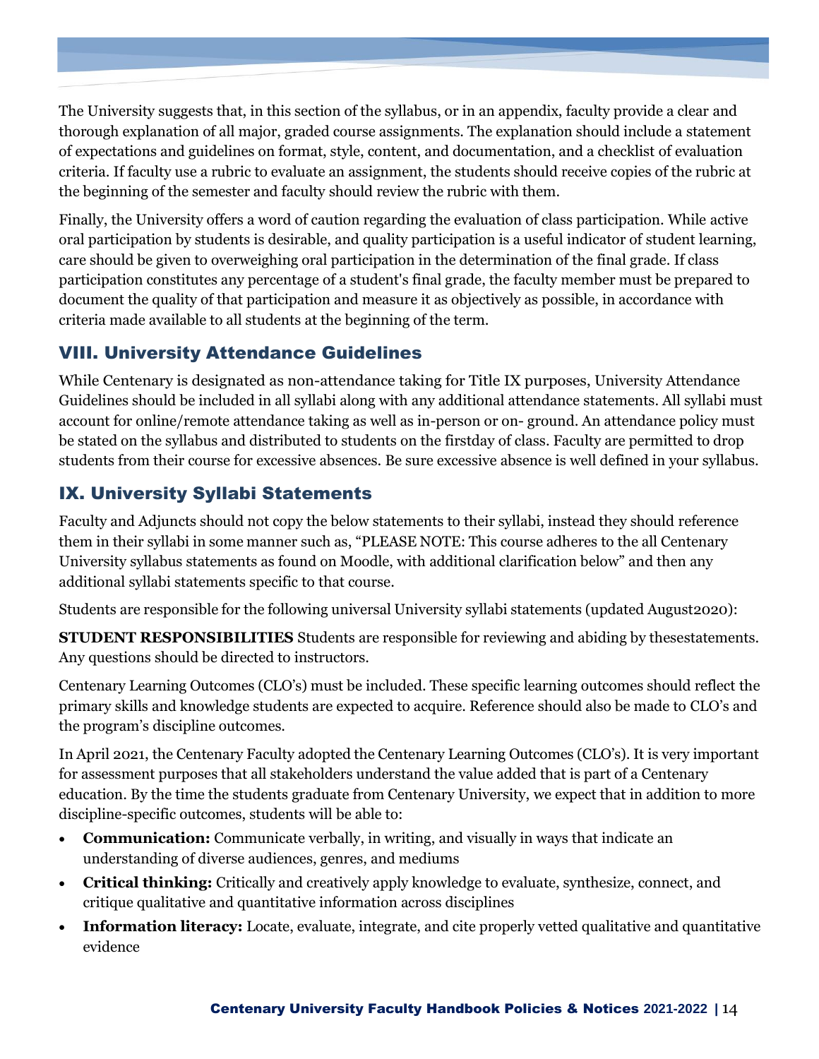The University suggests that, in this section of the syllabus, or in an appendix, faculty provide a clear and thorough explanation of all major, graded course assignments. The explanation should include a statement of expectations and guidelines on format, style, content, and documentation, and a checklist of evaluation criteria. If faculty use a rubric to evaluate an assignment, the students should receive copies of the rubric at the beginning of the semester and faculty should review the rubric with them.

Finally, the University offers a word of caution regarding the evaluation of class participation. While active oral participation by students is desirable, and quality participation is a useful indicator of student learning, care should be given to overweighing oral participation in the determination of the final grade. If class participation constitutes any percentage of a student's final grade, the faculty member must be prepared to document the quality of that participation and measure it as objectively as possible, in accordance with criteria made available to all students at the beginning of the term.

## VIII. University Attendance Guidelines

While Centenary is designated as non-attendance taking for Title IX purposes, University Attendance Guidelines should be included in all syllabi along with any additional attendance statements. All syllabi must account for online/remote attendance taking as well as in-person or on- ground. An attendance policy must be stated on the syllabus and distributed to students on the firstday of class. Faculty are permitted to drop students from their course for excessive absences. Be sure excessive absence is well defined in your syllabus.

## IX. University Syllabi Statements

Faculty and Adjuncts should not copy the below statements to their syllabi, instead they should reference them in their syllabi in some manner such as, "PLEASE NOTE: This course adheres to the all Centenary University syllabus statements as found on Moodle, with additional clarification below" and then any additional syllabi statements specific to that course.

Students are responsible for the following universal University syllabi statements (updated August2020):

**STUDENT RESPONSIBILITIES** Students are responsible for reviewing and abiding by thesestatements. Any questions should be directed to instructors.

Centenary Learning Outcomes (CLO's) must be included. These specific learning outcomes should reflect the primary skills and knowledge students are expected to acquire. Reference should also be made to CLO's and the program's discipline outcomes.

In April 2021, the Centenary Faculty adopted the Centenary Learning Outcomes (CLO's). It is very important for assessment purposes that all stakeholders understand the value added that is part of a Centenary education. By the time the students graduate from Centenary University, we expect that in addition to more discipline-specific outcomes, students will be able to:

- **Communication:** Communicate verbally, in writing, and visually in ways that indicate an understanding of diverse audiences, genres, and mediums
- **Critical thinking:** Critically and creatively apply knowledge to evaluate, synthesize, connect, and critique qualitative and quantitative information across disciplines
- **Information literacy:** Locate, evaluate, integrate, and cite properly vetted qualitative and quantitative evidence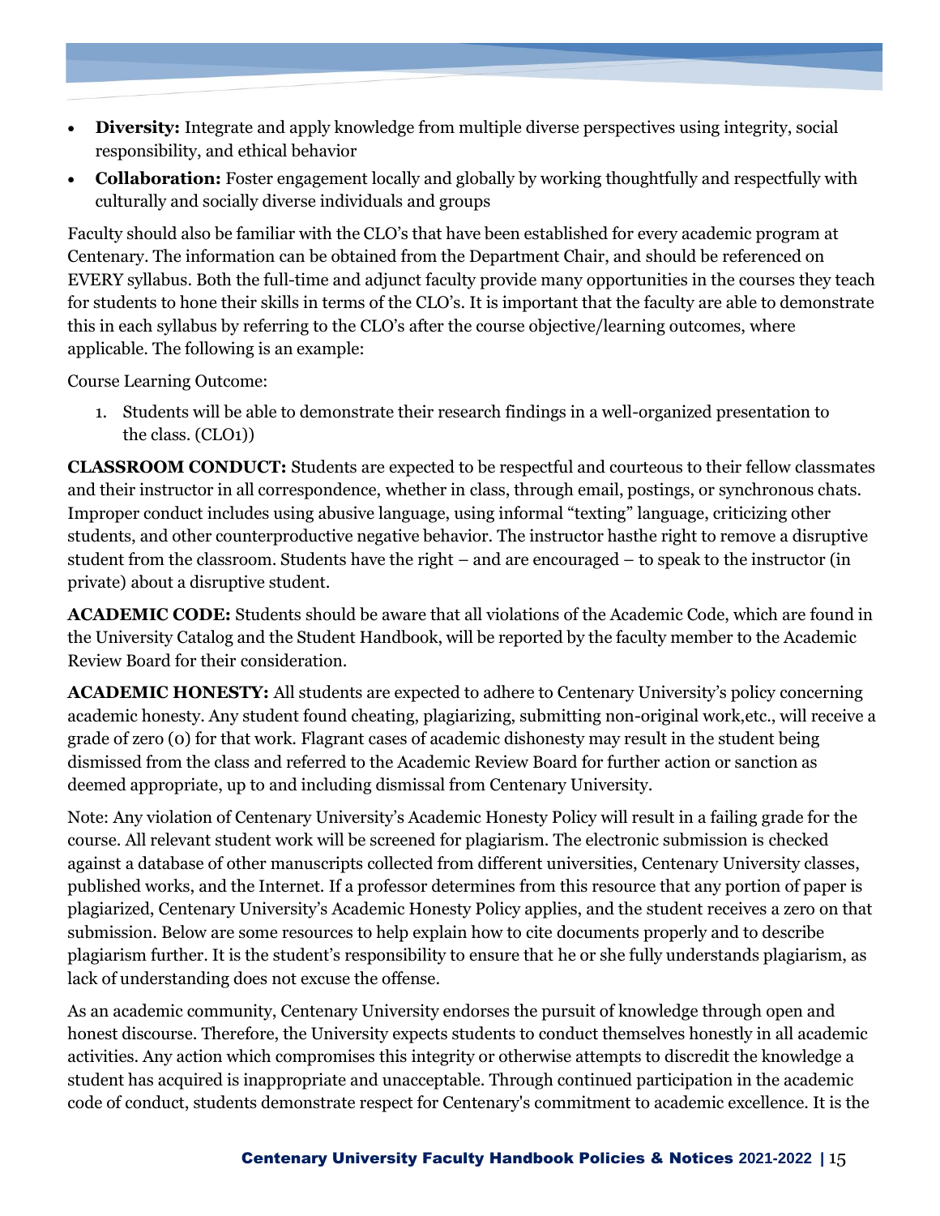- **Diversity:** Integrate and apply knowledge from multiple diverse perspectives using integrity, social responsibility, and ethical behavior
- **Collaboration:** Foster engagement locally and globally by working thoughtfully and respectfully with culturally and socially diverse individuals and groups

Faculty should also be familiar with the CLO's that have been established for every academic program at Centenary. The information can be obtained from the Department Chair, and should be referenced on EVERY syllabus. Both the full-time and adjunct faculty provide many opportunities in the courses they teach for students to hone their skills in terms of the CLO's. It is important that the faculty are able to demonstrate this in each syllabus by referring to the CLO's after the course objective/learning outcomes, where applicable. The following is an example:

Course Learning Outcome:

1. Students will be able to demonstrate their research findings in a well-organized presentation to the class. (CLO1))

**CLASSROOM CONDUCT:** Students are expected to be respectful and courteous to their fellow classmates and their instructor in all correspondence, whether in class, through email, postings, or synchronous chats. Improper conduct includes using abusive language, using informal "texting" language, criticizing other students, and other counterproductive negative behavior. The instructor hasthe right to remove a disruptive student from the classroom. Students have the right – and are encouraged – to speak to the instructor (in private) about a disruptive student.

**ACADEMIC CODE:** Students should be aware that all violations of the Academic Code, which are found in the University Catalog and the Student Handbook, will be reported by the faculty member to the Academic Review Board for their consideration.

**ACADEMIC HONESTY:** All students are expected to adhere to Centenary University's policy concerning academic honesty. Any student found cheating, plagiarizing, submitting non-original work,etc., will receive a grade of zero (0) for that work. Flagrant cases of academic dishonesty may result in the student being dismissed from the class and referred to the Academic Review Board for further action or sanction as deemed appropriate, up to and including dismissal from Centenary University.

Note: Any violation of Centenary University's Academic Honesty Policy will result in a failing grade for the course. All relevant student work will be screened for plagiarism. The electronic submission is checked against a database of other manuscripts collected from different universities, Centenary University classes, published works, and the Internet. If a professor determines from this resource that any portion of paper is plagiarized, Centenary University's Academic Honesty Policy applies, and the student receives a zero on that submission. Below are some resources to help explain how to cite documents properly and to describe plagiarism further. It is the student's responsibility to ensure that he or she fully understands plagiarism, as lack of understanding does not excuse the offense.

As an academic community, Centenary University endorses the pursuit of knowledge through open and honest discourse. Therefore, the University expects students to conduct themselves honestly in all academic activities. Any action which compromises this integrity or otherwise attempts to discredit the knowledge a student has acquired is inappropriate and unacceptable. Through continued participation in the academic code of conduct, students demonstrate respect for Centenary's commitment to academic excellence. It is the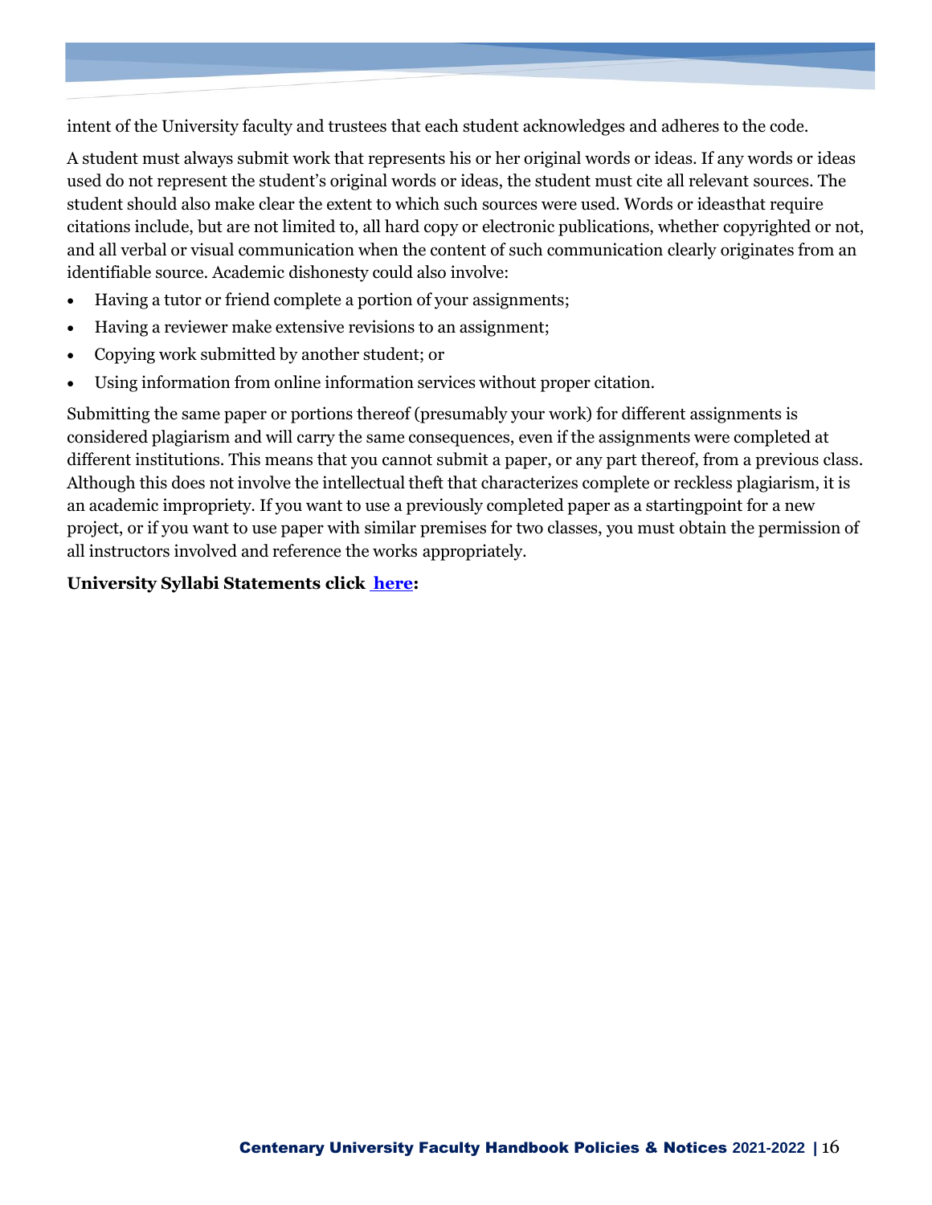intent of the University faculty and trustees that each student acknowledges and adheres to the code.

A student must always submit work that represents his or her original words or ideas. If any words or ideas used do not represent the student's original words or ideas, the student must cite all relevant sources. The student should also make clear the extent to which such sources were used. Words or ideasthat require citations include, but are not limited to, all hard copy or electronic publications, whether copyrighted or not, and all verbal or visual communication when the content of such communication clearly originates from an identifiable source. Academic dishonesty could also involve:

- Having a tutor or friend complete a portion of your assignments;
- Having a reviewer make extensive revisions to an assignment;
- Copying work submitted by another student; or
- Using information from online information services without proper citation.

Submitting the same paper or portions thereof (presumably your work) for different assignments is considered plagiarism and will carry the same consequences, even if the assignments were completed at different institutions. This means that you cannot submit a paper, or any part thereof, from a previous class. Although this does not involve the intellectual theft that characterizes complete or reckless plagiarism, it is an academic impropriety. If you want to use a previously completed paper as a startingpoint for a new project, or if you want to use paper with similar premises for two classes, you must obtain the permission of all instructors involved and reference the works appropriately.

**University Syllabi Statements click [here](#):**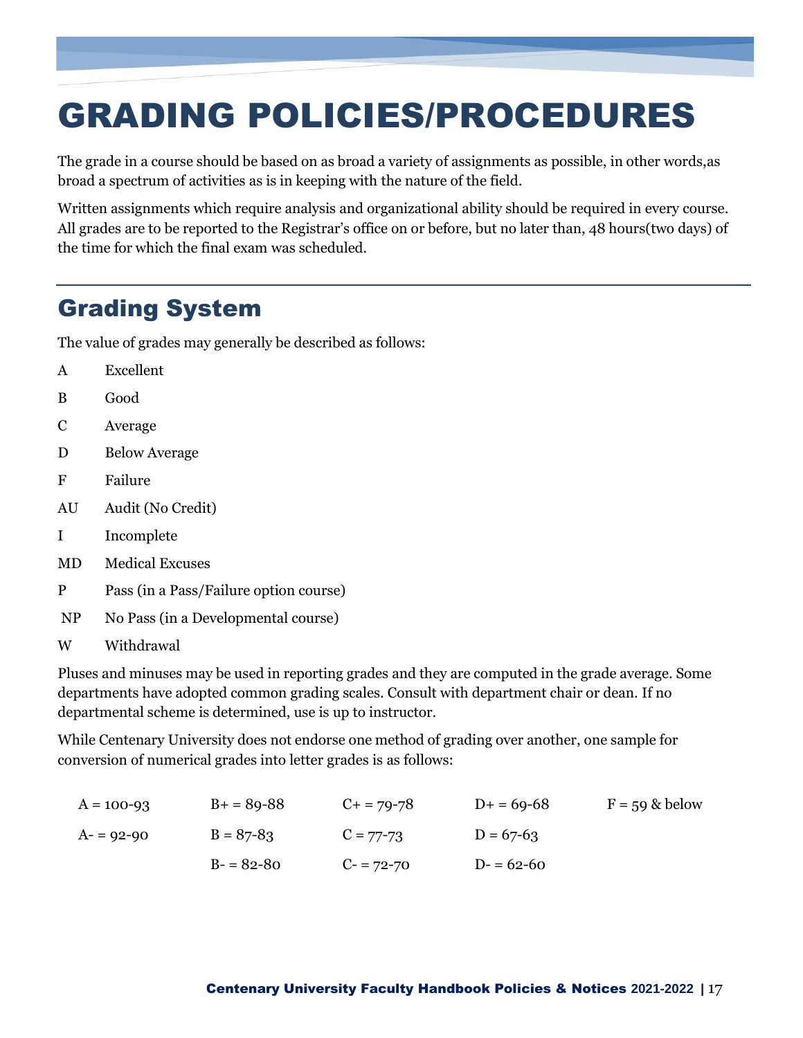# GRADING POLICIES/PROCEDURES

The grade in a course should be based on as broad a variety of assignments as possible, in other words,as broad a spectrum of activities as is in keeping with the nature of the field.

Written assignments which require analysis and organizational ability should be required in every course. All grades are to be reported to the Registrar's office on or before, but no later than, 48 hours(two days) of the time for which the final exam was scheduled.

## Grading System

The value of grades may generally be described as follows:

| | |
|---|---|
| A | Excellent |
| B | Good |
| C | Average |
| D | Below Average |
| F | Failure |
| AU | Audit (No Credit) |
| I | Incomplete |
| MD | Medical Excuses |
| P | Pass (in a Pass/Failure option course) |
| NP | No Pass (in a Developmental course) |
| W | Withdrawal |

Pluses and minuses may be used in reporting grades and they are computed in the grade average. Some departments have adopted common grading scales. Consult with department chair or dean. If no departmental scheme is determined, use is up to instructor.

While Centenary University does not endorse one method of grading over another, one sample for conversion of numerical grades into letter grades is as follows:

| | | | | |
|---|---|---|---|---|
| A = 100-93 | B+ = 89-88 | C+ = 79-78 | D+ = 69-68 | F = 59 & below |
| A- = 92-90 | B = 87-83 | C = 77-73 | D = 67-63 | |
| | B- = 82-80 | C- = 72-70 | D- = 62-60 | |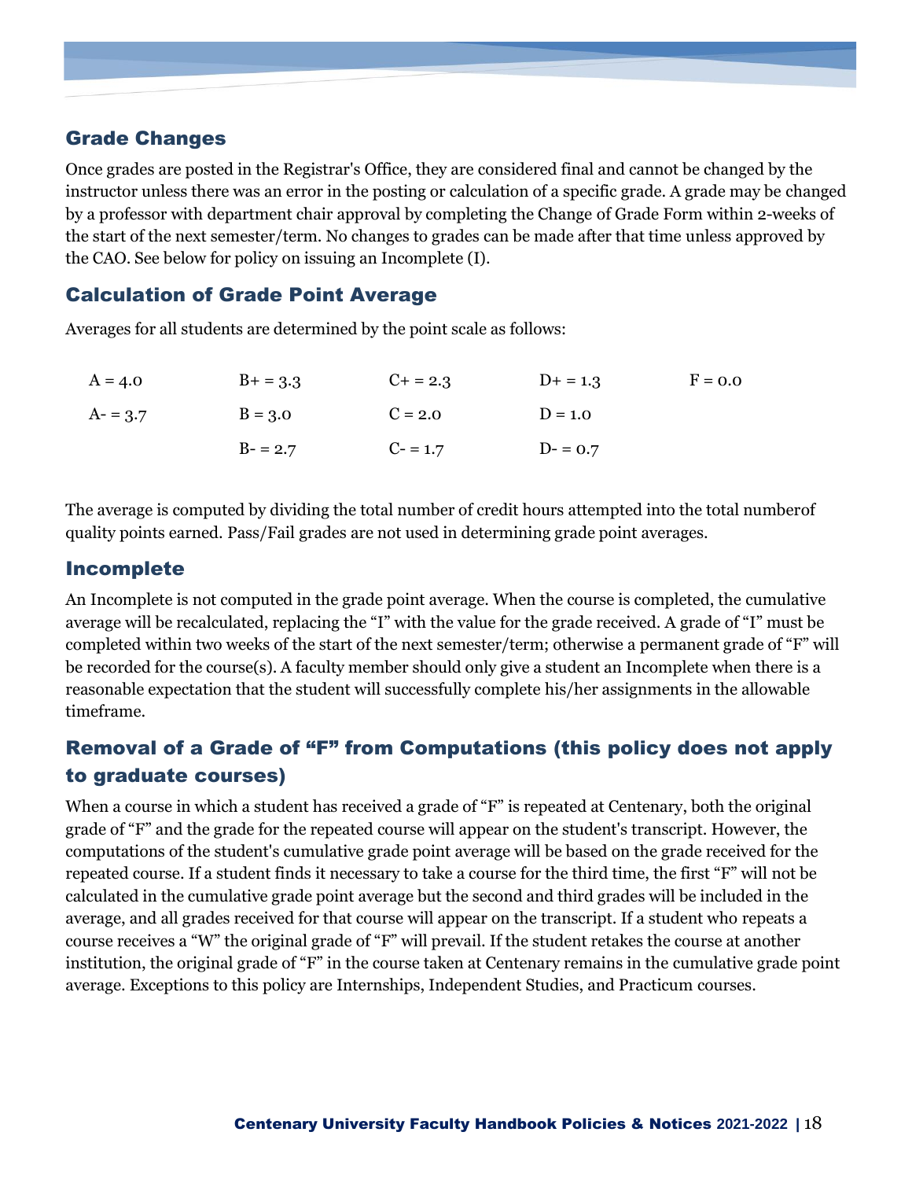## Grade Changes

Once grades are posted in the Registrar's Office, they are considered final and cannot be changed by the instructor unless there was an error in the posting or calculation of a specific grade. A grade may be changed by a professor with department chair approval by completing the Change of Grade Form within 2-weeks of the start of the next semester/term. No changes to grades can be made after that time unless approved by the CAO. See below for policy on issuing an Incomplete (I).

## Calculation of Grade Point Average

Averages for all students are determined by the point scale as follows:

| | | | | |
|---|---|---|---|---|
| A = 4.0 | B+ = 3.3 | C+ = 2.3 | D+ = 1.3 | F = 0.0 |
| A- = 3.7 | B = 3.0 | C = 2.0 | D = 1.0 | |
| | B- = 2.7 | C- = 1.7 | D- = 0.7 | |

The average is computed by dividing the total number of credit hours attempted into the total numberof quality points earned. Pass/Fail grades are not used in determining grade point averages.

## Incomplete

An Incomplete is not computed in the grade point average. When the course is completed, the cumulative average will be recalculated, replacing the "I" with the value for the grade received. A grade of "I" must be completed within two weeks of the start of the next semester/term; otherwise a permanent grade of "F" will be recorded for the course(s). A faculty member should only give a student an Incomplete when there is a reasonable expectation that the student will successfully complete his/her assignments in the allowable timeframe.

## Removal of a Grade of "F" from Computations (this policy does not apply to graduate courses)

When a course in which a student has received a grade of "F" is repeated at Centenary, both the original grade of "F" and the grade for the repeated course will appear on the student's transcript. However, the computations of the student's cumulative grade point average will be based on the grade received for the repeated course. If a student finds it necessary to take a course for the third time, the first "F" will not be calculated in the cumulative grade point average but the second and third grades will be included in the average, and all grades received for that course will appear on the transcript. If a student who repeats a course receives a "W" the original grade of "F" will prevail. If the student retakes the course at another institution, the original grade of "F" in the course taken at Centenary remains in the cumulative grade point average. Exceptions to this policy are Internships, Independent Studies, and Practicum courses.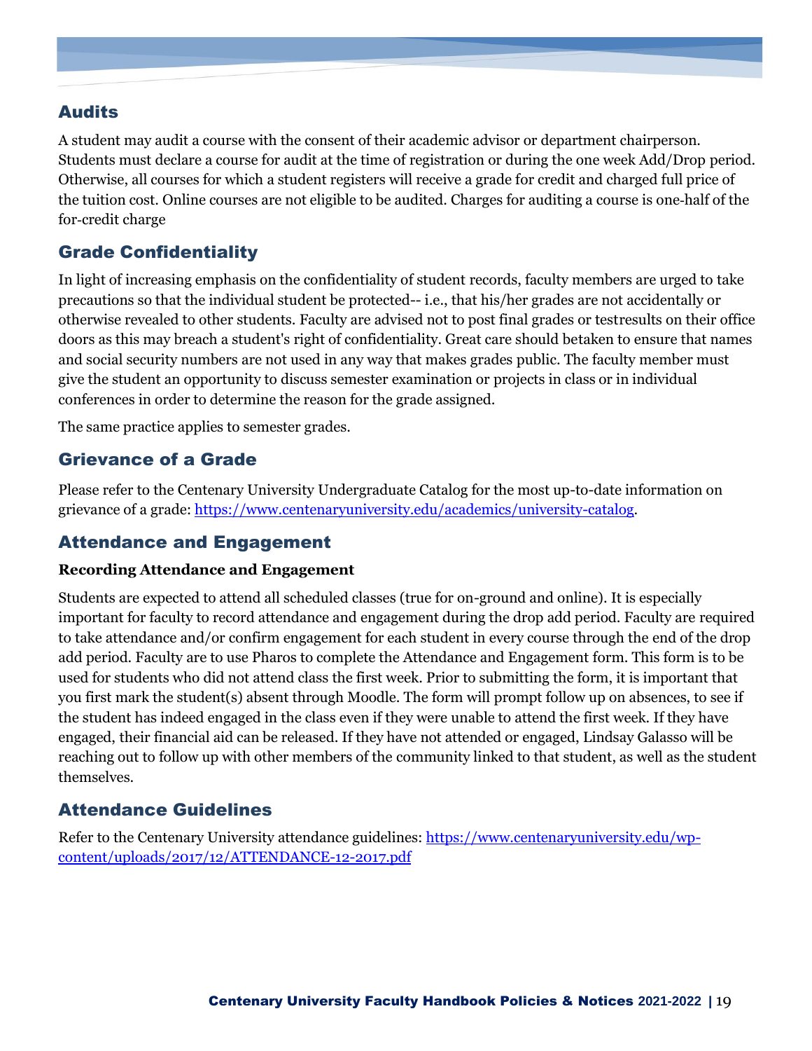## Audits

A student may audit a course with the consent of their academic advisor or department chairperson. Students must declare a course for audit at the time of registration or during the one week Add/Drop period. Otherwise, all courses for which a student registers will receive a grade for credit and charged full price of the tuition cost. Online courses are not eligible to be audited. Charges for auditing a course is one-half of the for-credit charge

## Grade Confidentiality

In light of increasing emphasis on the confidentiality of student records, faculty members are urged to take precautions so that the individual student be protected-- i.e., that his/her grades are not accidentally or otherwise revealed to other students. Faculty are advised not to post final grades or testresults on their office doors as this may breach a student's right of confidentiality. Great care should betaken to ensure that names and social security numbers are not used in any way that makes grades public. The faculty member must give the student an opportunity to discuss semester examination or projects in class or in individual conferences in order to determine the reason for the grade assigned.

The same practice applies to semester grades.

## Grievance of a Grade

Please refer to the Centenary University Undergraduate Catalog for the most up-to-date information on grievance of a grade: https://www.centenaryuniversity.edu/academics/university-catalog.

## Attendance and Engagement

**Recording Attendance and Engagement**

Students are expected to attend all scheduled classes (true for on-ground and online). It is especially important for faculty to record attendance and engagement during the drop add period. Faculty are required to take attendance and/or confirm engagement for each student in every course through the end of the drop add period. Faculty are to use Pharos to complete the Attendance and Engagement form. This form is to be used for students who did not attend class the first week. Prior to submitting the form, it is important that you first mark the student(s) absent through Moodle. The form will prompt follow up on absences, to see if the student has indeed engaged in the class even if they were unable to attend the first week. If they have engaged, their financial aid can be released. If they have not attended or engaged, Lindsay Galasso will be reaching out to follow up with other members of the community linked to that student, as well as the student themselves.

## Attendance Guidelines

Refer to the Centenary University attendance guidelines: https://www.centenaryuniversity.edu/wp-content/uploads/2017/12/ATTENDANCE-12-2017.pdf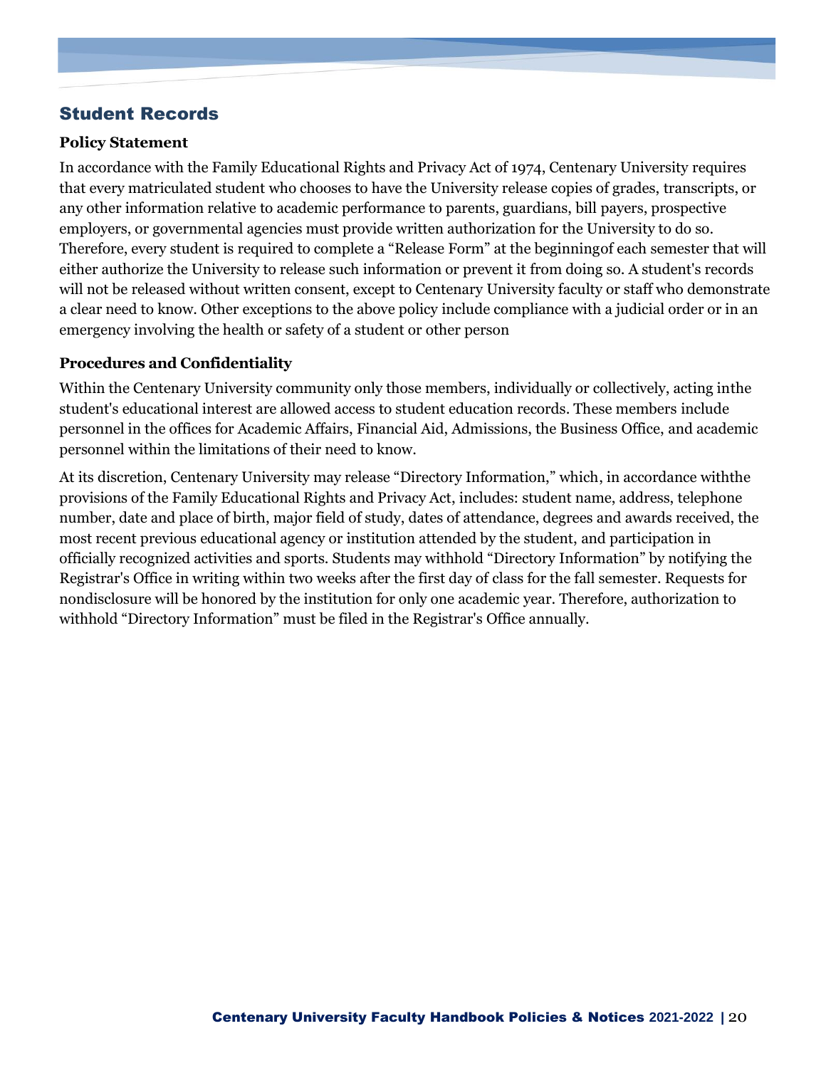## Student Records

**Policy Statement**

In accordance with the Family Educational Rights and Privacy Act of 1974, Centenary University requires that every matriculated student who chooses to have the University release copies of grades, transcripts, or any other information relative to academic performance to parents, guardians, bill payers, prospective employers, or governmental agencies must provide written authorization for the University to do so. Therefore, every student is required to complete a "Release Form" at the beginningof each semester that will either authorize the University to release such information or prevent it from doing so. A student's records will not be released without written consent, except to Centenary University faculty or staff who demonstrate a clear need to know. Other exceptions to the above policy include compliance with a judicial order or in an emergency involving the health or safety of a student or other person

**Procedures and Confidentiality**

Within the Centenary University community only those members, individually or collectively, acting inthe student's educational interest are allowed access to student education records. These members include personnel in the offices for Academic Affairs, Financial Aid, Admissions, the Business Office, and academic personnel within the limitations of their need to know.

At its discretion, Centenary University may release "Directory Information," which, in accordance withthe provisions of the Family Educational Rights and Privacy Act, includes: student name, address, telephone number, date and place of birth, major field of study, dates of attendance, degrees and awards received, the most recent previous educational agency or institution attended by the student, and participation in officially recognized activities and sports. Students may withhold "Directory Information" by notifying the Registrar's Office in writing within two weeks after the first day of class for the fall semester. Requests for nondisclosure will be honored by the institution for only one academic year. Therefore, authorization to withhold "Directory Information" must be filed in the Registrar's Office annually.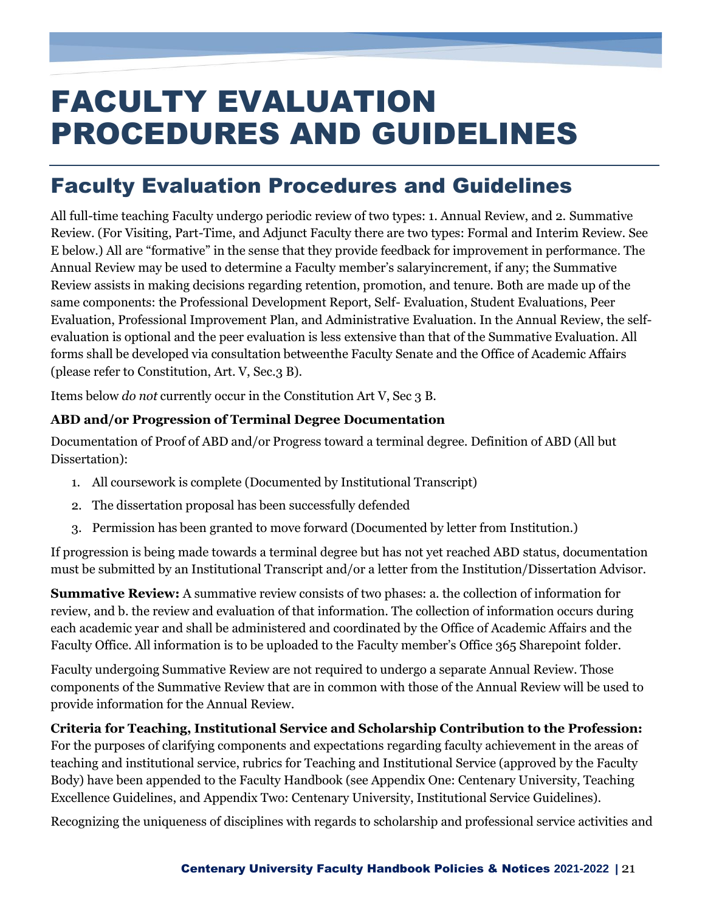# FACULTY EVALUATION PROCEDURES AND GUIDELINES

## Faculty Evaluation Procedures and Guidelines

All full-time teaching Faculty undergo periodic review of two types: 1. Annual Review, and 2. Summative Review. (For Visiting, Part-Time, and Adjunct Faculty there are two types: Formal and Interim Review. See E below.) All are "formative" in the sense that they provide feedback for improvement in performance. The Annual Review may be used to determine a Faculty member's salaryincrement, if any; the Summative Review assists in making decisions regarding retention, promotion, and tenure. Both are made up of the same components: the Professional Development Report, Self- Evaluation, Student Evaluations, Peer Evaluation, Professional Improvement Plan, and Administrative Evaluation. In the Annual Review, the self-evaluation is optional and the peer evaluation is less extensive than that of the Summative Evaluation. All forms shall be developed via consultation betweenthe Faculty Senate and the Office of Academic Affairs (please refer to Constitution, Art. V, Sec.3 B).

Items below *do not* currently occur in the Constitution Art V, Sec 3 B.

**ABD and/or Progression of Terminal Degree Documentation**

Documentation of Proof of ABD and/or Progress toward a terminal degree. Definition of ABD (All but Dissertation):

1. All coursework is complete (Documented by Institutional Transcript)
2. The dissertation proposal has been successfully defended
3. Permission has been granted to move forward (Documented by letter from Institution.)

If progression is being made towards a terminal degree but has not yet reached ABD status, documentation must be submitted by an Institutional Transcript and/or a letter from the Institution/Dissertation Advisor.

**Summative Review:** A summative review consists of two phases: a. the collection of information for review, and b. the review and evaluation of that information. The collection of information occurs during each academic year and shall be administered and coordinated by the Office of Academic Affairs and the Faculty Office. All information is to be uploaded to the Faculty member's Office 365 Sharepoint folder.

Faculty undergoing Summative Review are not required to undergo a separate Annual Review. Those components of the Summative Review that are in common with those of the Annual Review will be used to provide information for the Annual Review.

**Criteria for Teaching, Institutional Service and Scholarship Contribution to the Profession:** For the purposes of clarifying components and expectations regarding faculty achievement in the areas of teaching and institutional service, rubrics for Teaching and Institutional Service (approved by the Faculty Body) have been appended to the Faculty Handbook (see Appendix One: Centenary University, Teaching Excellence Guidelines, and Appendix Two: Centenary University, Institutional Service Guidelines).

Recognizing the uniqueness of disciplines with regards to scholarship and professional service activities and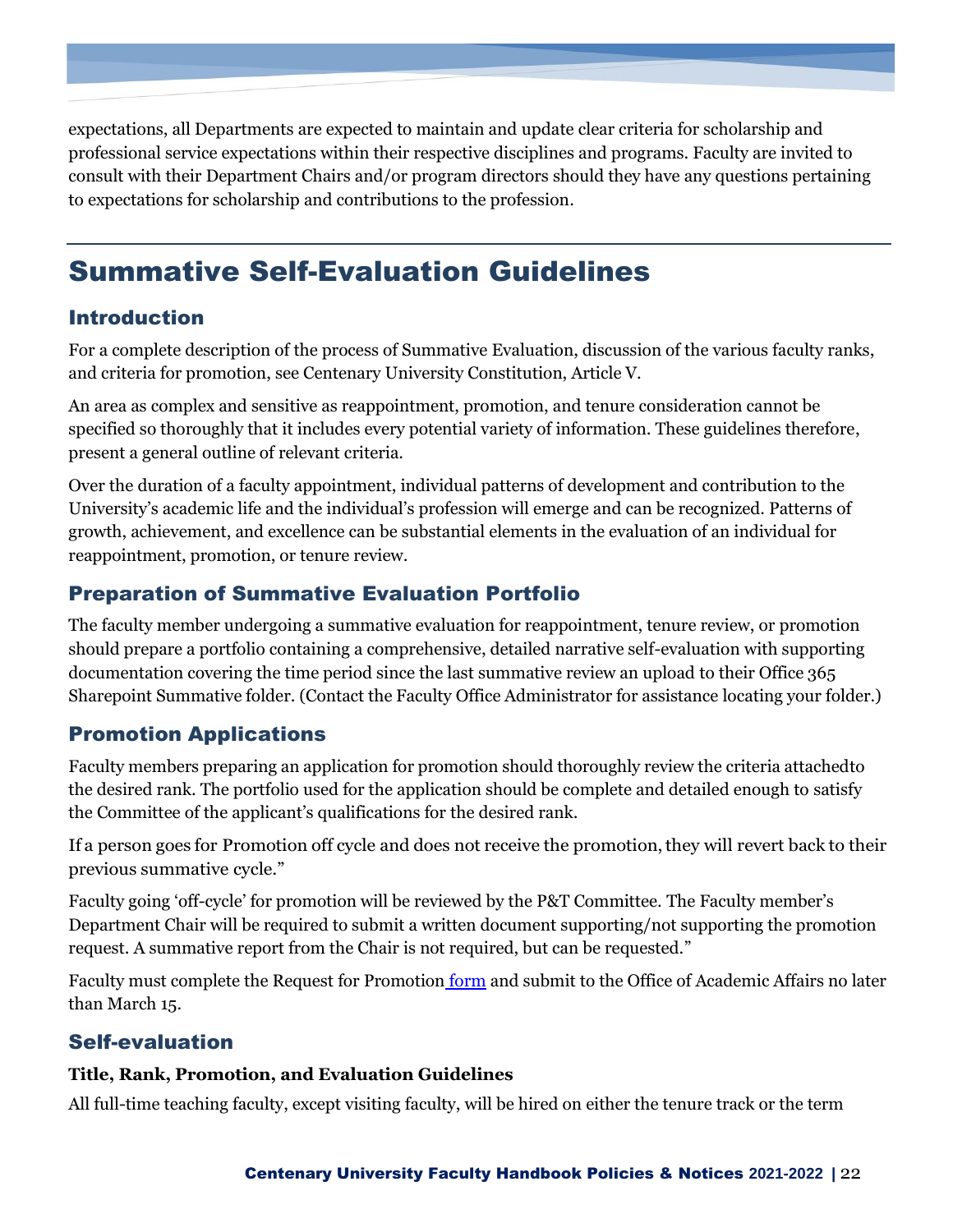expectations, all Departments are expected to maintain and update clear criteria for scholarship and professional service expectations within their respective disciplines and programs. Faculty are invited to consult with their Department Chairs and/or program directors should they have any questions pertaining to expectations for scholarship and contributions to the profession.

# Summative Self-Evaluation Guidelines

## Introduction

For a complete description of the process of Summative Evaluation, discussion of the various faculty ranks, and criteria for promotion, see Centenary University Constitution, Article V.

An area as complex and sensitive as reappointment, promotion, and tenure consideration cannot be specified so thoroughly that it includes every potential variety of information. These guidelines therefore, present a general outline of relevant criteria.

Over the duration of a faculty appointment, individual patterns of development and contribution to the University's academic life and the individual's profession will emerge and can be recognized. Patterns of growth, achievement, and excellence can be substantial elements in the evaluation of an individual for reappointment, promotion, or tenure review.

## Preparation of Summative Evaluation Portfolio

The faculty member undergoing a summative evaluation for reappointment, tenure review, or promotion should prepare a portfolio containing a comprehensive, detailed narrative self-evaluation with supporting documentation covering the time period since the last summative review an upload to their Office 365 Sharepoint Summative folder. (Contact the Faculty Office Administrator for assistance locating your folder.)

## Promotion Applications

Faculty members preparing an application for promotion should thoroughly review the criteria attachedto the desired rank. The portfolio used for the application should be complete and detailed enough to satisfy the Committee of the applicant's qualifications for the desired rank.

If a person goes for Promotion off cycle and does not receive the promotion, they will revert back to their previous summative cycle."

Faculty going 'off-cycle' for promotion will be reviewed by the P&T Committee. The Faculty member's Department Chair will be required to submit a written document supporting/not supporting the promotion request. A summative report from the Chair is not required, but can be requested."

Faculty must complete the Request for Promotion form and submit to the Office of Academic Affairs no later than March 15.

## Self-evaluation

**Title, Rank, Promotion, and Evaluation Guidelines**

All full-time teaching faculty, except visiting faculty, will be hired on either the tenure track or the term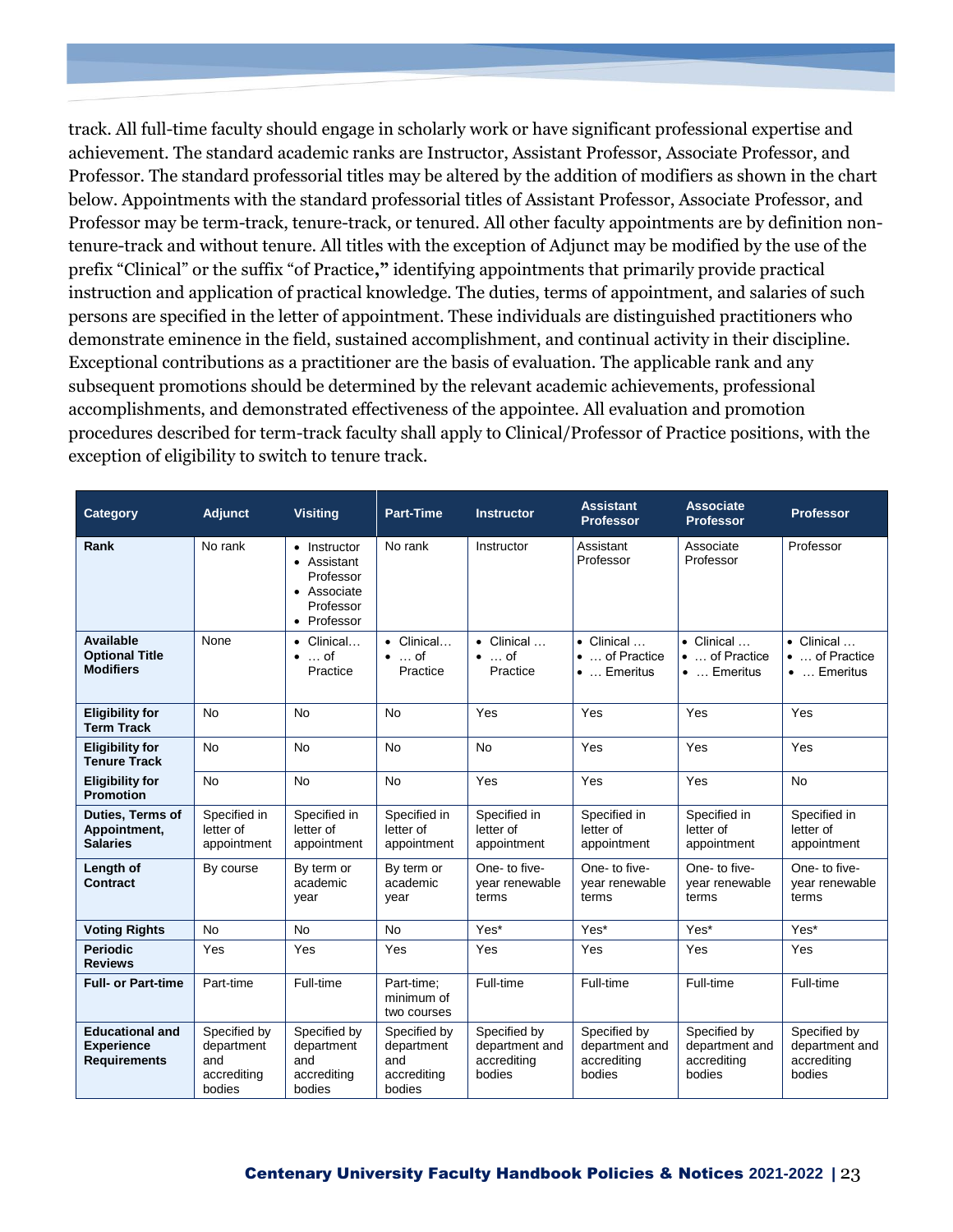track. All full-time faculty should engage in scholarly work or have significant professional expertise and achievement. The standard academic ranks are Instructor, Assistant Professor, Associate Professor, and Professor. The standard professorial titles may be altered by the addition of modifiers as shown in the chart below. Appointments with the standard professorial titles of Assistant Professor, Associate Professor, and Professor may be term-track, tenure-track, or tenured. All other faculty appointments are by definition non-tenure-track and without tenure. All titles with the exception of Adjunct may be modified by the use of the prefix "Clinical" or the suffix "of Practice**,**" identifying appointments that primarily provide practical instruction and application of practical knowledge. The duties, terms of appointment, and salaries of such persons are specified in the letter of appointment. These individuals are distinguished practitioners who demonstrate eminence in the field, sustained accomplishment, and continual activity in their discipline. Exceptional contributions as a practitioner are the basis of evaluation. The applicable rank and any subsequent promotions should be determined by the relevant academic achievements, professional accomplishments, and demonstrated effectiveness of the appointee. All evaluation and promotion procedures described for term-track faculty shall apply to Clinical/Professor of Practice positions, with the exception of eligibility to switch to tenure track.

| Category | Adjunct | Visiting | Part-Time | Instructor | Assistant Professor | Associate Professor | Professor |
|---|---|---|---|---|---|---|---|
| **Rank** | No rank | • Instructor<br>• Assistant Professor<br>• Associate Professor<br>• Professor | No rank | Instructor | Assistant Professor | Associate Professor | Professor |
| **Available Optional Title Modifiers** | None | • Clinical…<br>• … of Practice | • Clinical…<br>• … of Practice | • Clinical …<br>• … of Practice | • Clinical …<br>• … of Practice<br>• … Emeritus | • Clinical …<br>• … of Practice<br>• … Emeritus | • Clinical …<br>• … of Practice<br>• … Emeritus |
| **Eligibility for Term Track** | No | No | No | Yes | Yes | Yes | Yes |
| **Eligibility for Tenure Track** | No | No | No | No | Yes | Yes | Yes |
| **Eligibility for Promotion** | No | No | No | Yes | Yes | Yes | No |
| **Duties, Terms of Appointment, Salaries** | Specified in letter of appointment | Specified in letter of appointment | Specified in letter of appointment | Specified in letter of appointment | Specified in letter of appointment | Specified in letter of appointment | Specified in letter of appointment |
| **Length of Contract** | By course | By term or academic year | By term or academic year | One- to five-year renewable terms | One- to five-year renewable terms | One- to five-year renewable terms | One- to five-year renewable terms |
| **Voting Rights** | No | No | No | Yes* | Yes* | Yes* | Yes* |
| **Periodic Reviews** | Yes | Yes | Yes | Yes | Yes | Yes | Yes |
| **Full- or Part-time** | Part-time | Full-time | Part-time; minimum of two courses | Full-time | Full-time | Full-time | Full-time |
| **Educational and Experience Requirements** | Specified by department and accrediting bodies | Specified by department and accrediting bodies | Specified by department and accrediting bodies | Specified by department and accrediting bodies | Specified by department and accrediting bodies | Specified by department and accrediting bodies | Specified by department and accrediting bodies |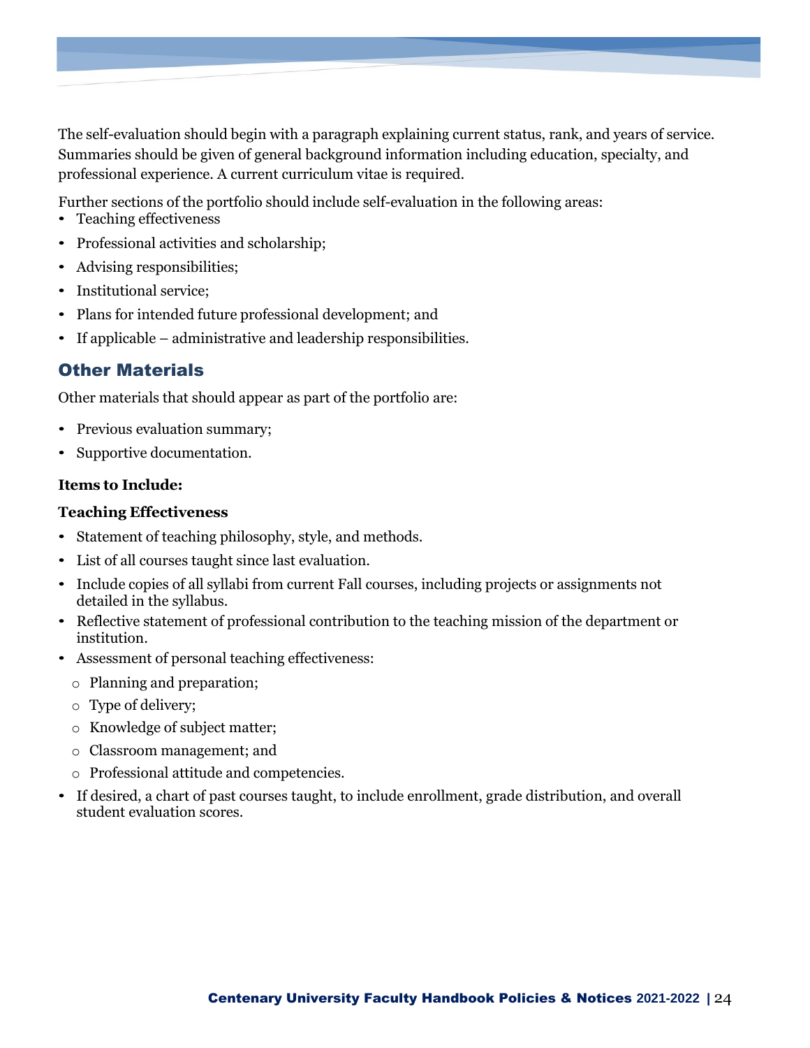The self-evaluation should begin with a paragraph explaining current status, rank, and years of service. Summaries should be given of general background information including education, specialty, and professional experience. A current curriculum vitae is required.

Further sections of the portfolio should include self-evaluation in the following areas:

- Teaching effectiveness
- Professional activities and scholarship;
- Advising responsibilities;
- Institutional service;
- Plans for intended future professional development; and
- If applicable – administrative and leadership responsibilities.

## Other Materials

Other materials that should appear as part of the portfolio are:

- Previous evaluation summary;
- Supportive documentation.

**Items to Include:**

**Teaching Effectiveness**

- Statement of teaching philosophy, style, and methods.
- List of all courses taught since last evaluation.
- Include copies of all syllabi from current Fall courses, including projects or assignments not detailed in the syllabus.
- Reflective statement of professional contribution to the teaching mission of the department or institution.
- Assessment of personal teaching effectiveness:
  - Planning and preparation;
  - Type of delivery;
  - Knowledge of subject matter;
  - Classroom management; and
  - Professional attitude and competencies.
- If desired, a chart of past courses taught, to include enrollment, grade distribution, and overall student evaluation scores.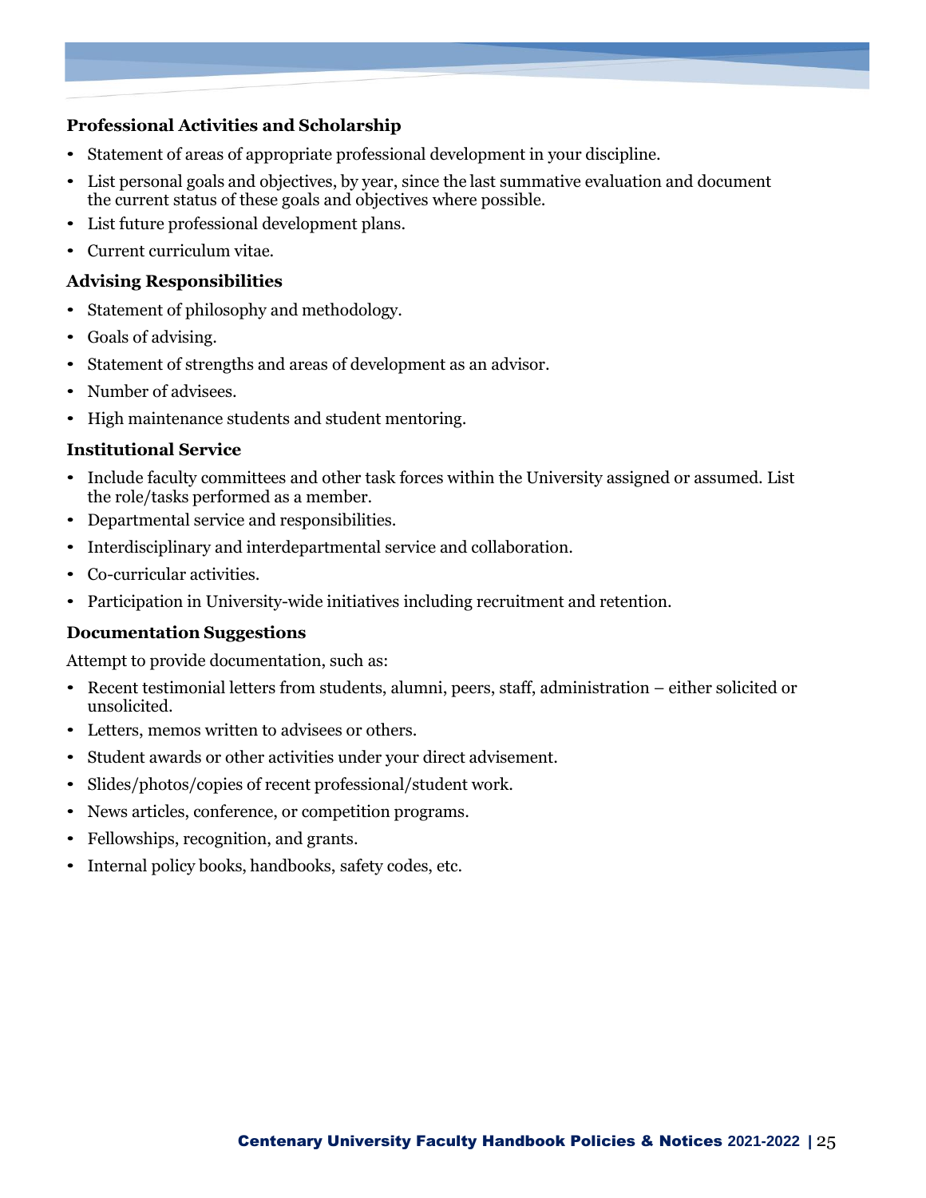### Professional Activities and Scholarship

- Statement of areas of appropriate professional development in your discipline.
- List personal goals and objectives, by year, since the last summative evaluation and document the current status of these goals and objectives where possible.
- List future professional development plans.
- Current curriculum vitae.

### Advising Responsibilities

- Statement of philosophy and methodology.
- Goals of advising.
- Statement of strengths and areas of development as an advisor.
- Number of advisees.
- High maintenance students and student mentoring.

### Institutional Service

- Include faculty committees and other task forces within the University assigned or assumed. List the role/tasks performed as a member.
- Departmental service and responsibilities.
- Interdisciplinary and interdepartmental service and collaboration.
- Co-curricular activities.
- Participation in University-wide initiatives including recruitment and retention.

### Documentation Suggestions

Attempt to provide documentation, such as:

- Recent testimonial letters from students, alumni, peers, staff, administration – either solicited or unsolicited.
- Letters, memos written to advisees or others.
- Student awards or other activities under your direct advisement.
- Slides/photos/copies of recent professional/student work.
- News articles, conference, or competition programs.
- Fellowships, recognition, and grants.
- Internal policy books, handbooks, safety codes, etc.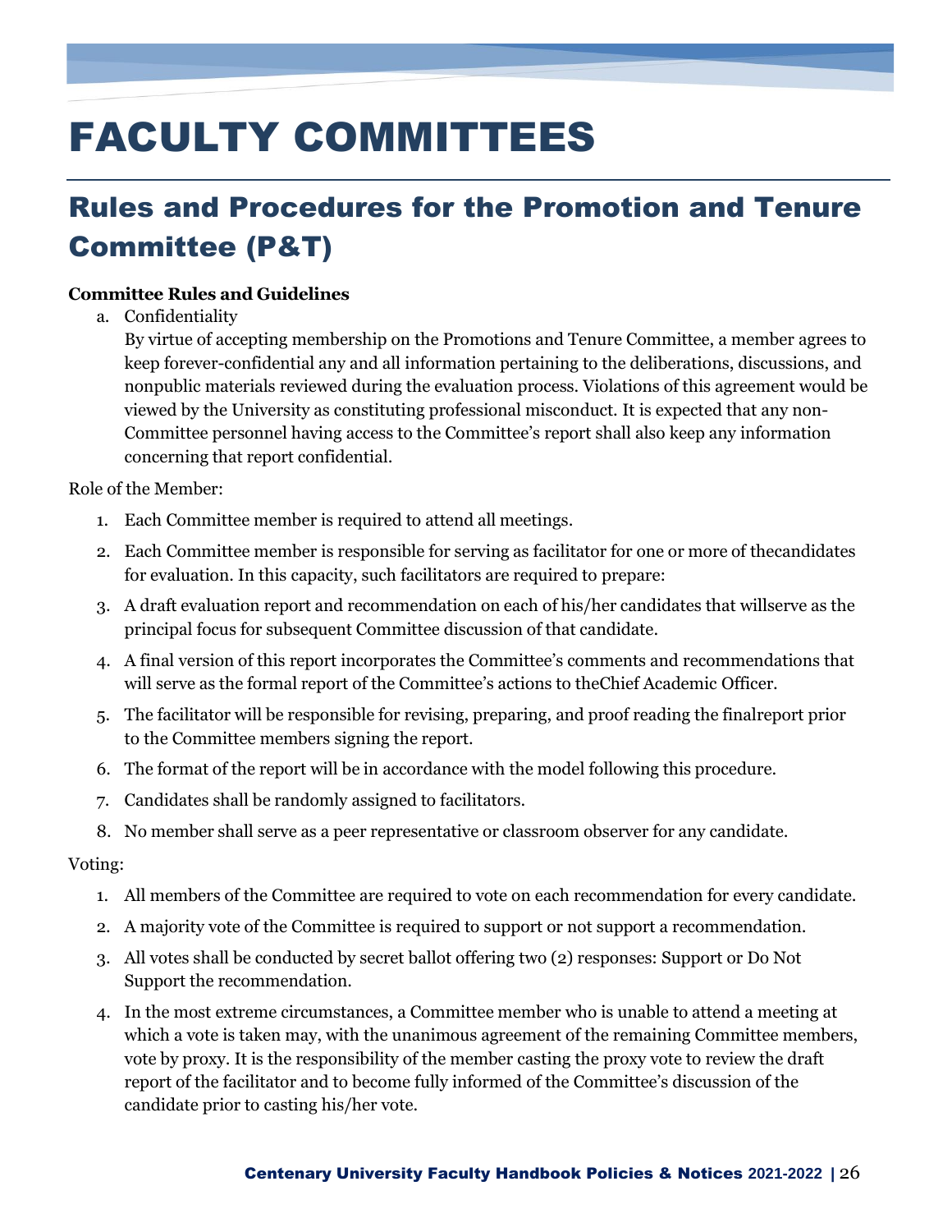# FACULTY COMMITTEES

## Rules and Procedures for the Promotion and Tenure Committee (P&T)

**Committee Rules and Guidelines**

a. Confidentiality

   By virtue of accepting membership on the Promotions and Tenure Committee, a member agrees to keep forever-confidential any and all information pertaining to the deliberations, discussions, and nonpublic materials reviewed during the evaluation process. Violations of this agreement would be viewed by the University as constituting professional misconduct. It is expected that any non-Committee personnel having access to the Committee's report shall also keep any information concerning that report confidential.

Role of the Member:

1. Each Committee member is required to attend all meetings.
2. Each Committee member is responsible for serving as facilitator for one or more of thecandidates for evaluation. In this capacity, such facilitators are required to prepare:
3. A draft evaluation report and recommendation on each of his/her candidates that willserve as the principal focus for subsequent Committee discussion of that candidate.
4. A final version of this report incorporates the Committee's comments and recommendations that will serve as the formal report of the Committee's actions to theChief Academic Officer.
5. The facilitator will be responsible for revising, preparing, and proof reading the finalreport prior to the Committee members signing the report.
6. The format of the report will be in accordance with the model following this procedure.
7. Candidates shall be randomly assigned to facilitators.
8. No member shall serve as a peer representative or classroom observer for any candidate.

Voting:

1. All members of the Committee are required to vote on each recommendation for every candidate.
2. A majority vote of the Committee is required to support or not support a recommendation.
3. All votes shall be conducted by secret ballot offering two (2) responses: Support or Do Not Support the recommendation.
4. In the most extreme circumstances, a Committee member who is unable to attend a meeting at which a vote is taken may, with the unanimous agreement of the remaining Committee members, vote by proxy. It is the responsibility of the member casting the proxy vote to review the draft report of the facilitator and to become fully informed of the Committee's discussion of the candidate prior to casting his/her vote.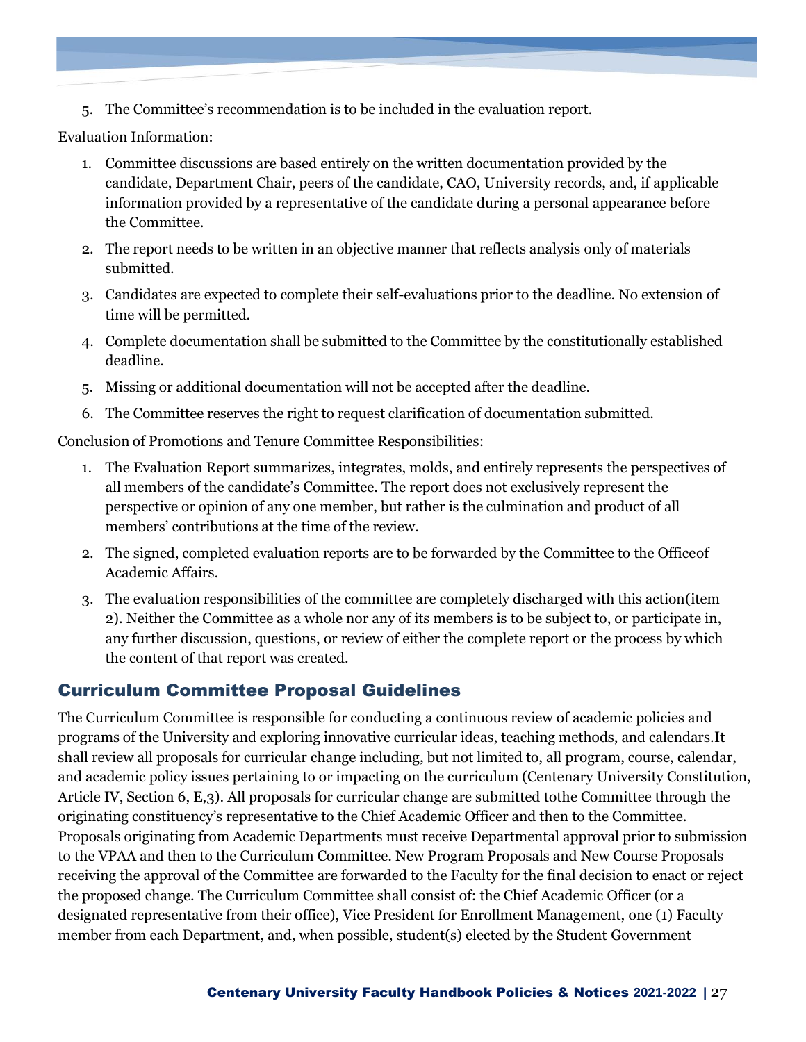5. The Committee's recommendation is to be included in the evaluation report.

Evaluation Information:

1. Committee discussions are based entirely on the written documentation provided by the candidate, Department Chair, peers of the candidate, CAO, University records, and, if applicable information provided by a representative of the candidate during a personal appearance before the Committee.
2. The report needs to be written in an objective manner that reflects analysis only of materials submitted.
3. Candidates are expected to complete their self-evaluations prior to the deadline. No extension of time will be permitted.
4. Complete documentation shall be submitted to the Committee by the constitutionally established deadline.
5. Missing or additional documentation will not be accepted after the deadline.
6. The Committee reserves the right to request clarification of documentation submitted.

Conclusion of Promotions and Tenure Committee Responsibilities:

1. The Evaluation Report summarizes, integrates, molds, and entirely represents the perspectives of all members of the candidate's Committee. The report does not exclusively represent the perspective or opinion of any one member, but rather is the culmination and product of all members' contributions at the time of the review.
2. The signed, completed evaluation reports are to be forwarded by the Committee to the Officeof Academic Affairs.
3. The evaluation responsibilities of the committee are completely discharged with this action(item 2). Neither the Committee as a whole nor any of its members is to be subject to, or participate in, any further discussion, questions, or review of either the complete report or the process by which the content of that report was created.

## Curriculum Committee Proposal Guidelines

The Curriculum Committee is responsible for conducting a continuous review of academic policies and programs of the University and exploring innovative curricular ideas, teaching methods, and calendars.It shall review all proposals for curricular change including, but not limited to, all program, course, calendar, and academic policy issues pertaining to or impacting on the curriculum (Centenary University Constitution, Article IV, Section 6, E,3). All proposals for curricular change are submitted tothe Committee through the originating constituency's representative to the Chief Academic Officer and then to the Committee. Proposals originating from Academic Departments must receive Departmental approval prior to submission to the VPAA and then to the Curriculum Committee. New Program Proposals and New Course Proposals receiving the approval of the Committee are forwarded to the Faculty for the final decision to enact or reject the proposed change. The Curriculum Committee shall consist of: the Chief Academic Officer (or a designated representative from their office), Vice President for Enrollment Management, one (1) Faculty member from each Department, and, when possible, student(s) elected by the Student Government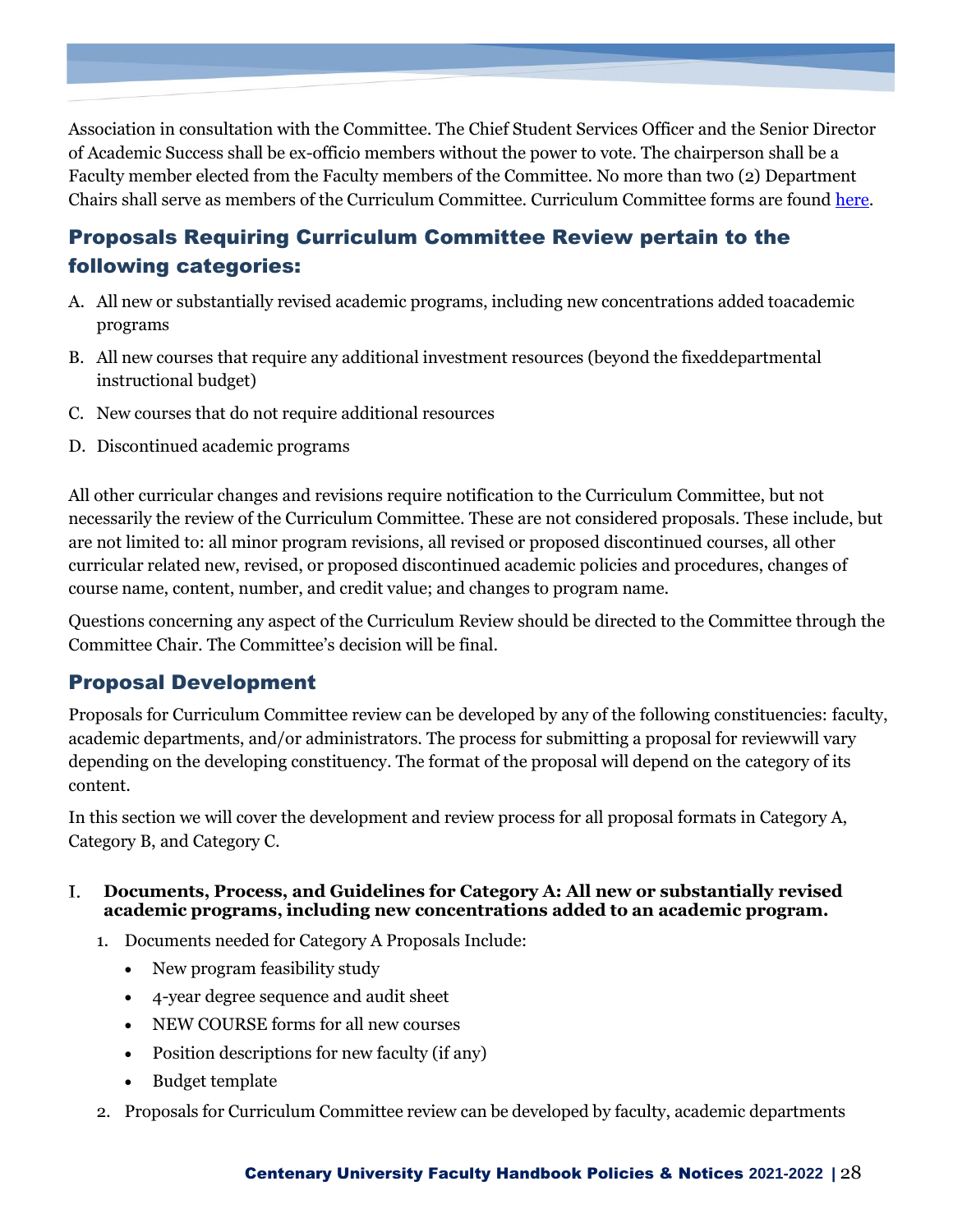Association in consultation with the Committee. The Chief Student Services Officer and the Senior Director of Academic Success shall be ex-officio members without the power to vote. The chairperson shall be a Faculty member elected from the Faculty members of the Committee. No more than two (2) Department Chairs shall serve as members of the Curriculum Committee. Curriculum Committee forms are found [here].

## Proposals Requiring Curriculum Committee Review pertain to the following categories:

A. All new or substantially revised academic programs, including new concentrations added toacademic programs

B. All new courses that require any additional investment resources (beyond the fixeddepartmental instructional budget)

C. New courses that do not require additional resources

D. Discontinued academic programs

All other curricular changes and revisions require notification to the Curriculum Committee, but not necessarily the review of the Curriculum Committee. These are not considered proposals. These include, but are not limited to: all minor program revisions, all revised or proposed discontinued courses, all other curricular related new, revised, or proposed discontinued academic policies and procedures, changes of course name, content, number, and credit value; and changes to program name.

Questions concerning any aspect of the Curriculum Review should be directed to the Committee through the Committee Chair. The Committee's decision will be final.

## Proposal Development

Proposals for Curriculum Committee review can be developed by any of the following constituencies: faculty, academic departments, and/or administrators. The process for submitting a proposal for reviewwill vary depending on the developing constituency. The format of the proposal will depend on the category of its content.

In this section we will cover the development and review process for all proposal formats in Category A, Category B, and Category C.

I. **Documents, Process, and Guidelines for Category A: All new or substantially revised academic programs, including new concentrations added to an academic program.**

1. Documents needed for Category A Proposals Include:
   - New program feasibility study
   - 4-year degree sequence and audit sheet
   - NEW COURSE forms for all new courses
   - Position descriptions for new faculty (if any)
   - Budget template
2. Proposals for Curriculum Committee review can be developed by faculty, academic departments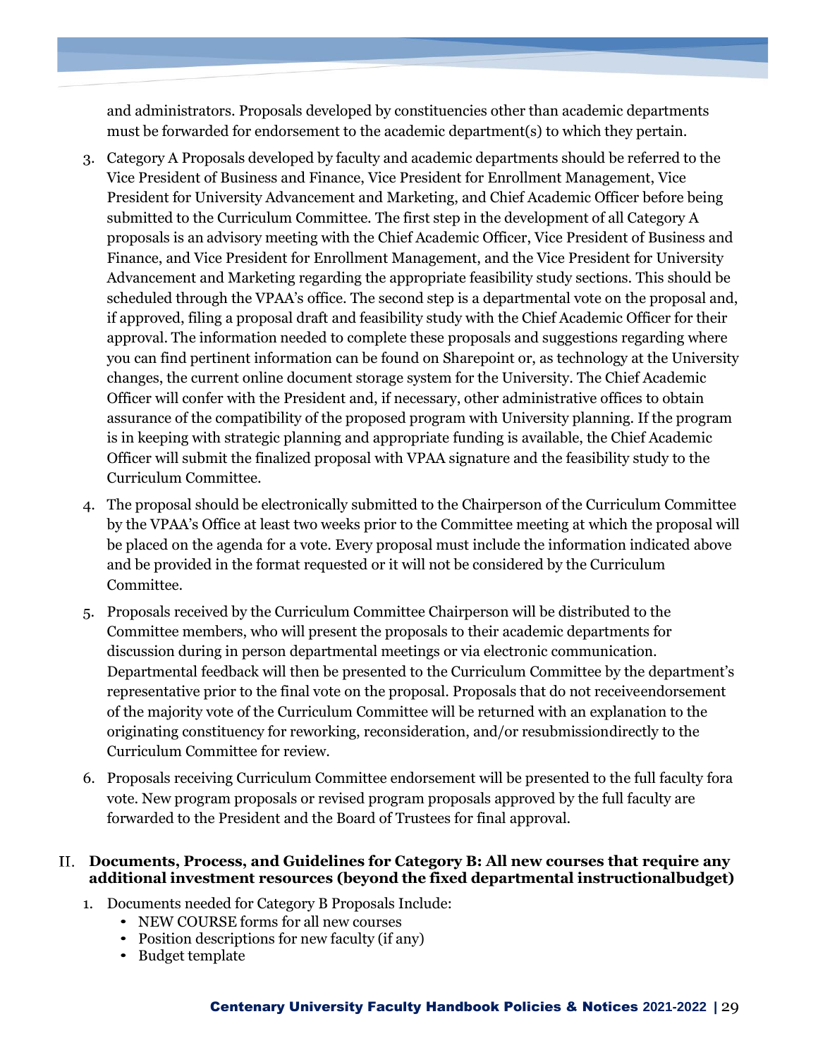and administrators. Proposals developed by constituencies other than academic departments must be forwarded for endorsement to the academic department(s) to which they pertain.

3. Category A Proposals developed by faculty and academic departments should be referred to the Vice President of Business and Finance, Vice President for Enrollment Management, Vice President for University Advancement and Marketing, and Chief Academic Officer before being submitted to the Curriculum Committee. The first step in the development of all Category A proposals is an advisory meeting with the Chief Academic Officer, Vice President of Business and Finance, and Vice President for Enrollment Management, and the Vice President for University Advancement and Marketing regarding the appropriate feasibility study sections. This should be scheduled through the VPAA's office. The second step is a departmental vote on the proposal and, if approved, filing a proposal draft and feasibility study with the Chief Academic Officer for their approval. The information needed to complete these proposals and suggestions regarding where you can find pertinent information can be found on Sharepoint or, as technology at the University changes, the current online document storage system for the University. The Chief Academic Officer will confer with the President and, if necessary, other administrative offices to obtain assurance of the compatibility of the proposed program with University planning. If the program is in keeping with strategic planning and appropriate funding is available, the Chief Academic Officer will submit the finalized proposal with VPAA signature and the feasibility study to the Curriculum Committee.

4. The proposal should be electronically submitted to the Chairperson of the Curriculum Committee by the VPAA's Office at least two weeks prior to the Committee meeting at which the proposal will be placed on the agenda for a vote. Every proposal must include the information indicated above and be provided in the format requested or it will not be considered by the Curriculum Committee.

5. Proposals received by the Curriculum Committee Chairperson will be distributed to the Committee members, who will present the proposals to their academic departments for discussion during in person departmental meetings or via electronic communication. Departmental feedback will then be presented to the Curriculum Committee by the department's representative prior to the final vote on the proposal. Proposals that do not receiveendorsement of the majority vote of the Curriculum Committee will be returned with an explanation to the originating constituency for reworking, reconsideration, and/or resubmissiondirectly to the Curriculum Committee for review.

6. Proposals receiving Curriculum Committee endorsement will be presented to the full faculty fora vote. New program proposals or revised program proposals approved by the full faculty are forwarded to the President and the Board of Trustees for final approval.

## II. Documents, Process, and Guidelines for Category B: All new courses that require any additional investment resources (beyond the fixed departmental instructionalbudget)

1. Documents needed for Category B Proposals Include:
   - NEW COURSE forms for all new courses
   - Position descriptions for new faculty (if any)
   - Budget template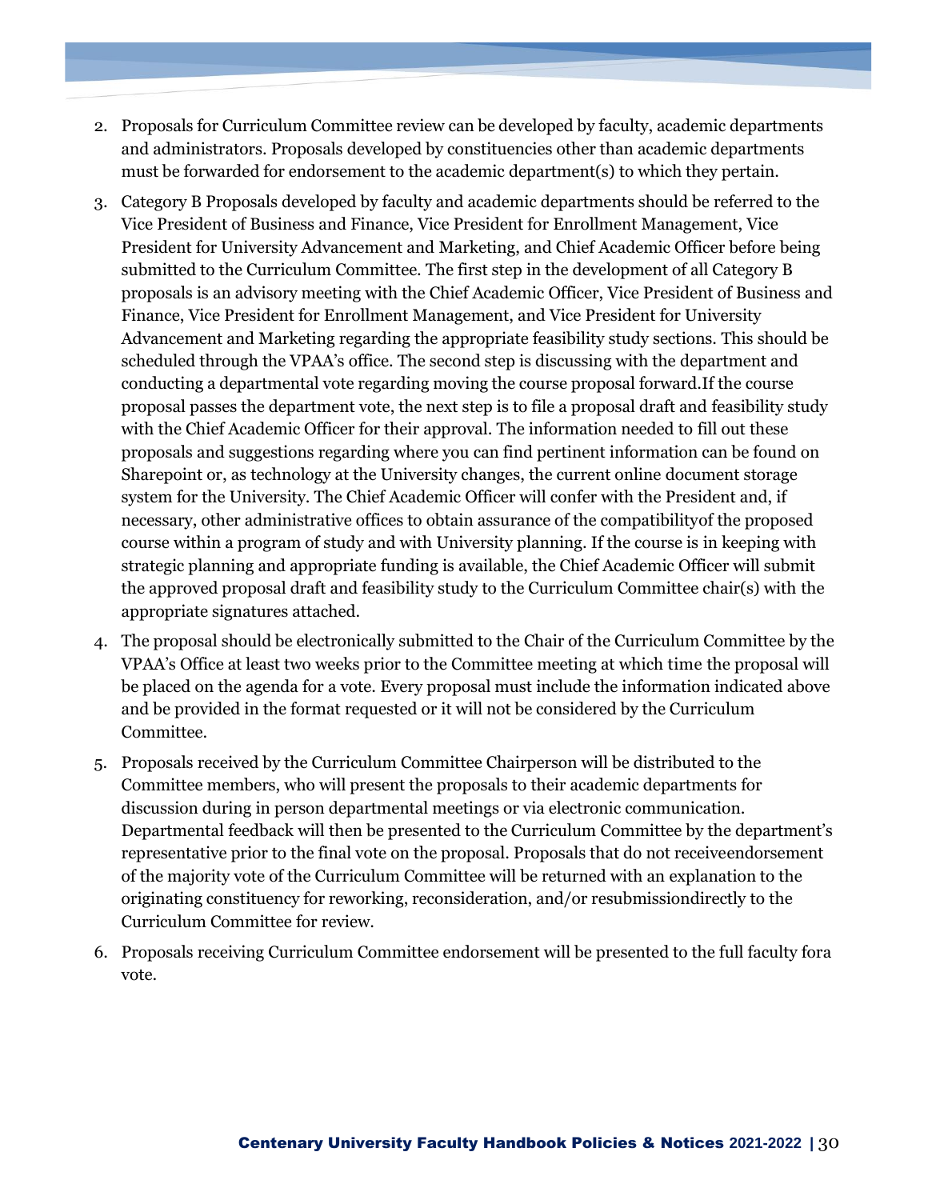2. Proposals for Curriculum Committee review can be developed by faculty, academic departments and administrators. Proposals developed by constituencies other than academic departments must be forwarded for endorsement to the academic department(s) to which they pertain.
3. Category B Proposals developed by faculty and academic departments should be referred to the Vice President of Business and Finance, Vice President for Enrollment Management, Vice President for University Advancement and Marketing, and Chief Academic Officer before being submitted to the Curriculum Committee. The first step in the development of all Category B proposals is an advisory meeting with the Chief Academic Officer, Vice President of Business and Finance, Vice President for Enrollment Management, and Vice President for University Advancement and Marketing regarding the appropriate feasibility study sections. This should be scheduled through the VPAA's office. The second step is discussing with the department and conducting a departmental vote regarding moving the course proposal forward.If the course proposal passes the department vote, the next step is to file a proposal draft and feasibility study with the Chief Academic Officer for their approval. The information needed to fill out these proposals and suggestions regarding where you can find pertinent information can be found on Sharepoint or, as technology at the University changes, the current online document storage system for the University. The Chief Academic Officer will confer with the President and, if necessary, other administrative offices to obtain assurance of the compatibilityof the proposed course within a program of study and with University planning. If the course is in keeping with strategic planning and appropriate funding is available, the Chief Academic Officer will submit the approved proposal draft and feasibility study to the Curriculum Committee chair(s) with the appropriate signatures attached.
4. The proposal should be electronically submitted to the Chair of the Curriculum Committee by the VPAA's Office at least two weeks prior to the Committee meeting at which time the proposal will be placed on the agenda for a vote. Every proposal must include the information indicated above and be provided in the format requested or it will not be considered by the Curriculum Committee.
5. Proposals received by the Curriculum Committee Chairperson will be distributed to the Committee members, who will present the proposals to their academic departments for discussion during in person departmental meetings or via electronic communication. Departmental feedback will then be presented to the Curriculum Committee by the department's representative prior to the final vote on the proposal. Proposals that do not receiveendorsement of the majority vote of the Curriculum Committee will be returned with an explanation to the originating constituency for reworking, reconsideration, and/or resubmissiondirectly to the Curriculum Committee for review.
6. Proposals receiving Curriculum Committee endorsement will be presented to the full faculty fora vote.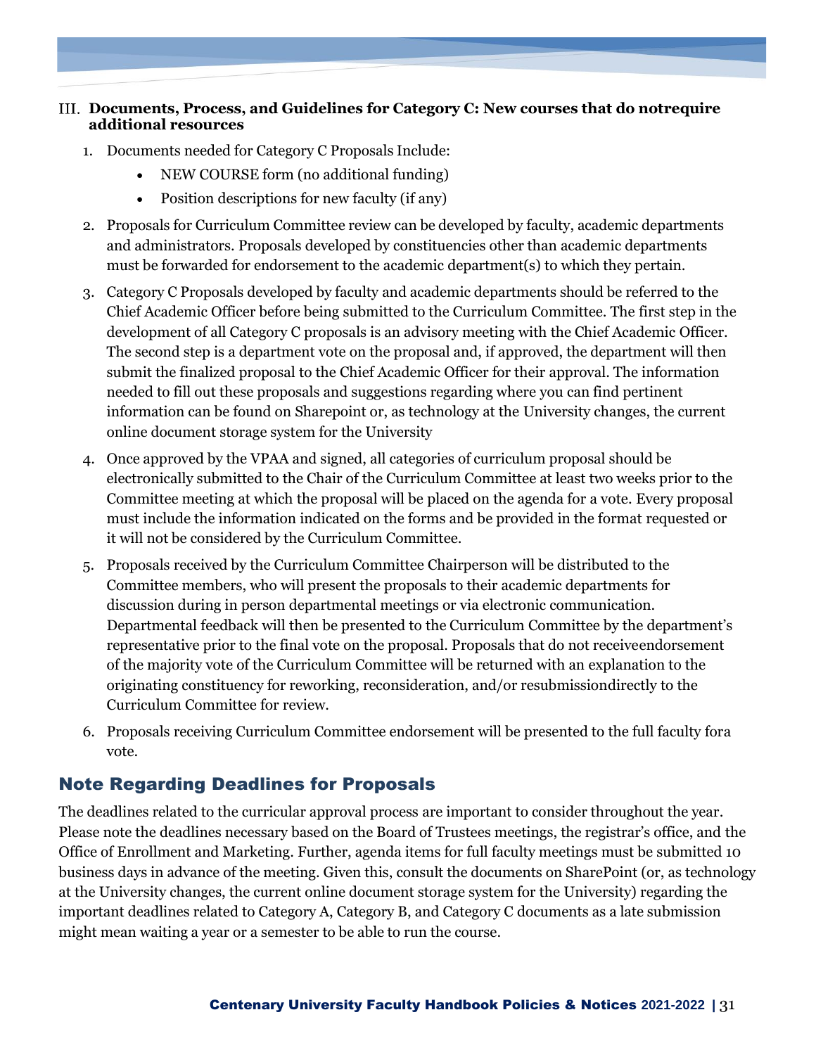### III. Documents, Process, and Guidelines for Category C: New courses that do notrequire additional resources

1. Documents needed for Category C Proposals Include:
   - NEW COURSE form (no additional funding)
   - Position descriptions for new faculty (if any)
2. Proposals for Curriculum Committee review can be developed by faculty, academic departments and administrators. Proposals developed by constituencies other than academic departments must be forwarded for endorsement to the academic department(s) to which they pertain.
3. Category C Proposals developed by faculty and academic departments should be referred to the Chief Academic Officer before being submitted to the Curriculum Committee. The first step in the development of all Category C proposals is an advisory meeting with the Chief Academic Officer. The second step is a department vote on the proposal and, if approved, the department will then submit the finalized proposal to the Chief Academic Officer for their approval. The information needed to fill out these proposals and suggestions regarding where you can find pertinent information can be found on Sharepoint or, as technology at the University changes, the current online document storage system for the University
4. Once approved by the VPAA and signed, all categories of curriculum proposal should be electronically submitted to the Chair of the Curriculum Committee at least two weeks prior to the Committee meeting at which the proposal will be placed on the agenda for a vote. Every proposal must include the information indicated on the forms and be provided in the format requested or it will not be considered by the Curriculum Committee.
5. Proposals received by the Curriculum Committee Chairperson will be distributed to the Committee members, who will present the proposals to their academic departments for discussion during in person departmental meetings or via electronic communication. Departmental feedback will then be presented to the Curriculum Committee by the department's representative prior to the final vote on the proposal. Proposals that do not receiveendorsement of the majority vote of the Curriculum Committee will be returned with an explanation to the originating constituency for reworking, reconsideration, and/or resubmissiondirectly to the Curriculum Committee for review.
6. Proposals receiving Curriculum Committee endorsement will be presented to the full faculty fora vote.

## Note Regarding Deadlines for Proposals

The deadlines related to the curricular approval process are important to consider throughout the year. Please note the deadlines necessary based on the Board of Trustees meetings, the registrar's office, and the Office of Enrollment and Marketing. Further, agenda items for full faculty meetings must be submitted 10 business days in advance of the meeting. Given this, consult the documents on SharePoint (or, as technology at the University changes, the current online document storage system for the University) regarding the important deadlines related to Category A, Category B, and Category C documents as a late submission might mean waiting a year or a semester to be able to run the course.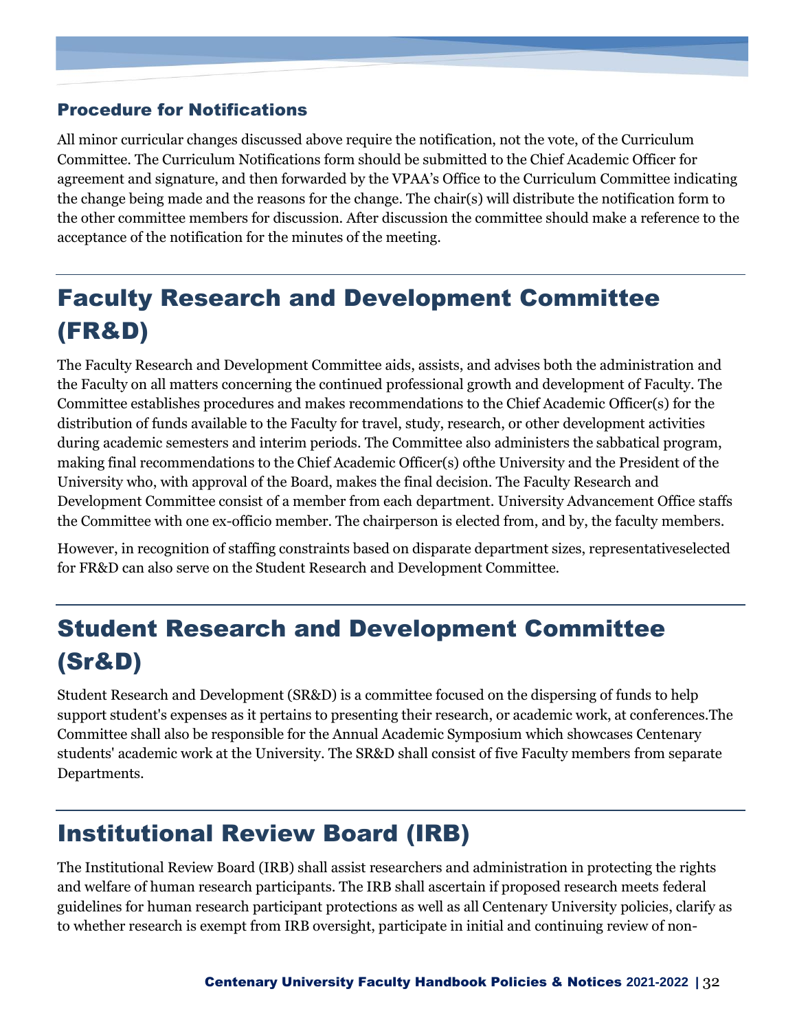### Procedure for Notifications

All minor curricular changes discussed above require the notification, not the vote, of the Curriculum Committee. The Curriculum Notifications form should be submitted to the Chief Academic Officer for agreement and signature, and then forwarded by the VPAA's Office to the Curriculum Committee indicating the change being made and the reasons for the change. The chair(s) will distribute the notification form to the other committee members for discussion. After discussion the committee should make a reference to the acceptance of the notification for the minutes of the meeting.

## Faculty Research and Development Committee (FR&D)

The Faculty Research and Development Committee aids, assists, and advises both the administration and the Faculty on all matters concerning the continued professional growth and development of Faculty. The Committee establishes procedures and makes recommendations to the Chief Academic Officer(s) for the distribution of funds available to the Faculty for travel, study, research, or other development activities during academic semesters and interim periods. The Committee also administers the sabbatical program, making final recommendations to the Chief Academic Officer(s) ofthe University and the President of the University who, with approval of the Board, makes the final decision. The Faculty Research and Development Committee consist of a member from each department. University Advancement Office staffs the Committee with one ex-officio member. The chairperson is elected from, and by, the faculty members.

However, in recognition of staffing constraints based on disparate department sizes, representativeselected for FR&D can also serve on the Student Research and Development Committee.

## Student Research and Development Committee (Sr&D)

Student Research and Development (SR&D) is a committee focused on the dispersing of funds to help support student's expenses as it pertains to presenting their research, or academic work, at conferences.The Committee shall also be responsible for the Annual Academic Symposium which showcases Centenary students' academic work at the University. The SR&D shall consist of five Faculty members from separate Departments.

## Institutional Review Board (IRB)

The Institutional Review Board (IRB) shall assist researchers and administration in protecting the rights and welfare of human research participants. The IRB shall ascertain if proposed research meets federal guidelines for human research participant protections as well as all Centenary University policies, clarify as to whether research is exempt from IRB oversight, participate in initial and continuing review of non-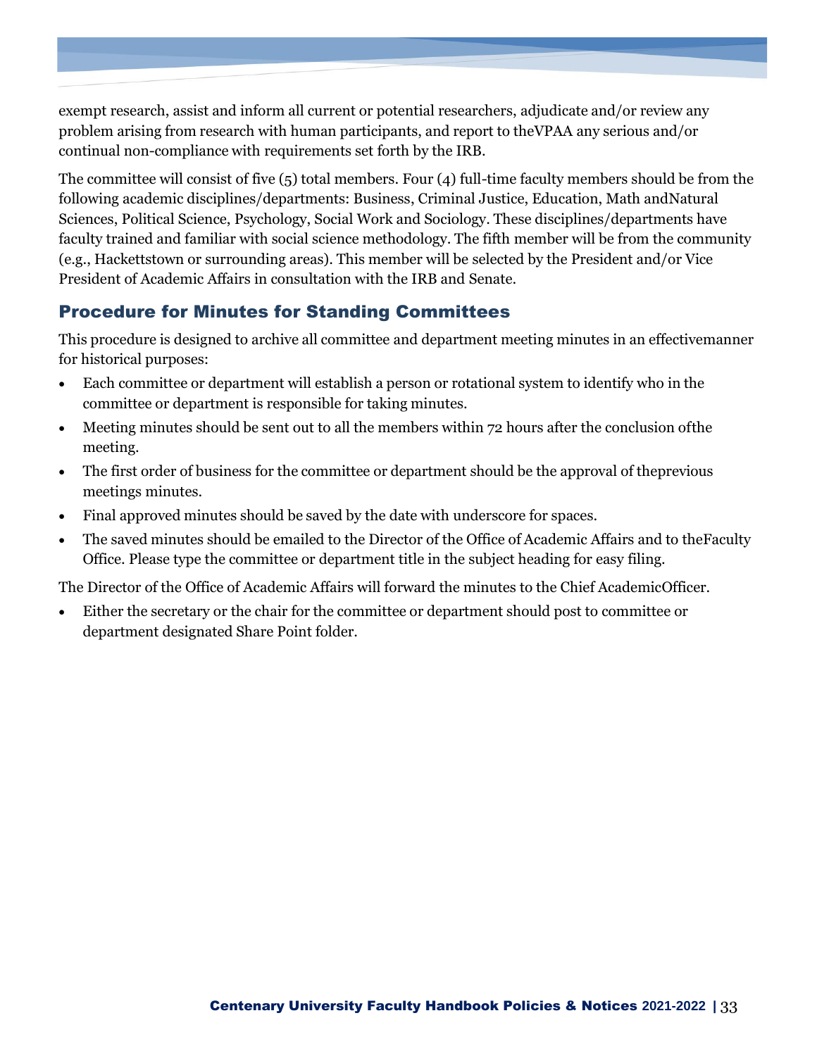exempt research, assist and inform all current or potential researchers, adjudicate and/or review any problem arising from research with human participants, and report to theVPAA any serious and/or continual non-compliance with requirements set forth by the IRB.

The committee will consist of five (5) total members. Four (4) full-time faculty members should be from the following academic disciplines/departments: Business, Criminal Justice, Education, Math andNatural Sciences, Political Science, Psychology, Social Work and Sociology. These disciplines/departments have faculty trained and familiar with social science methodology. The fifth member will be from the community (e.g., Hackettstown or surrounding areas). This member will be selected by the President and/or Vice President of Academic Affairs in consultation with the IRB and Senate.

## Procedure for Minutes for Standing Committees

This procedure is designed to archive all committee and department meeting minutes in an effectivemanner for historical purposes:

- Each committee or department will establish a person or rotational system to identify who in the committee or department is responsible for taking minutes.
- Meeting minutes should be sent out to all the members within 72 hours after the conclusion ofthe meeting.
- The first order of business for the committee or department should be the approval of theprevious meetings minutes.
- Final approved minutes should be saved by the date with underscore for spaces.
- The saved minutes should be emailed to the Director of the Office of Academic Affairs and to theFaculty Office. Please type the committee or department title in the subject heading for easy filing.

The Director of the Office of Academic Affairs will forward the minutes to the Chief AcademicOfficer.

- Either the secretary or the chair for the committee or department should post to committee or department designated Share Point folder.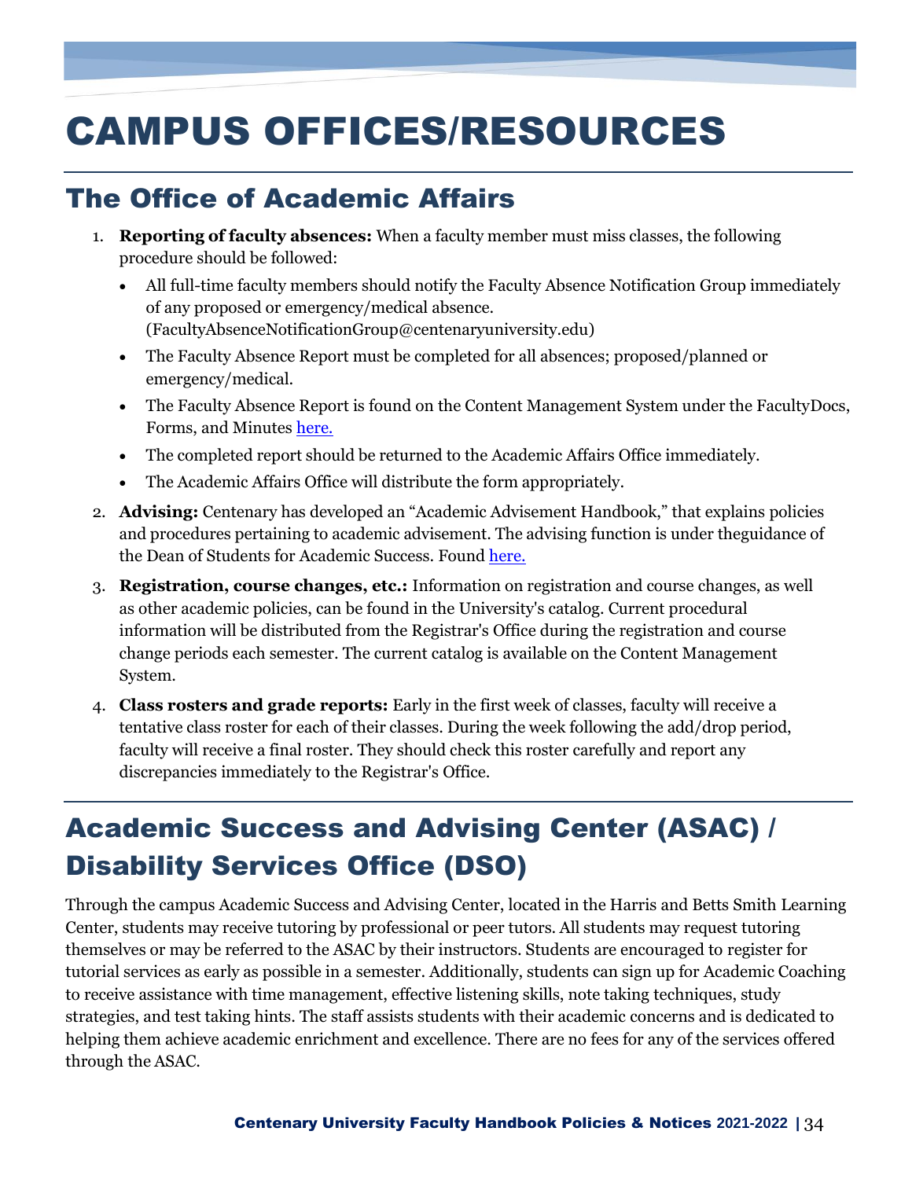# CAMPUS OFFICES/RESOURCES

## The Office of Academic Affairs

1. **Reporting of faculty absences:** When a faculty member must miss classes, the following procedure should be followed:
   - All full-time faculty members should notify the Faculty Absence Notification Group immediately of any proposed or emergency/medical absence. (FacultyAbsenceNotificationGroup@centenaryuniversity.edu)
   - The Faculty Absence Report must be completed for all absences; proposed/planned or emergency/medical.
   - The Faculty Absence Report is found on the Content Management System under the FacultyDocs, Forms, and Minutes here.
   - The completed report should be returned to the Academic Affairs Office immediately.
   - The Academic Affairs Office will distribute the form appropriately.
2. **Advising:** Centenary has developed an "Academic Advisement Handbook," that explains policies and procedures pertaining to academic advisement. The advising function is under theguidance of the Dean of Students for Academic Success. Found here.
3. **Registration, course changes, etc.:** Information on registration and course changes, as well as other academic policies, can be found in the University's catalog. Current procedural information will be distributed from the Registrar's Office during the registration and course change periods each semester. The current catalog is available on the Content Management System.
4. **Class rosters and grade reports:** Early in the first week of classes, faculty will receive a tentative class roster for each of their classes. During the week following the add/drop period, faculty will receive a final roster. They should check this roster carefully and report any discrepancies immediately to the Registrar's Office.

## Academic Success and Advising Center (ASAC) / Disability Services Office (DSO)

Through the campus Academic Success and Advising Center, located in the Harris and Betts Smith Learning Center, students may receive tutoring by professional or peer tutors. All students may request tutoring themselves or may be referred to the ASAC by their instructors. Students are encouraged to register for tutorial services as early as possible in a semester. Additionally, students can sign up for Academic Coaching to receive assistance with time management, effective listening skills, note taking techniques, study strategies, and test taking hints. The staff assists students with their academic concerns and is dedicated to helping them achieve academic enrichment and excellence. There are no fees for any of the services offered through the ASAC.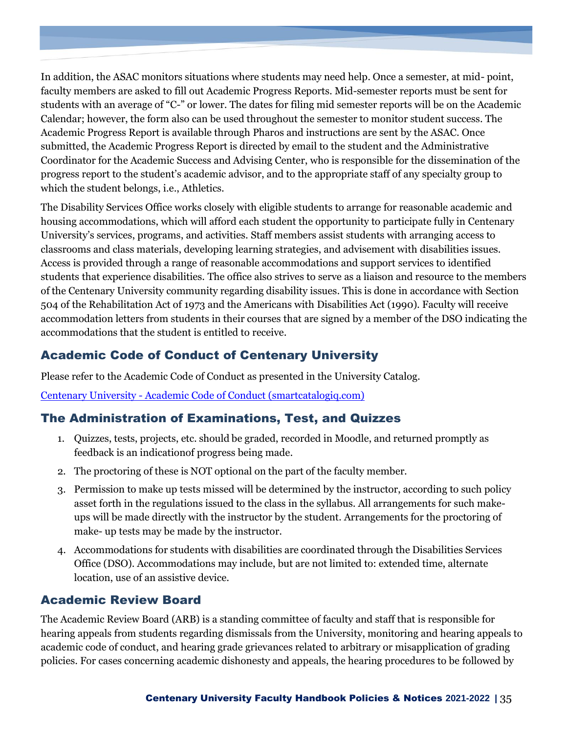In addition, the ASAC monitors situations where students may need help. Once a semester, at mid- point, faculty members are asked to fill out Academic Progress Reports. Mid-semester reports must be sent for students with an average of "C-" or lower. The dates for filing mid semester reports will be on the Academic Calendar; however, the form also can be used throughout the semester to monitor student success. The Academic Progress Report is available through Pharos and instructions are sent by the ASAC. Once submitted, the Academic Progress Report is directed by email to the student and the Administrative Coordinator for the Academic Success and Advising Center, who is responsible for the dissemination of the progress report to the student's academic advisor, and to the appropriate staff of any specialty group to which the student belongs, i.e., Athletics.

The Disability Services Office works closely with eligible students to arrange for reasonable academic and housing accommodations, which will afford each student the opportunity to participate fully in Centenary University's services, programs, and activities. Staff members assist students with arranging access to classrooms and class materials, developing learning strategies, and advisement with disabilities issues. Access is provided through a range of reasonable accommodations and support services to identified students that experience disabilities. The office also strives to serve as a liaison and resource to the members of the Centenary University community regarding disability issues. This is done in accordance with Section 504 of the Rehabilitation Act of 1973 and the Americans with Disabilities Act (1990). Faculty will receive accommodation letters from students in their courses that are signed by a member of the DSO indicating the accommodations that the student is entitled to receive.

## Academic Code of Conduct of Centenary University

Please refer to the Academic Code of Conduct as presented in the University Catalog.

Centenary University - Academic Code of Conduct (smartcatalogiq.com)

## The Administration of Examinations, Test, and Quizzes

1. Quizzes, tests, projects, etc. should be graded, recorded in Moodle, and returned promptly as feedback is an indicationof progress being made.
2. The proctoring of these is NOT optional on the part of the faculty member.
3. Permission to make up tests missed will be determined by the instructor, according to such policy asset forth in the regulations issued to the class in the syllabus. All arrangements for such make-ups will be made directly with the instructor by the student. Arrangements for the proctoring of make- up tests may be made by the instructor.
4. Accommodations for students with disabilities are coordinated through the Disabilities Services Office (DSO). Accommodations may include, but are not limited to: extended time, alternate location, use of an assistive device.

## Academic Review Board

The Academic Review Board (ARB) is a standing committee of faculty and staff that is responsible for hearing appeals from students regarding dismissals from the University, monitoring and hearing appeals to academic code of conduct, and hearing grade grievances related to arbitrary or misapplication of grading policies. For cases concerning academic dishonesty and appeals, the hearing procedures to be followed by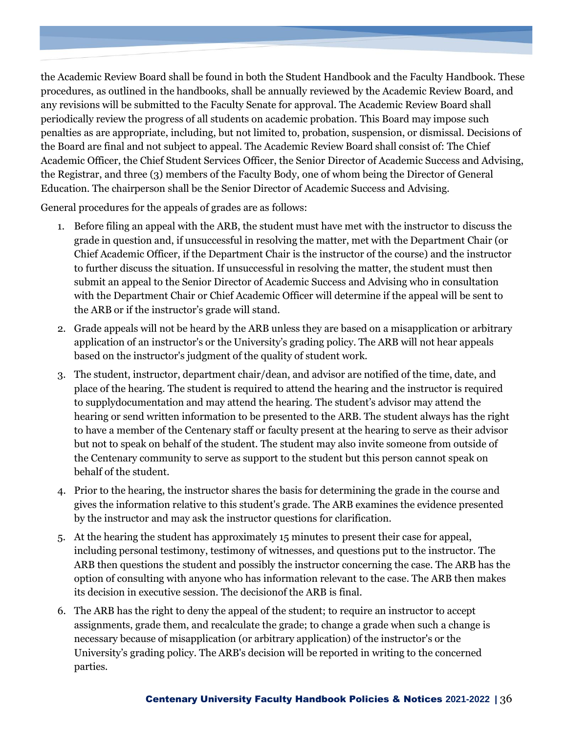the Academic Review Board shall be found in both the Student Handbook and the Faculty Handbook. These procedures, as outlined in the handbooks, shall be annually reviewed by the Academic Review Board, and any revisions will be submitted to the Faculty Senate for approval. The Academic Review Board shall periodically review the progress of all students on academic probation. This Board may impose such penalties as are appropriate, including, but not limited to, probation, suspension, or dismissal. Decisions of the Board are final and not subject to appeal. The Academic Review Board shall consist of: The Chief Academic Officer, the Chief Student Services Officer, the Senior Director of Academic Success and Advising, the Registrar, and three (3) members of the Faculty Body, one of whom being the Director of General Education. The chairperson shall be the Senior Director of Academic Success and Advising.

General procedures for the appeals of grades are as follows:

1. Before filing an appeal with the ARB, the student must have met with the instructor to discuss the grade in question and, if unsuccessful in resolving the matter, met with the Department Chair (or Chief Academic Officer, if the Department Chair is the instructor of the course) and the instructor to further discuss the situation. If unsuccessful in resolving the matter, the student must then submit an appeal to the Senior Director of Academic Success and Advising who in consultation with the Department Chair or Chief Academic Officer will determine if the appeal will be sent to the ARB or if the instructor's grade will stand.
2. Grade appeals will not be heard by the ARB unless they are based on a misapplication or arbitrary application of an instructor's or the University's grading policy. The ARB will not hear appeals based on the instructor's judgment of the quality of student work.
3. The student, instructor, department chair/dean, and advisor are notified of the time, date, and place of the hearing. The student is required to attend the hearing and the instructor is required to supplydocumentation and may attend the hearing. The student's advisor may attend the hearing or send written information to be presented to the ARB. The student always has the right to have a member of the Centenary staff or faculty present at the hearing to serve as their advisor but not to speak on behalf of the student. The student may also invite someone from outside of the Centenary community to serve as support to the student but this person cannot speak on behalf of the student.
4. Prior to the hearing, the instructor shares the basis for determining the grade in the course and gives the information relative to this student's grade. The ARB examines the evidence presented by the instructor and may ask the instructor questions for clarification.
5. At the hearing the student has approximately 15 minutes to present their case for appeal, including personal testimony, testimony of witnesses, and questions put to the instructor. The ARB then questions the student and possibly the instructor concerning the case. The ARB has the option of consulting with anyone who has information relevant to the case. The ARB then makes its decision in executive session. The decisionof the ARB is final.
6. The ARB has the right to deny the appeal of the student; to require an instructor to accept assignments, grade them, and recalculate the grade; to change a grade when such a change is necessary because of misapplication (or arbitrary application) of the instructor's or the University's grading policy. The ARB's decision will be reported in writing to the concerned parties.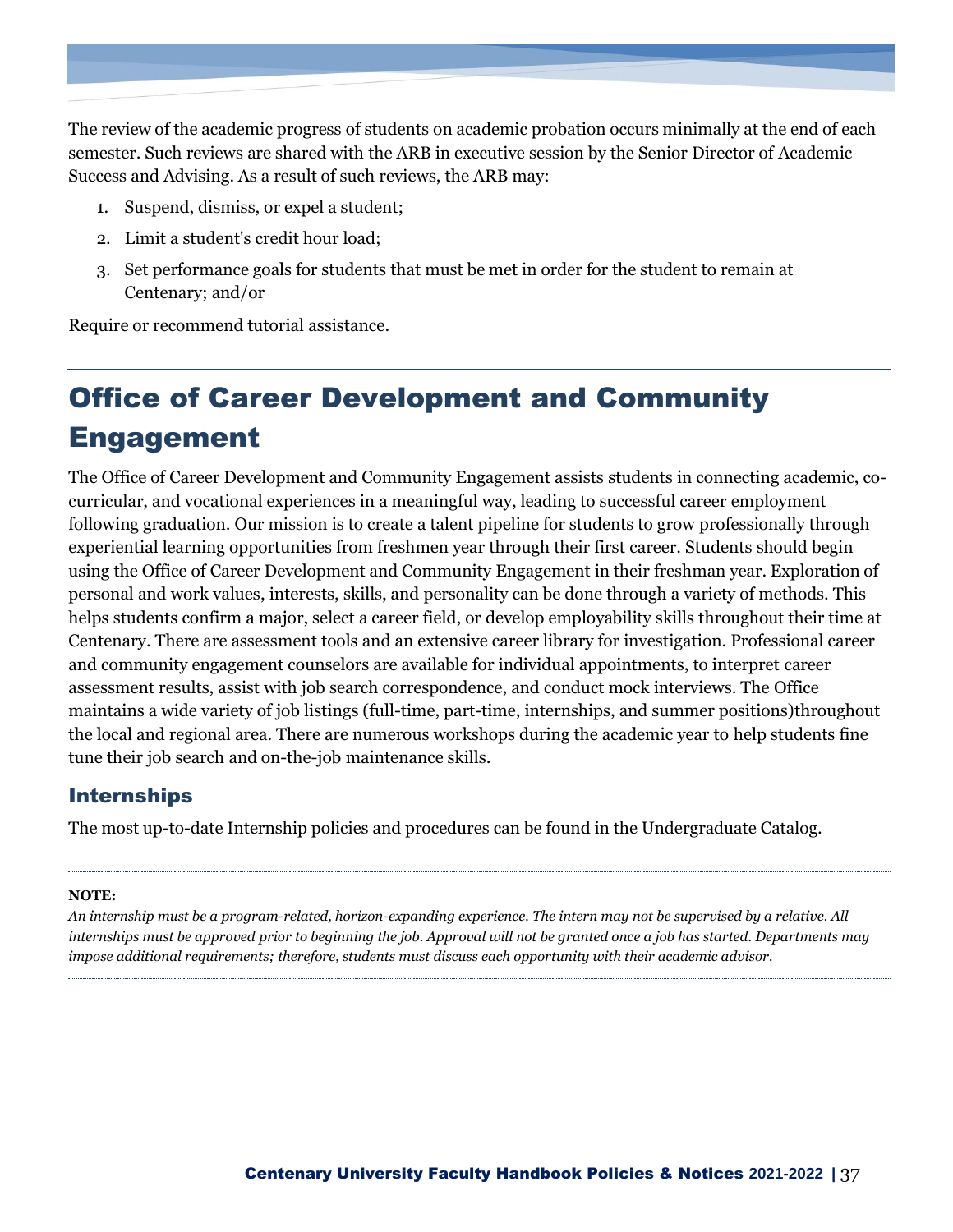The review of the academic progress of students on academic probation occurs minimally at the end of each semester. Such reviews are shared with the ARB in executive session by the Senior Director of Academic Success and Advising. As a result of such reviews, the ARB may:

1. Suspend, dismiss, or expel a student;
2. Limit a student's credit hour load;
3. Set performance goals for students that must be met in order for the student to remain at Centenary; and/or

Require or recommend tutorial assistance.

# Office of Career Development and Community Engagement

The Office of Career Development and Community Engagement assists students in connecting academic, co-curricular, and vocational experiences in a meaningful way, leading to successful career employment following graduation. Our mission is to create a talent pipeline for students to grow professionally through experiential learning opportunities from freshmen year through their first career. Students should begin using the Office of Career Development and Community Engagement in their freshman year. Exploration of personal and work values, interests, skills, and personality can be done through a variety of methods. This helps students confirm a major, select a career field, or develop employability skills throughout their time at Centenary. There are assessment tools and an extensive career library for investigation. Professional career and community engagement counselors are available for individual appointments, to interpret career assessment results, assist with job search correspondence, and conduct mock interviews. The Office maintains a wide variety of job listings (full-time, part-time, internships, and summer positions)throughout the local and regional area. There are numerous workshops during the academic year to help students fine tune their job search and on-the-job maintenance skills.

## Internships

The most up-to-date Internship policies and procedures can be found in the Undergraduate Catalog.

---

**NOTE:**

*An internship must be a program-related, horizon-expanding experience. The intern may not be supervised by a relative. All internships must be approved prior to beginning the job. Approval will not be granted once a job has started. Departments may impose additional requirements; therefore, students must discuss each opportunity with their academic advisor.*

---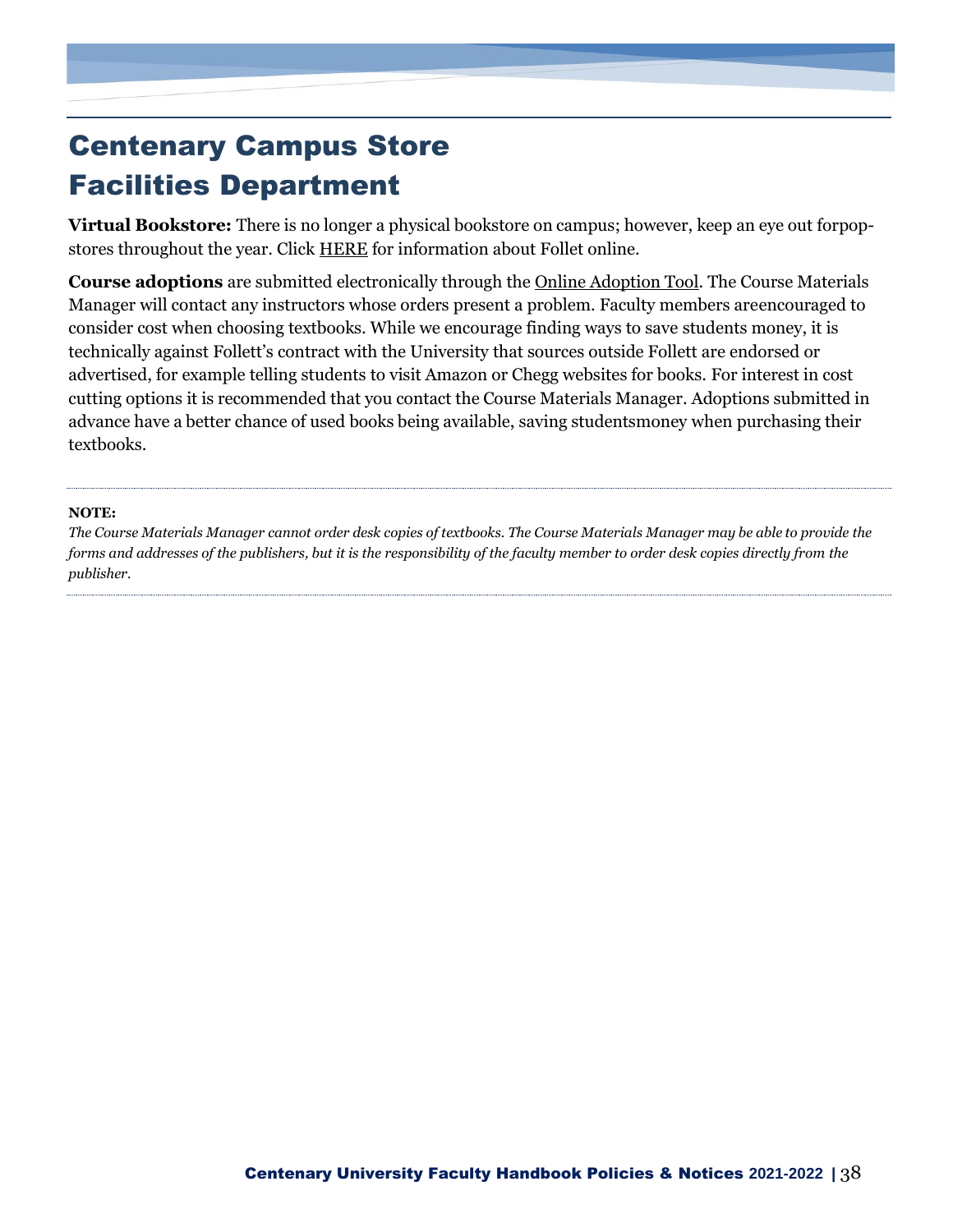# Centenary Campus Store
# Facilities Department

**Virtual Bookstore:** There is no longer a physical bookstore on campus; however, keep an eye out forpop-stores throughout the year. Click HERE for information about Follet online.

**Course adoptions** are submitted electronically through the Online Adoption Tool. The Course Materials Manager will contact any instructors whose orders present a problem. Faculty members areencouraged to consider cost when choosing textbooks. While we encourage finding ways to save students money, it is technically against Follett's contract with the University that sources outside Follett are endorsed or advertised, for example telling students to visit Amazon or Chegg websites for books. For interest in cost cutting options it is recommended that you contact the Course Materials Manager. Adoptions submitted in advance have a better chance of used books being available, saving studentsmoney when purchasing their textbooks.

---

**NOTE:**

*The Course Materials Manager cannot order desk copies of textbooks. The Course Materials Manager may be able to provide the forms and addresses of the publishers, but it is the responsibility of the faculty member to order desk copies directly from the publisher.*

---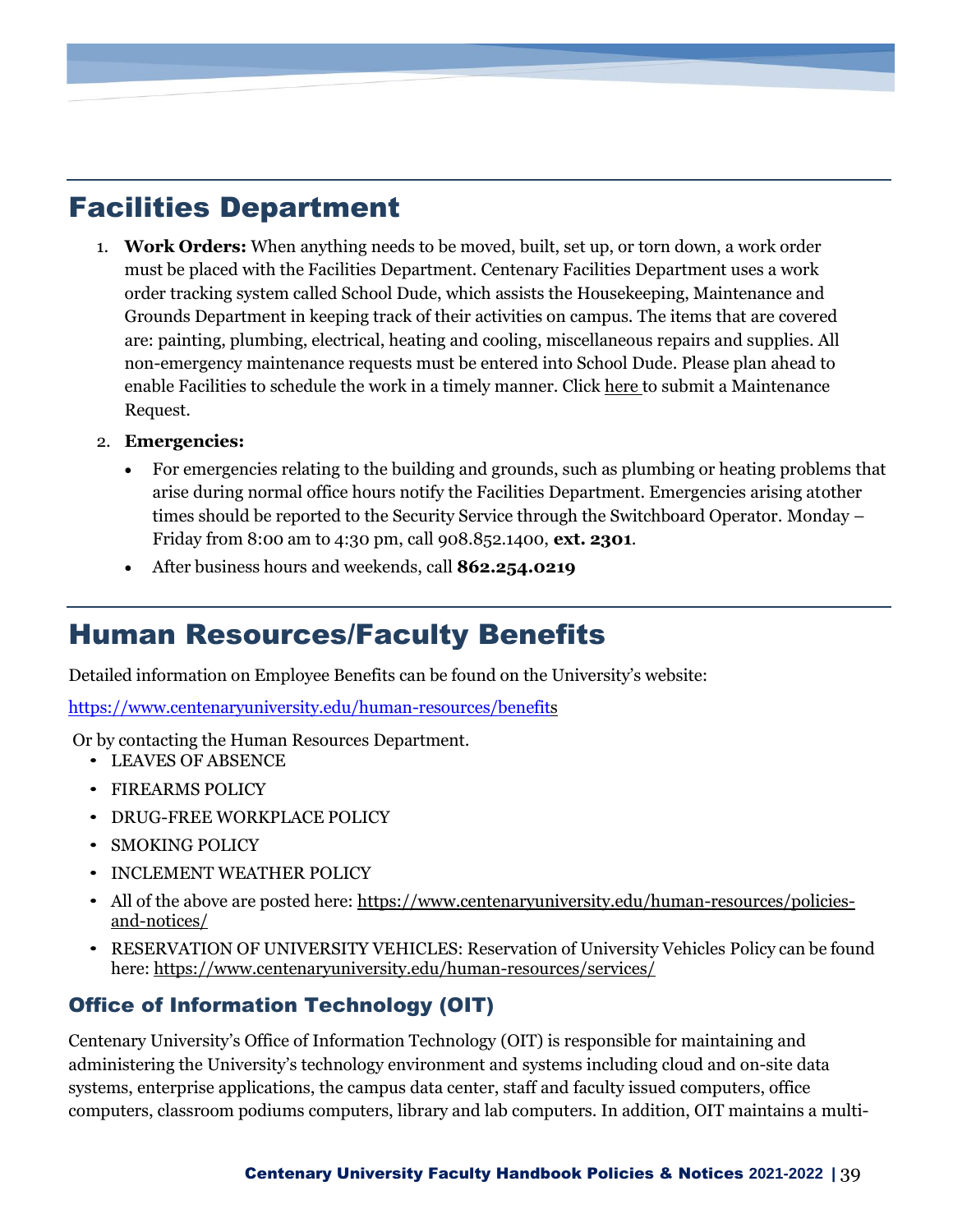# Facilities Department

1. **Work Orders:** When anything needs to be moved, built, set up, or torn down, a work order must be placed with the Facilities Department. Centenary Facilities Department uses a work order tracking system called School Dude, which assists the Housekeeping, Maintenance and Grounds Department in keeping track of their activities on campus. The items that are covered are: painting, plumbing, electrical, heating and cooling, miscellaneous repairs and supplies. All non-emergency maintenance requests must be entered into School Dude. Please plan ahead to enable Facilities to schedule the work in a timely manner. Click here to submit a Maintenance Request.

2. **Emergencies:**
   - For emergencies relating to the building and grounds, such as plumbing or heating problems that arise during normal office hours notify the Facilities Department. Emergencies arising atother times should be reported to the Security Service through the Switchboard Operator. Monday – Friday from 8:00 am to 4:30 pm, call 908.852.1400, **ext. 2301**.
   - After business hours and weekends, call **862.254.0219**

# Human Resources/Faculty Benefits

Detailed information on Employee Benefits can be found on the University's website:

https://www.centenaryuniversity.edu/human-resources/benefits

Or by contacting the Human Resources Department.

- LEAVES OF ABSENCE
- FIREARMS POLICY
- DRUG-FREE WORKPLACE POLICY
- SMOKING POLICY
- INCLEMENT WEATHER POLICY
- All of the above are posted here: https://www.centenaryuniversity.edu/human-resources/policies-and-notices/
- RESERVATION OF UNIVERSITY VEHICLES: Reservation of University Vehicles Policy can be found here: https://www.centenaryuniversity.edu/human-resources/services/

## Office of Information Technology (OIT)

Centenary University's Office of Information Technology (OIT) is responsible for maintaining and administering the University's technology environment and systems including cloud and on-site data systems, enterprise applications, the campus data center, staff and faculty issued computers, office computers, classroom podiums computers, library and lab computers. In addition, OIT maintains a multi-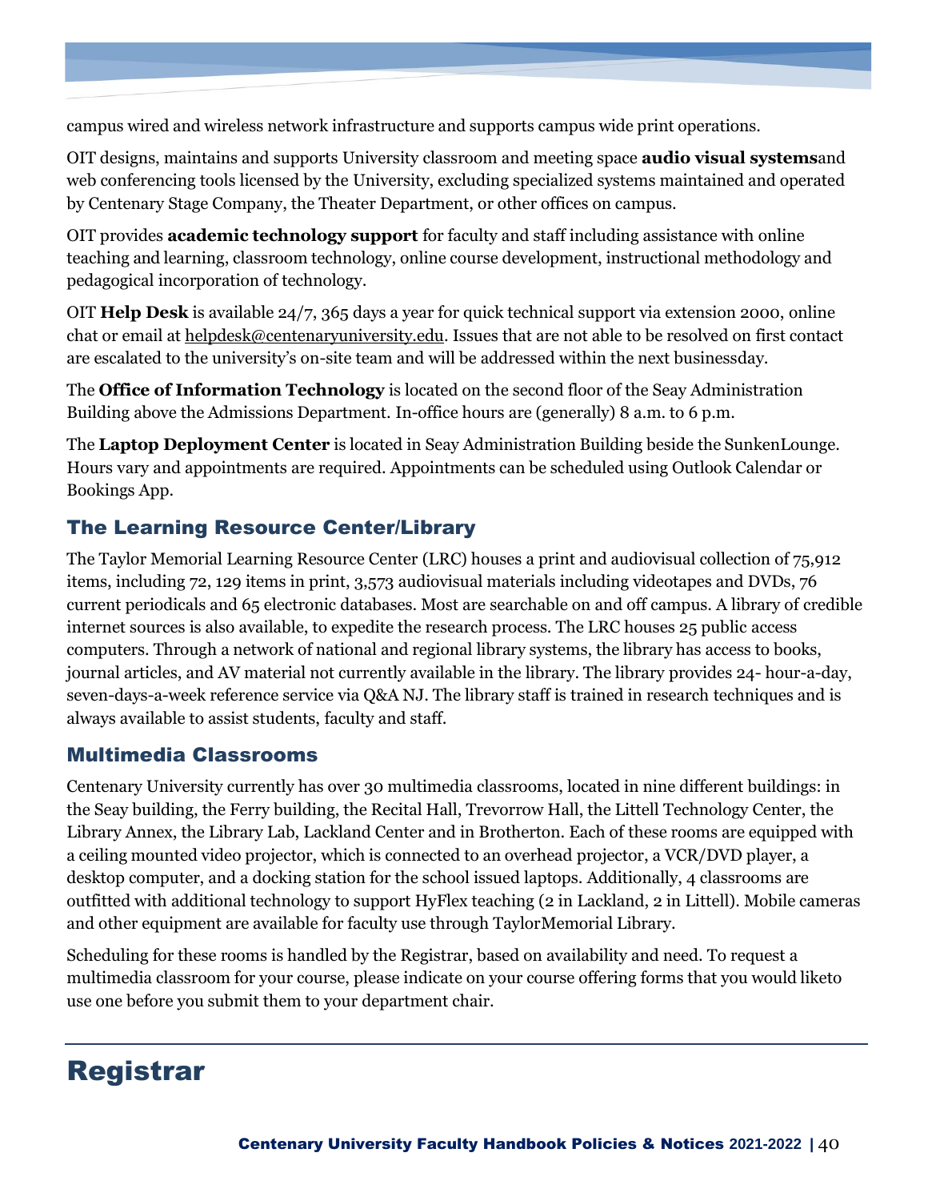campus wired and wireless network infrastructure and supports campus wide print operations.

OIT designs, maintains and supports University classroom and meeting space **audio visual systems**and web conferencing tools licensed by the University, excluding specialized systems maintained and operated by Centenary Stage Company, the Theater Department, or other offices on campus.

OIT provides **academic technology support** for faculty and staff including assistance with online teaching and learning, classroom technology, online course development, instructional methodology and pedagogical incorporation of technology.

OIT **Help Desk** is available 24/7, 365 days a year for quick technical support via extension 2000, online chat or email at helpdesk@centenaryuniversity.edu. Issues that are not able to be resolved on first contact are escalated to the university's on-site team and will be addressed within the next businessday.

The **Office of Information Technology** is located on the second floor of the Seay Administration Building above the Admissions Department. In-office hours are (generally) 8 a.m. to 6 p.m.

The **Laptop Deployment Center** is located in Seay Administration Building beside the SunkenLounge. Hours vary and appointments are required. Appointments can be scheduled using Outlook Calendar or Bookings App.

### The Learning Resource Center/Library

The Taylor Memorial Learning Resource Center (LRC) houses a print and audiovisual collection of 75,912 items, including 72, 129 items in print, 3,573 audiovisual materials including videotapes and DVDs, 76 current periodicals and 65 electronic databases. Most are searchable on and off campus. A library of credible internet sources is also available, to expedite the research process. The LRC houses 25 public access computers. Through a network of national and regional library systems, the library has access to books, journal articles, and AV material not currently available in the library. The library provides 24- hour-a-day, seven-days-a-week reference service via Q&A NJ. The library staff is trained in research techniques and is always available to assist students, faculty and staff.

### Multimedia Classrooms

Centenary University currently has over 30 multimedia classrooms, located in nine different buildings: in the Seay building, the Ferry building, the Recital Hall, Trevorrow Hall, the Littell Technology Center, the Library Annex, the Library Lab, Lackland Center and in Brotherton. Each of these rooms are equipped with a ceiling mounted video projector, which is connected to an overhead projector, a VCR/DVD player, a desktop computer, and a docking station for the school issued laptops. Additionally, 4 classrooms are outfitted with additional technology to support HyFlex teaching (2 in Lackland, 2 in Littell). Mobile cameras and other equipment are available for faculty use through TaylorMemorial Library.

Scheduling for these rooms is handled by the Registrar, based on availability and need. To request a multimedia classroom for your course, please indicate on your course offering forms that you would liketo use one before you submit them to your department chair.

# Registrar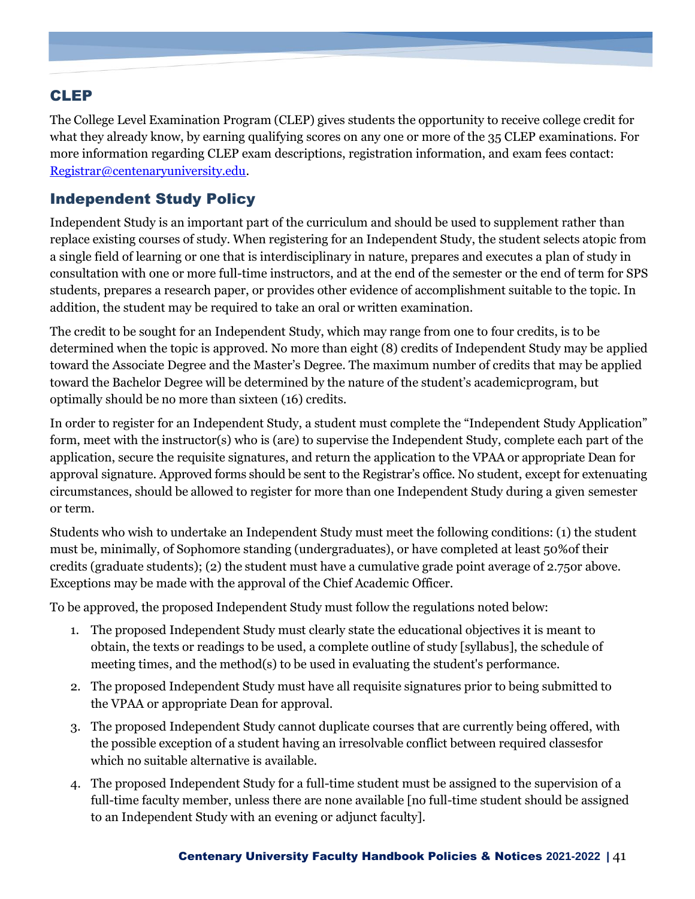## CLEP

The College Level Examination Program (CLEP) gives students the opportunity to receive college credit for what they already know, by earning qualifying scores on any one or more of the 35 CLEP examinations. For more information regarding CLEP exam descriptions, registration information, and exam fees contact: Registrar@centenaryuniversity.edu.

## Independent Study Policy

Independent Study is an important part of the curriculum and should be used to supplement rather than replace existing courses of study. When registering for an Independent Study, the student selects atopic from a single field of learning or one that is interdisciplinary in nature, prepares and executes a plan of study in consultation with one or more full-time instructors, and at the end of the semester or the end of term for SPS students, prepares a research paper, or provides other evidence of accomplishment suitable to the topic. In addition, the student may be required to take an oral or written examination.

The credit to be sought for an Independent Study, which may range from one to four credits, is to be determined when the topic is approved. No more than eight (8) credits of Independent Study may be applied toward the Associate Degree and the Master's Degree. The maximum number of credits that may be applied toward the Bachelor Degree will be determined by the nature of the student's academicprogram, but optimally should be no more than sixteen (16) credits.

In order to register for an Independent Study, a student must complete the "Independent Study Application" form, meet with the instructor(s) who is (are) to supervise the Independent Study, complete each part of the application, secure the requisite signatures, and return the application to the VPAA or appropriate Dean for approval signature. Approved forms should be sent to the Registrar's office. No student, except for extenuating circumstances, should be allowed to register for more than one Independent Study during a given semester or term.

Students who wish to undertake an Independent Study must meet the following conditions: (1) the student must be, minimally, of Sophomore standing (undergraduates), or have completed at least 50%of their credits (graduate students); (2) the student must have a cumulative grade point average of 2.75or above. Exceptions may be made with the approval of the Chief Academic Officer.

To be approved, the proposed Independent Study must follow the regulations noted below:

1. The proposed Independent Study must clearly state the educational objectives it is meant to obtain, the texts or readings to be used, a complete outline of study [syllabus], the schedule of meeting times, and the method(s) to be used in evaluating the student's performance.
2. The proposed Independent Study must have all requisite signatures prior to being submitted to the VPAA or appropriate Dean for approval.
3. The proposed Independent Study cannot duplicate courses that are currently being offered, with the possible exception of a student having an irresolvable conflict between required classesfor which no suitable alternative is available.
4. The proposed Independent Study for a full-time student must be assigned to the supervision of a full-time faculty member, unless there are none available [no full-time student should be assigned to an Independent Study with an evening or adjunct faculty].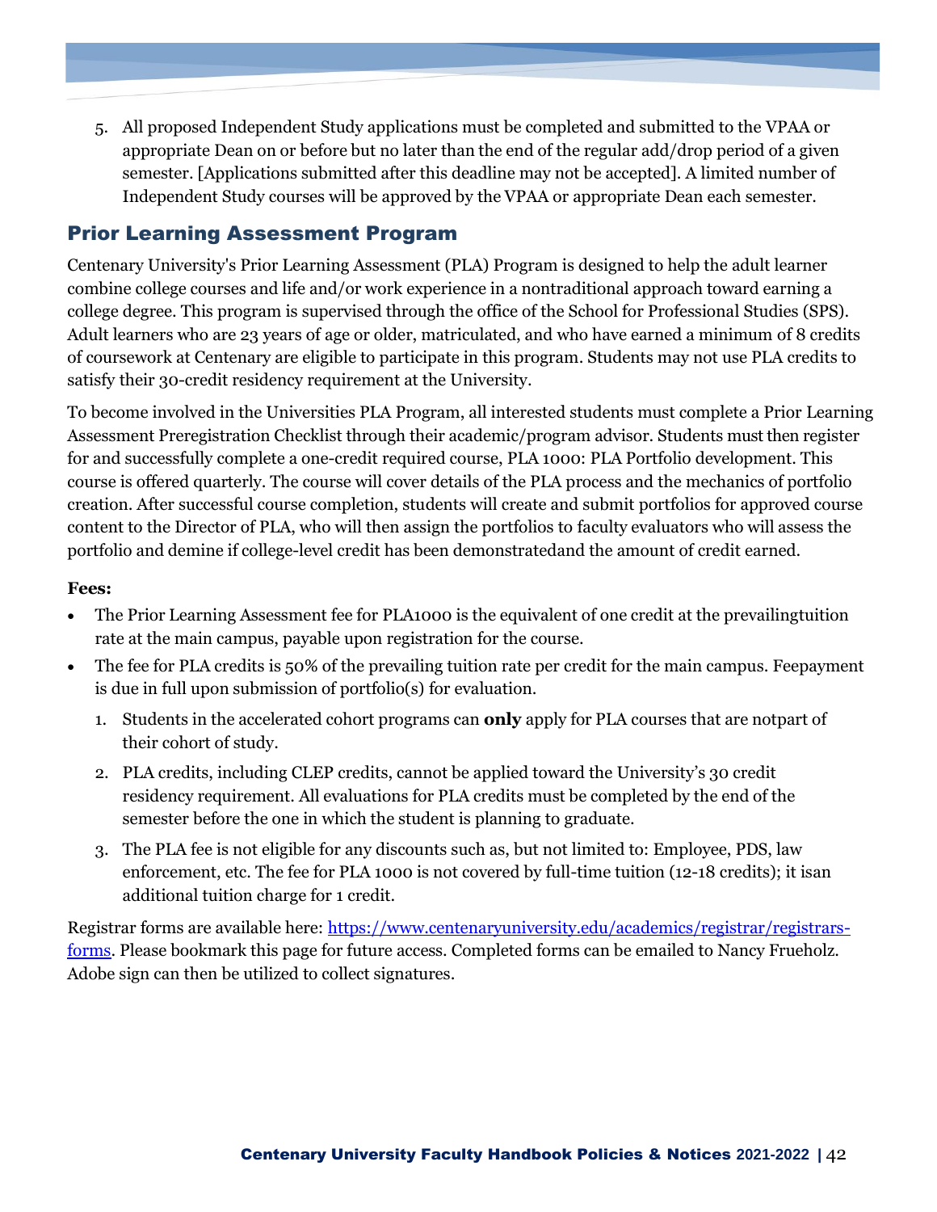5. All proposed Independent Study applications must be completed and submitted to the VPAA or appropriate Dean on or before but no later than the end of the regular add/drop period of a given semester. [Applications submitted after this deadline may not be accepted]. A limited number of Independent Study courses will be approved by the VPAA or appropriate Dean each semester.

## Prior Learning Assessment Program

Centenary University's Prior Learning Assessment (PLA) Program is designed to help the adult learner combine college courses and life and/or work experience in a nontraditional approach toward earning a college degree. This program is supervised through the office of the School for Professional Studies (SPS). Adult learners who are 23 years of age or older, matriculated, and who have earned a minimum of 8 credits of coursework at Centenary are eligible to participate in this program. Students may not use PLA credits to satisfy their 30-credit residency requirement at the University.

To become involved in the Universities PLA Program, all interested students must complete a Prior Learning Assessment Preregistration Checklist through their academic/program advisor. Students must then register for and successfully complete a one-credit required course, PLA 1000: PLA Portfolio development. This course is offered quarterly. The course will cover details of the PLA process and the mechanics of portfolio creation. After successful course completion, students will create and submit portfolios for approved course content to the Director of PLA, who will then assign the portfolios to faculty evaluators who will assess the portfolio and demine if college-level credit has been demonstratedand the amount of credit earned.

**Fees:**

- The Prior Learning Assessment fee for PLA1000 is the equivalent of one credit at the prevailingtuition rate at the main campus, payable upon registration for the course.
- The fee for PLA credits is 50% of the prevailing tuition rate per credit for the main campus. Feepayment is due in full upon submission of portfolio(s) for evaluation.
  1. Students in the accelerated cohort programs can **only** apply for PLA courses that are notpart of their cohort of study.
  2. PLA credits, including CLEP credits, cannot be applied toward the University's 30 credit residency requirement. All evaluations for PLA credits must be completed by the end of the semester before the one in which the student is planning to graduate.
  3. The PLA fee is not eligible for any discounts such as, but not limited to: Employee, PDS, law enforcement, etc. The fee for PLA 1000 is not covered by full-time tuition (12-18 credits); it isan additional tuition charge for 1 credit.

Registrar forms are available here: [https://www.centenaryuniversity.edu/academics/registrar/registrars-forms](https://www.centenaryuniversity.edu/academics/registrar/registrars-forms). Please bookmark this page for future access. Completed forms can be emailed to Nancy Frueholz. Adobe sign can then be utilized to collect signatures.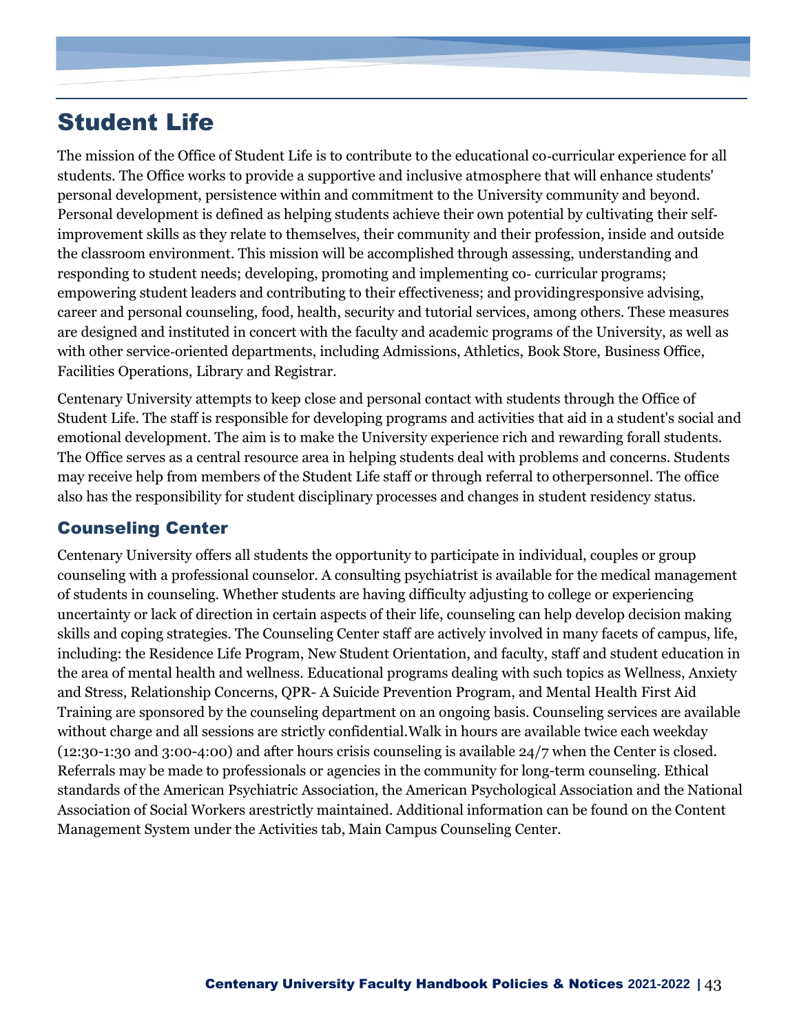# Student Life

The mission of the Office of Student Life is to contribute to the educational co-curricular experience for all students. The Office works to provide a supportive and inclusive atmosphere that will enhance students' personal development, persistence within and commitment to the University community and beyond. Personal development is defined as helping students achieve their own potential by cultivating their self-improvement skills as they relate to themselves, their community and their profession, inside and outside the classroom environment. This mission will be accomplished through assessing, understanding and responding to student needs; developing, promoting and implementing co- curricular programs; empowering student leaders and contributing to their effectiveness; and providingresponsive advising, career and personal counseling, food, health, security and tutorial services, among others. These measures are designed and instituted in concert with the faculty and academic programs of the University, as well as with other service-oriented departments, including Admissions, Athletics, Book Store, Business Office, Facilities Operations, Library and Registrar.

Centenary University attempts to keep close and personal contact with students through the Office of Student Life. The staff is responsible for developing programs and activities that aid in a student's social and emotional development. The aim is to make the University experience rich and rewarding forall students. The Office serves as a central resource area in helping students deal with problems and concerns. Students may receive help from members of the Student Life staff or through referral to otherpersonnel. The office also has the responsibility for student disciplinary processes and changes in student residency status.

## Counseling Center

Centenary University offers all students the opportunity to participate in individual, couples or group counseling with a professional counselor. A consulting psychiatrist is available for the medical management of students in counseling. Whether students are having difficulty adjusting to college or experiencing uncertainty or lack of direction in certain aspects of their life, counseling can help develop decision making skills and coping strategies. The Counseling Center staff are actively involved in many facets of campus, life, including: the Residence Life Program, New Student Orientation, and faculty, staff and student education in the area of mental health and wellness. Educational programs dealing with such topics as Wellness, Anxiety and Stress, Relationship Concerns, QPR- A Suicide Prevention Program, and Mental Health First Aid Training are sponsored by the counseling department on an ongoing basis. Counseling services are available without charge and all sessions are strictly confidential.Walk in hours are available twice each weekday (12:30-1:30 and 3:00-4:00) and after hours crisis counseling is available 24/7 when the Center is closed. Referrals may be made to professionals or agencies in the community for long-term counseling. Ethical standards of the American Psychiatric Association, the American Psychological Association and the National Association of Social Workers arestrictly maintained. Additional information can be found on the Content Management System under the Activities tab, Main Campus Counseling Center.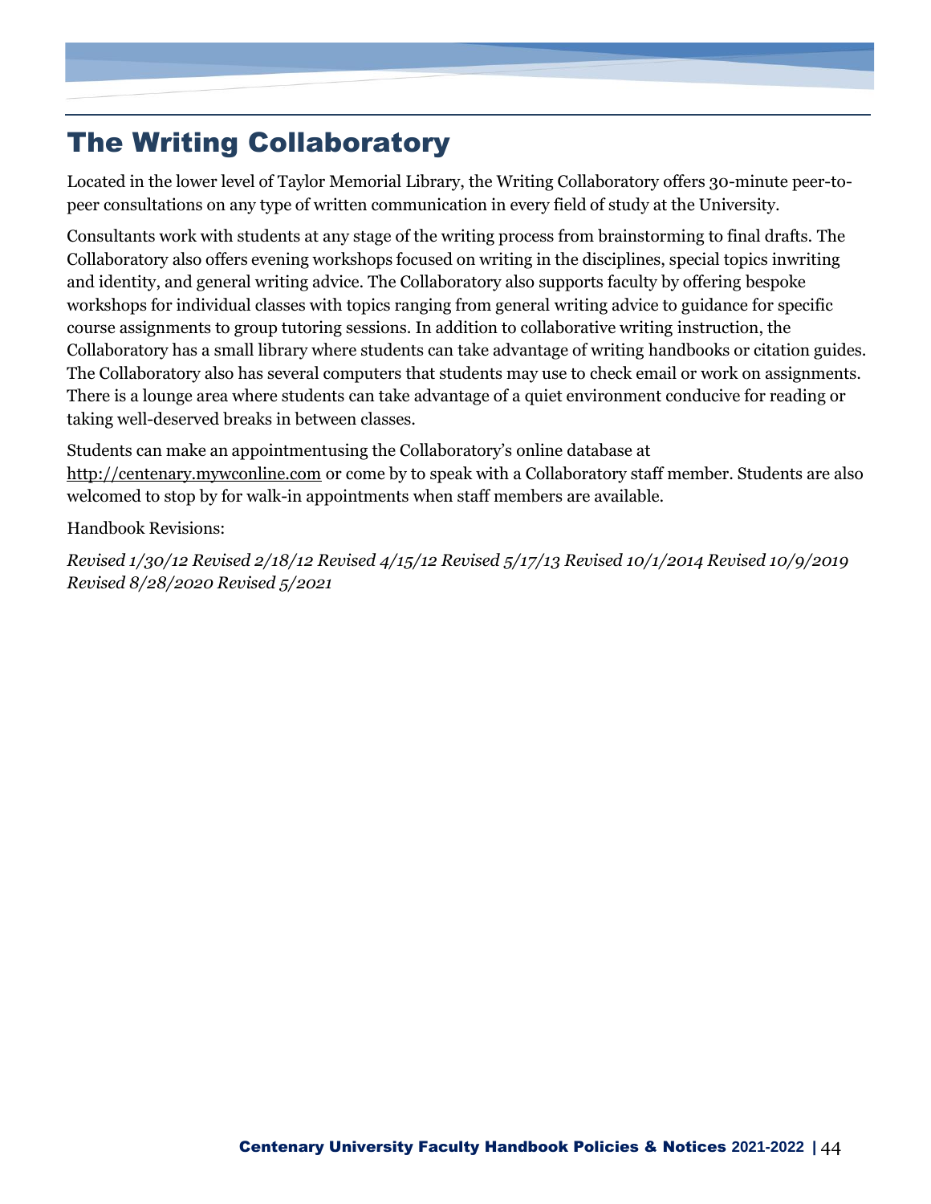# The Writing Collaboratory

Located in the lower level of Taylor Memorial Library, the Writing Collaboratory offers 30-minute peer-to-peer consultations on any type of written communication in every field of study at the University.

Consultants work with students at any stage of the writing process from brainstorming to final drafts. The Collaboratory also offers evening workshops focused on writing in the disciplines, special topics inwriting and identity, and general writing advice. The Collaboratory also supports faculty by offering bespoke workshops for individual classes with topics ranging from general writing advice to guidance for specific course assignments to group tutoring sessions. In addition to collaborative writing instruction, the Collaboratory has a small library where students can take advantage of writing handbooks or citation guides. The Collaboratory also has several computers that students may use to check email or work on assignments. There is a lounge area where students can take advantage of a quiet environment conducive for reading or taking well-deserved breaks in between classes.

Students can make an appointmentusing the Collaboratory's online database at http://centenary.mywconline.com or come by to speak with a Collaboratory staff member. Students are also welcomed to stop by for walk-in appointments when staff members are available.

Handbook Revisions:

*Revised 1/30/12 Revised 2/18/12 Revised 4/15/12 Revised 5/17/13 Revised 10/1/2014 Revised 10/9/2019 Revised 8/28/2020 Revised 5/2021*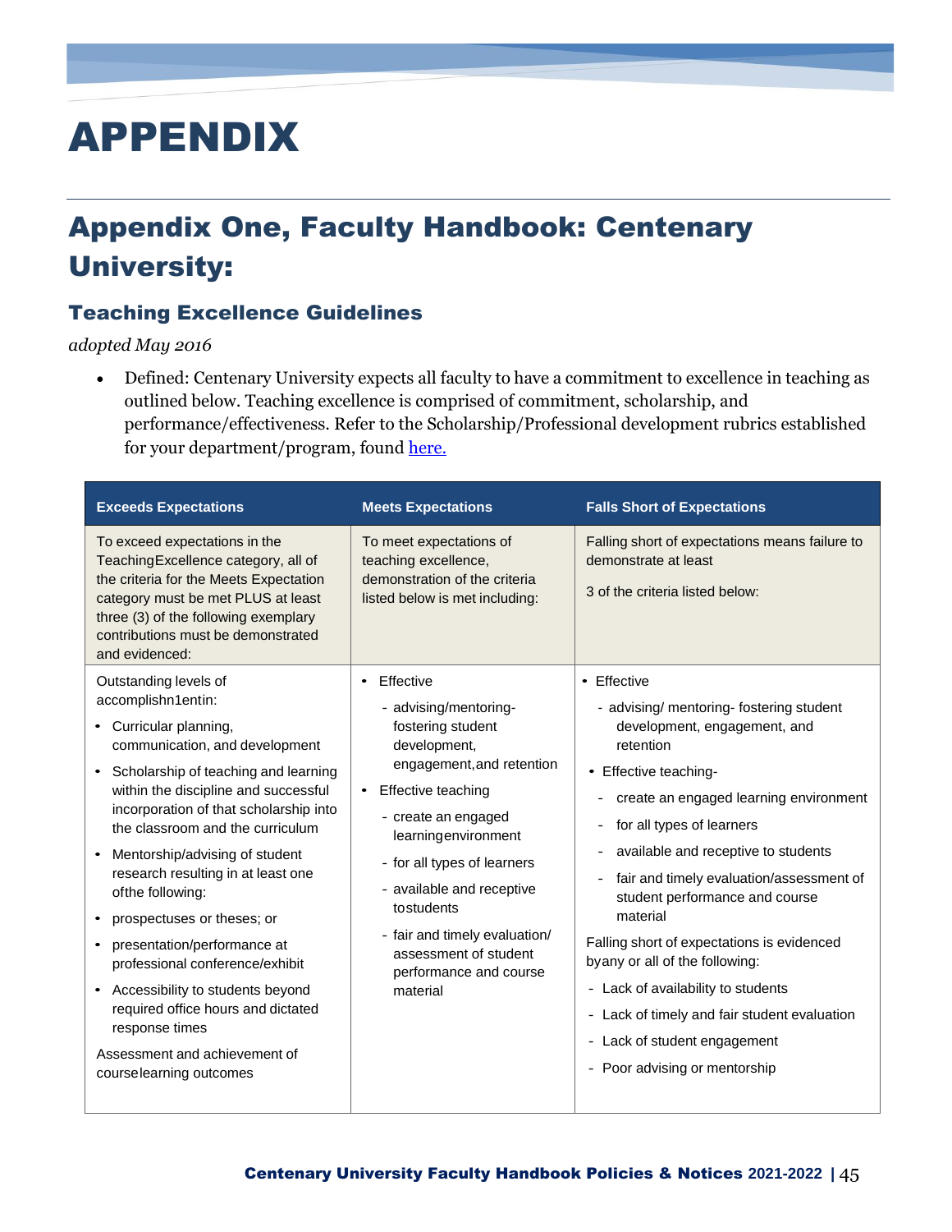# APPENDIX

## Appendix One, Faculty Handbook: Centenary University:

### Teaching Excellence Guidelines

*adopted May 2016*

- Defined: Centenary University expects all faculty to have a commitment to excellence in teaching as outlined below. Teaching excellence is comprised of commitment, scholarship, and performance/effectiveness. Refer to the Scholarship/Professional development rubrics established for your department/program, found [here.](#)

| Exceeds Expectations | Meets Expectations | Falls Short of Expectations |
|---|---|---|
| To exceed expectations in the TeachingExcellence category, all of the criteria for the Meets Expectation category must be met PLUS at least three (3) of the following exemplary contributions must be demonstrated and evidenced: | To meet expectations of teaching excellence, demonstration of the criteria listed below is met including: | Falling short of expectations means failure to demonstrate at least<br><br>3 of the criteria listed below: |
| Outstanding levels of accomplishn1entin:<br>• Curricular planning, communication, and development<br>• Scholarship of teaching and learning within the discipline and successful incorporation of that scholarship into the classroom and the curriculum<br>• Mentorship/advising of student research resulting in at least one ofthe following:<br>• prospectuses or theses; or<br>• presentation/performance at professional conference/exhibit<br>• Accessibility to students beyond required office hours and dictated response times<br>Assessment and achievement of courselearning outcomes | • Effective<br>- advising/mentoring- fostering student development, engagement,and retention<br>• Effective teaching<br>- create an engaged learningenvironment<br>- for all types of learners<br>- available and receptive tostudents<br>- fair and timely evaluation/ assessment of student performance and course material | • Effective<br>- advising/ mentoring- fostering student development, engagement, and retention<br>• Effective teaching-<br>- create an engaged learning environment<br>- for all types of learners<br>- available and receptive to students<br>- fair and timely evaluation/assessment of student performance and course material<br>Falling short of expectations is evidenced byany or all of the following:<br>- Lack of availability to students<br>- Lack of timely and fair student evaluation<br>- Lack of student engagement<br>- Poor advising or mentorship |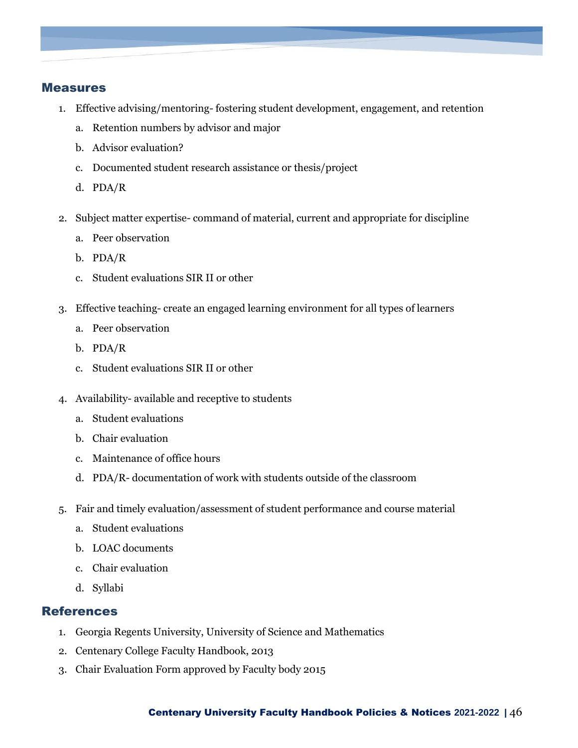## Measures

1. Effective advising/mentoring- fostering student development, engagement, and retention
   a. Retention numbers by advisor and major
   b. Advisor evaluation?
   c. Documented student research assistance or thesis/project
   d. PDA/R

2. Subject matter expertise- command of material, current and appropriate for discipline
   a. Peer observation
   b. PDA/R
   c. Student evaluations SIR II or other

3. Effective teaching- create an engaged learning environment for all types of learners
   a. Peer observation
   b. PDA/R
   c. Student evaluations SIR II or other

4. Availability- available and receptive to students
   a. Student evaluations
   b. Chair evaluation
   c. Maintenance of office hours
   d. PDA/R- documentation of work with students outside of the classroom

5. Fair and timely evaluation/assessment of student performance and course material
   a. Student evaluations
   b. LOAC documents
   c. Chair evaluation
   d. Syllabi

## References

1. Georgia Regents University, University of Science and Mathematics
2. Centenary College Faculty Handbook, 2013
3. Chair Evaluation Form approved by Faculty body 2015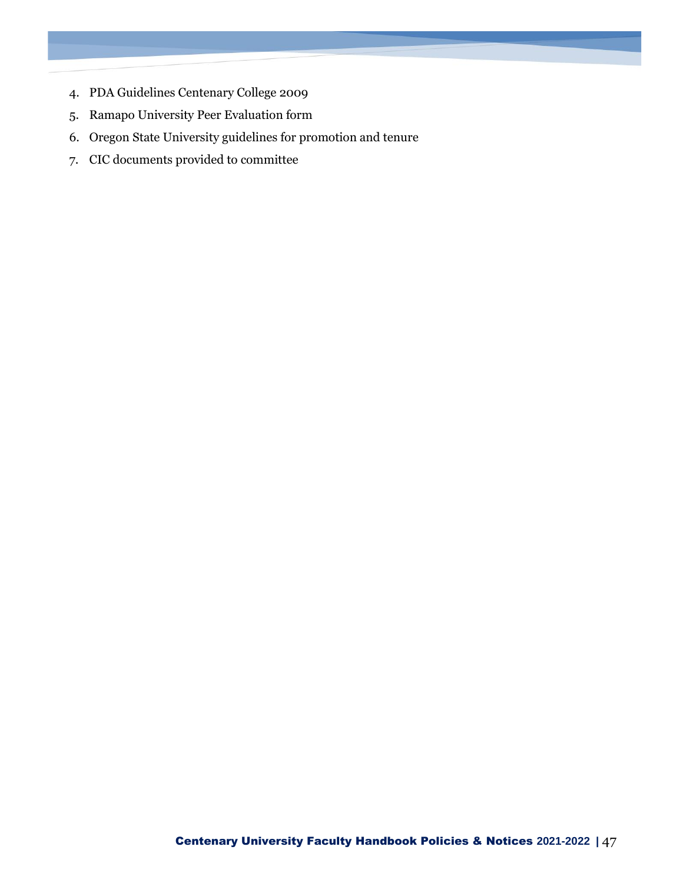4. PDA Guidelines Centenary College 2009
5. Ramapo University Peer Evaluation form
6. Oregon State University guidelines for promotion and tenure
7. CIC documents provided to committee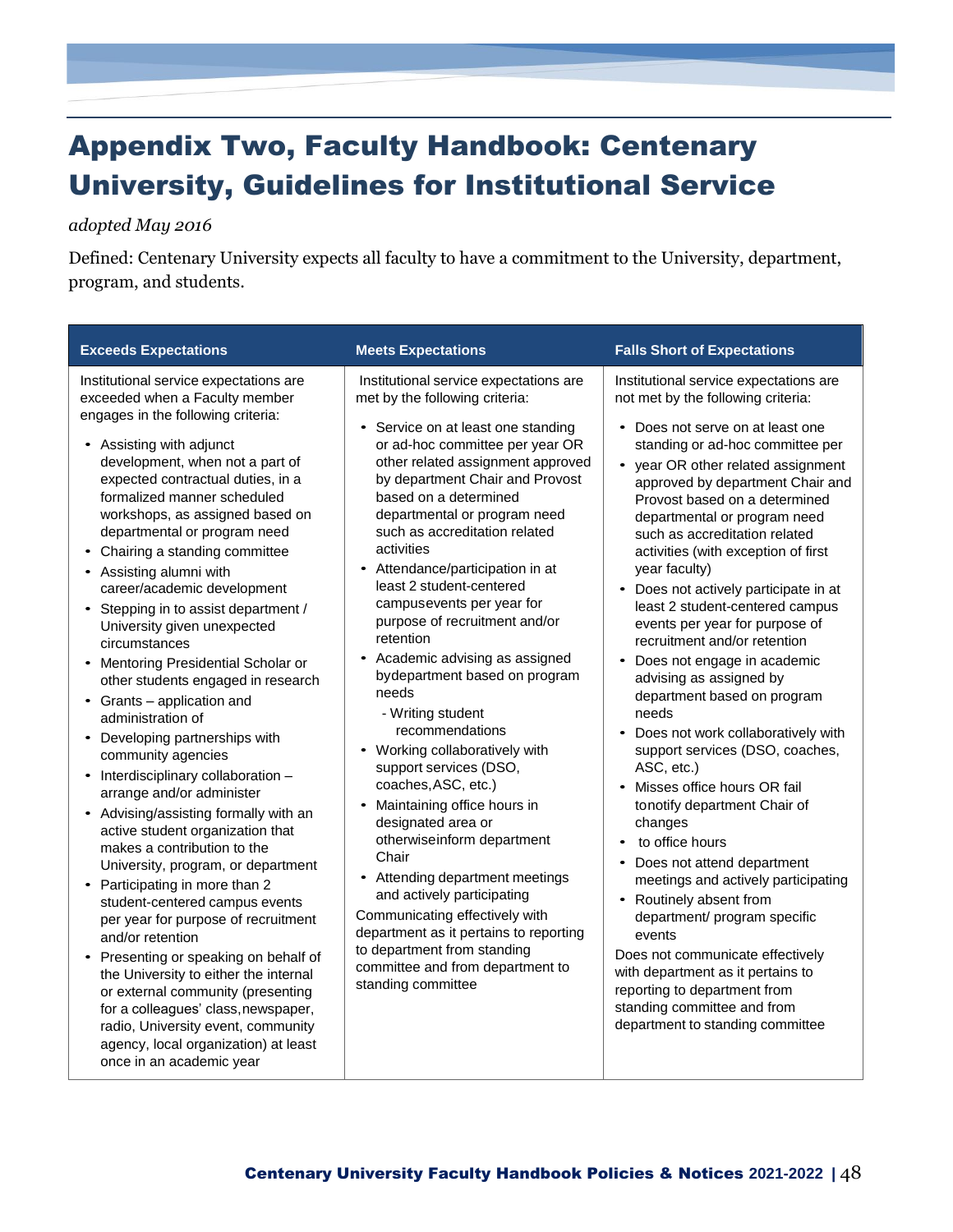# Appendix Two, Faculty Handbook: Centenary University, Guidelines for Institutional Service

*adopted May 2016*

Defined: Centenary University expects all faculty to have a commitment to the University, department, program, and students.

| Exceeds Expectations | Meets Expectations | Falls Short of Expectations |
|---|---|---|
| Institutional service expectations are exceeded when a Faculty member engages in the following criteria:<br>• Assisting with adjunct development, when not a part of expected contractual duties, in a formalized manner scheduled workshops, as assigned based on departmental or program need<br>• Chairing a standing committee<br>• Assisting alumni with career/academic development<br>• Stepping in to assist department / University given unexpected circumstances<br>• Mentoring Presidential Scholar or other students engaged in research<br>• Grants – application and administration of<br>• Developing partnerships with community agencies<br>• Interdisciplinary collaboration – arrange and/or administer<br>• Advising/assisting formally with an active student organization that makes a contribution to the University, program, or department<br>• Participating in more than 2 student-centered campus events per year for purpose of recruitment and/or retention<br>• Presenting or speaking on behalf of the University to either the internal or external community (presenting for a colleagues' class,newspaper, radio, University event, community agency, local organization) at least once in an academic year | Institutional service expectations are met by the following criteria:<br>• Service on at least one standing or ad-hoc committee per year OR other related assignment approved by department Chair and Provost based on a determined departmental or program need such as accreditation related activities<br>• Attendance/participation in at least 2 student-centered campusevents per year for purpose of recruitment and/or retention<br>• Academic advising as assigned bydepartment based on program needs<br>- Writing student recommendations<br>• Working collaboratively with support services (DSO, coaches,ASC, etc.)<br>• Maintaining office hours in designated area or otherwiseinform department Chair<br>• Attending department meetings and actively participating<br>Communicating effectively with department as it pertains to reporting to department from standing committee and from department to standing committee | Institutional service expectations are not met by the following criteria:<br>• Does not serve on at least one standing or ad-hoc committee per<br>• year OR other related assignment approved by department Chair and Provost based on a determined departmental or program need such as accreditation related activities (with exception of first year faculty)<br>• Does not actively participate in at least 2 student-centered campus events per year for purpose of recruitment and/or retention<br>• Does not engage in academic advising as assigned by department based on program needs<br>• Does not work collaboratively with support services (DSO, coaches, ASC, etc.)<br>• Misses office hours OR fail tonotify department Chair of changes<br>• to office hours<br>• Does not attend department meetings and actively participating<br>• Routinely absent from department/ program specific events<br>Does not communicate effectively with department as it pertains to reporting to department from standing committee and from department to standing committee |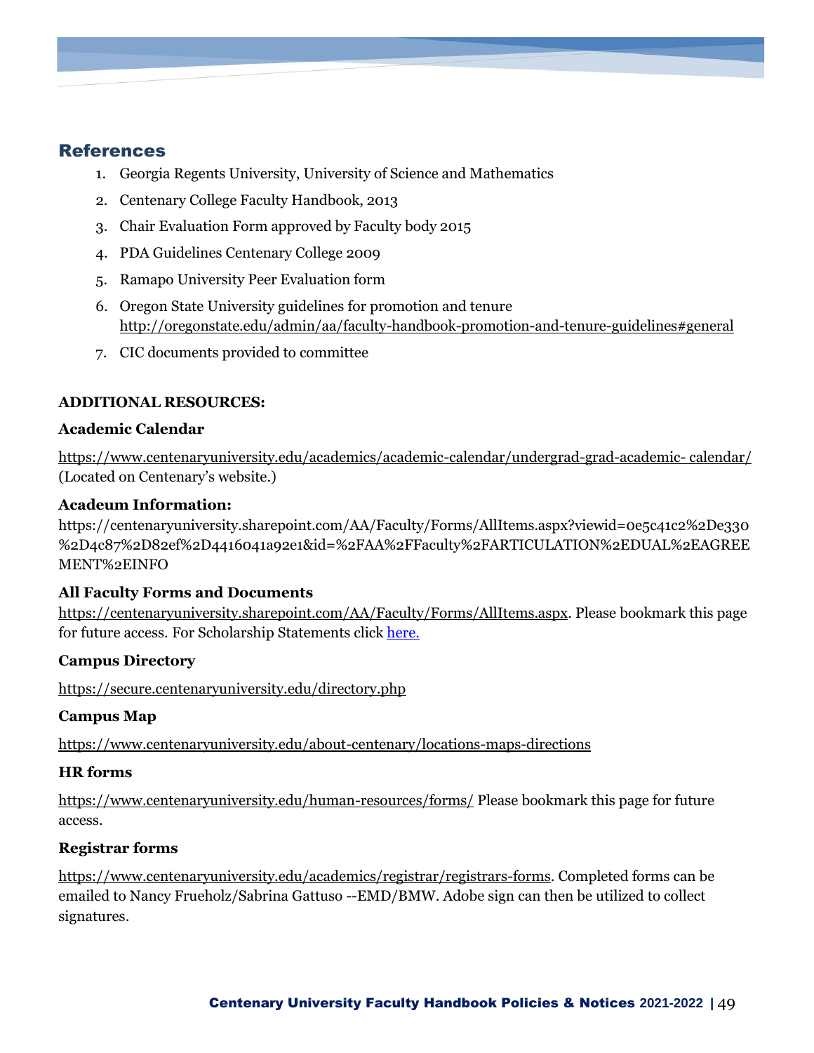## References

1. Georgia Regents University, University of Science and Mathematics
2. Centenary College Faculty Handbook, 2013
3. Chair Evaluation Form approved by Faculty body 2015
4. PDA Guidelines Centenary College 2009
5. Ramapo University Peer Evaluation form
6. Oregon State University guidelines for promotion and tenure http://oregonstate.edu/admin/aa/faculty-handbook-promotion-and-tenure-guidelines#general
7. CIC documents provided to committee

**ADDITIONAL RESOURCES:**

**Academic Calendar**

https://www.centenaryuniversity.edu/academics/academic-calendar/undergrad-grad-academic- calendar/ (Located on Centenary's website.)

**Acadeum Information:**

https://centenaryuniversity.sharepoint.com/AA/Faculty/Forms/AllItems.aspx?viewid=0e5c41c2%2De330%2D4c87%2D82ef%2D4416041a92e1&id=%2FAA%2FFaculty%2FARTICULATION%2EDUAL%2EAGREEMENT%2EINFO

**All Faculty Forms and Documents**

https://centenaryuniversity.sharepoint.com/AA/Faculty/Forms/AllItems.aspx. Please bookmark this page for future access. For Scholarship Statements click here.

**Campus Directory**

https://secure.centenaryuniversity.edu/directory.php

**Campus Map**

https://www.centenaryuniversity.edu/about-centenary/locations-maps-directions

**HR forms**

https://www.centenaryuniversity.edu/human-resources/forms/ Please bookmark this page for future access.

**Registrar forms**

https://www.centenaryuniversity.edu/academics/registrar/registrars-forms. Completed forms can be emailed to Nancy Frueholz/Sabrina Gattuso --EMD/BMW. Adobe sign can then be utilized to collect signatures.